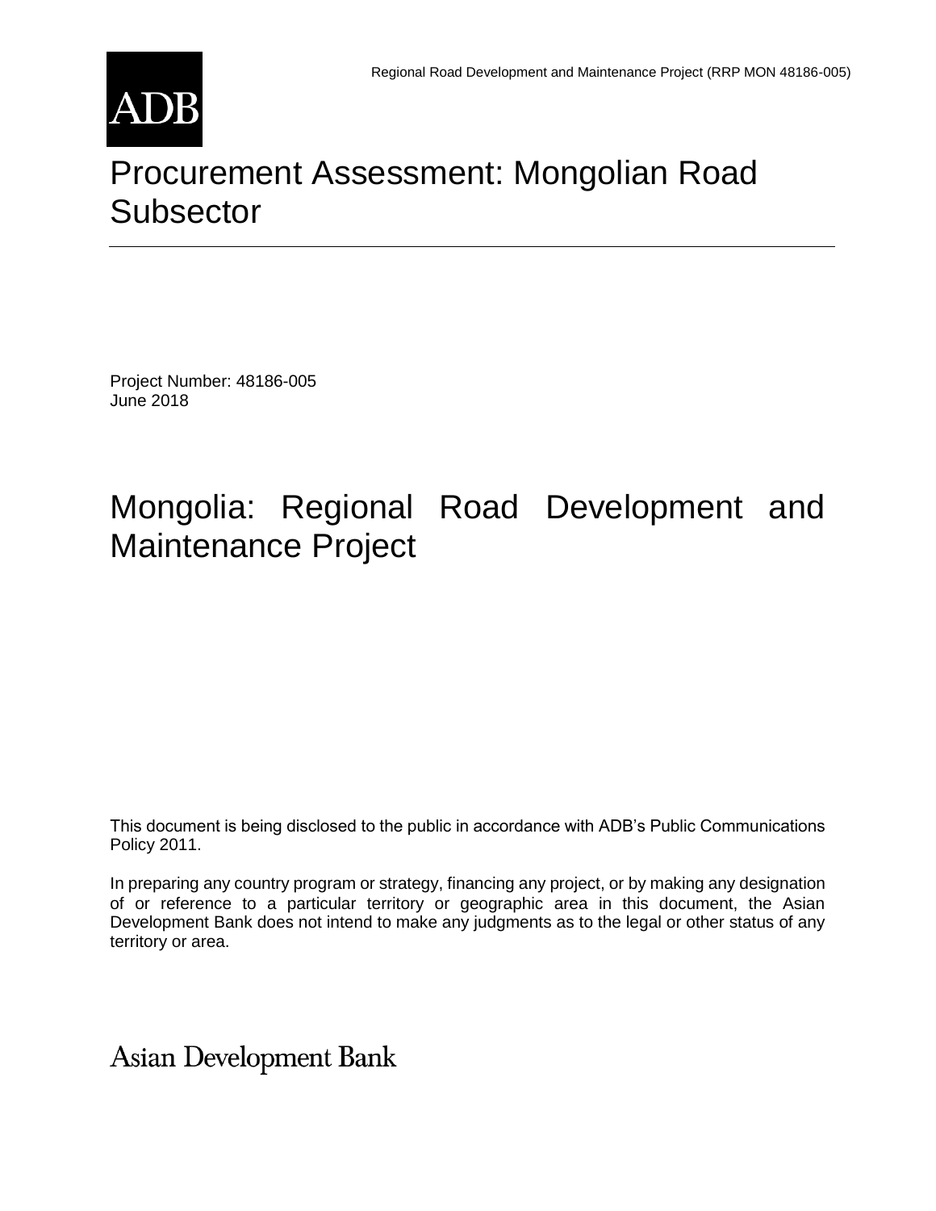# Procurement Assessment: Mongolian Road Subsector

Project Number: 48186-005
June 2018

# Mongolia: Regional Road Development and Maintenance Project

This document is being disclosed to the public in accordance with ADB's Public Communications Policy 2011.

In preparing any country program or strategy, financing any project, or by making any designation of or reference to a particular territory or geographic area in this document, the Asian Development Bank does not intend to make any judgments as to the legal or other status of any territory or area.

Asian Development Bank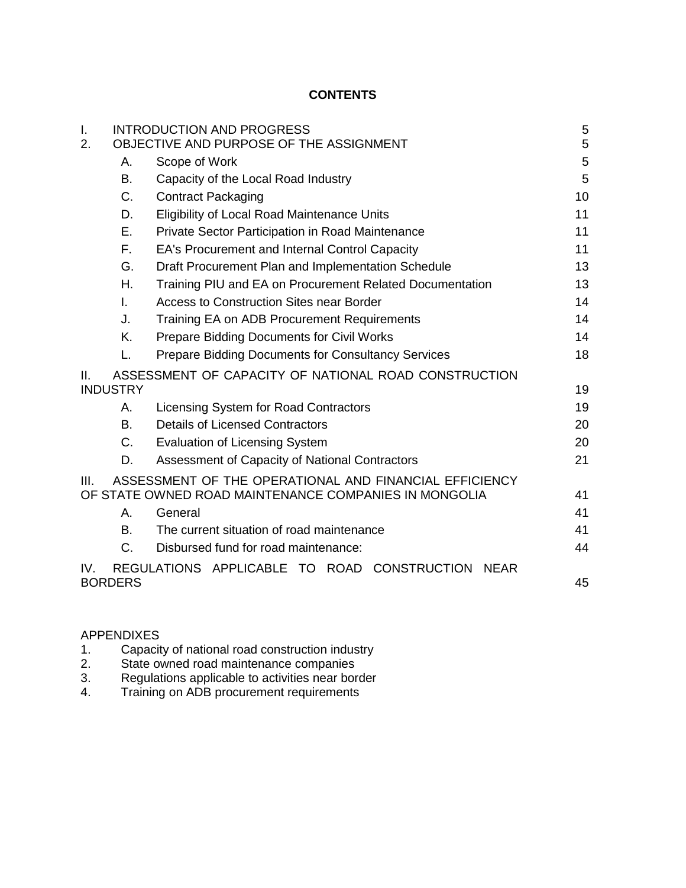**CONTENTS**

| | | | |
|---|---|---|---|
| I. | INTRODUCTION AND PROGRESS | | 5 |
| 2. | OBJECTIVE AND PURPOSE OF THE ASSIGNMENT | | 5 |
| | A. | Scope of Work | 5 |
| | B. | Capacity of the Local Road Industry | 5 |
| | C. | Contract Packaging | 10 |
| | D. | Eligibility of Local Road Maintenance Units | 11 |
| | E. | Private Sector Participation in Road Maintenance | 11 |
| | F. | EA's Procurement and Internal Control Capacity | 11 |
| | G. | Draft Procurement Plan and Implementation Schedule | 13 |
| | H. | Training PIU and EA on Procurement Related Documentation | 13 |
| | I. | Access to Construction Sites near Border | 14 |
| | J. | Training EA on ADB Procurement Requirements | 14 |
| | K. | Prepare Bidding Documents for Civil Works | 14 |
| | L. | Prepare Bidding Documents for Consultancy Services | 18 |
| II. | ASSESSMENT OF CAPACITY OF NATIONAL ROAD CONSTRUCTION INDUSTRY | | 19 |
| | A. | Licensing System for Road Contractors | 19 |
| | B. | Details of Licensed Contractors | 20 |
| | C. | Evaluation of Licensing System | 20 |
| | D. | Assessment of Capacity of National Contractors | 21 |
| III. | ASSESSMENT OF THE OPERATIONAL AND FINANCIAL EFFICIENCY OF STATE OWNED ROAD MAINTENANCE COMPANIES IN MONGOLIA | | 41 |
| | A. | General | 41 |
| | B. | The current situation of road maintenance | 41 |
| | C. | Disbursed fund for road maintenance: | 44 |
| IV. | REGULATIONS APPLICABLE TO ROAD CONSTRUCTION NEAR BORDERS | | 45 |

APPENDIXES

1. Capacity of national road construction industry
2. State owned road maintenance companies
3. Regulations applicable to activities near border
4. Training on ADB procurement requirements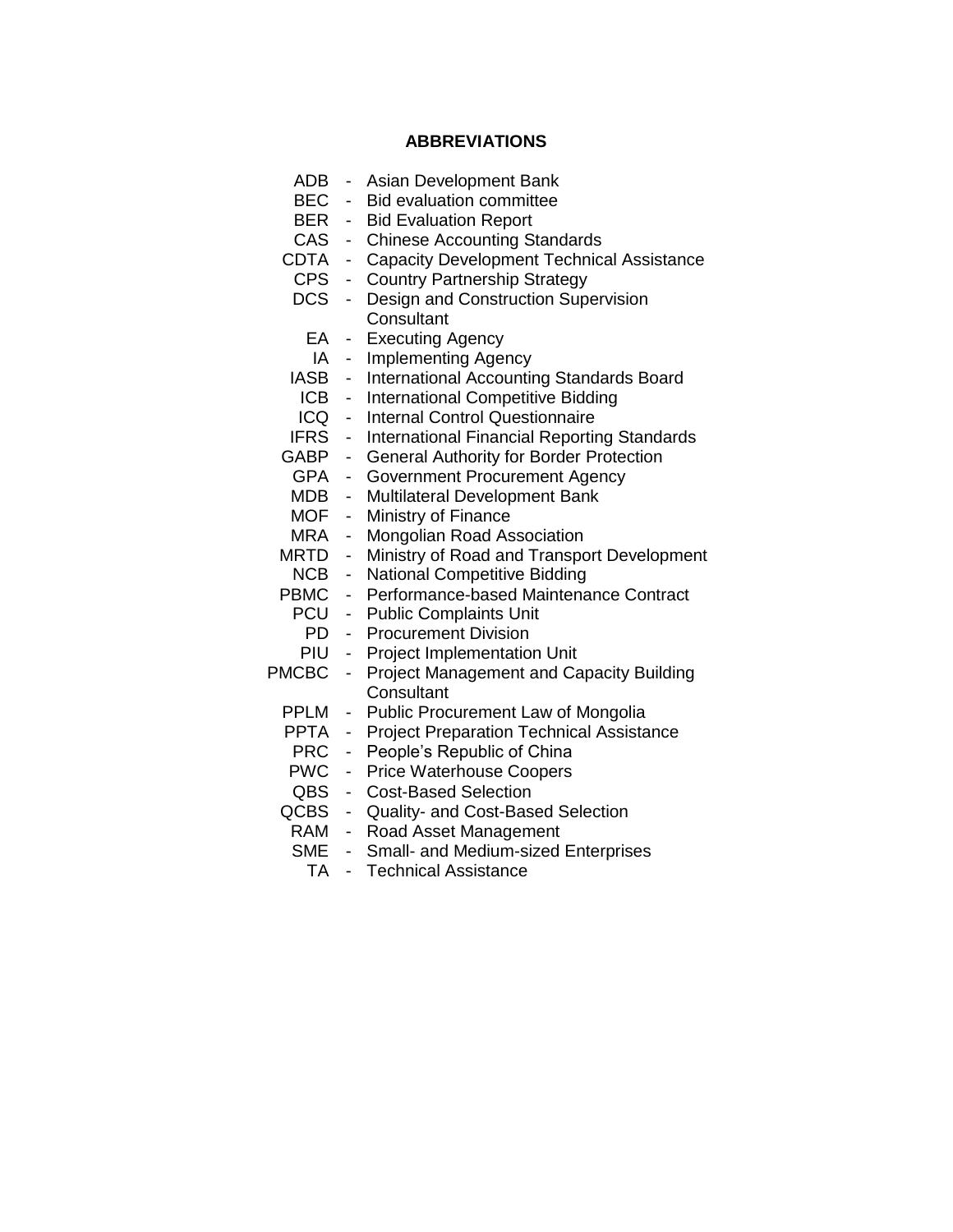## ABBREVIATIONS

| | | |
|---|---|---|
| ADB | - | Asian Development Bank |
| BEC | - | Bid evaluation committee |
| BER | - | Bid Evaluation Report |
| CAS | - | Chinese Accounting Standards |
| CDTA | - | Capacity Development Technical Assistance |
| CPS | - | Country Partnership Strategy |
| DCS | - | Design and Construction Supervision Consultant |
| EA | - | Executing Agency |
| IA | - | Implementing Agency |
| IASB | - | International Accounting Standards Board |
| ICB | - | International Competitive Bidding |
| ICQ | - | Internal Control Questionnaire |
| IFRS | - | International Financial Reporting Standards |
| GABP | - | General Authority for Border Protection |
| GPA | - | Government Procurement Agency |
| MDB | - | Multilateral Development Bank |
| MOF | - | Ministry of Finance |
| MRA | - | Mongolian Road Association |
| MRTD | - | Ministry of Road and Transport Development |
| NCB | - | National Competitive Bidding |
| PBMC | - | Performance-based Maintenance Contract |
| PCU | - | Public Complaints Unit |
| PD | - | Procurement Division |
| PIU | - | Project Implementation Unit |
| PMCBC | - | Project Management and Capacity Building Consultant |
| PPLM | - | Public Procurement Law of Mongolia |
| PPTA | - | Project Preparation Technical Assistance |
| PRC | - | People's Republic of China |
| PWC | - | Price Waterhouse Coopers |
| QBS | - | Cost-Based Selection |
| QCBS | - | Quality- and Cost-Based Selection |
| RAM | - | Road Asset Management |
| SME | - | Small- and Medium-sized Enterprises |
| TA | - | Technical Assistance |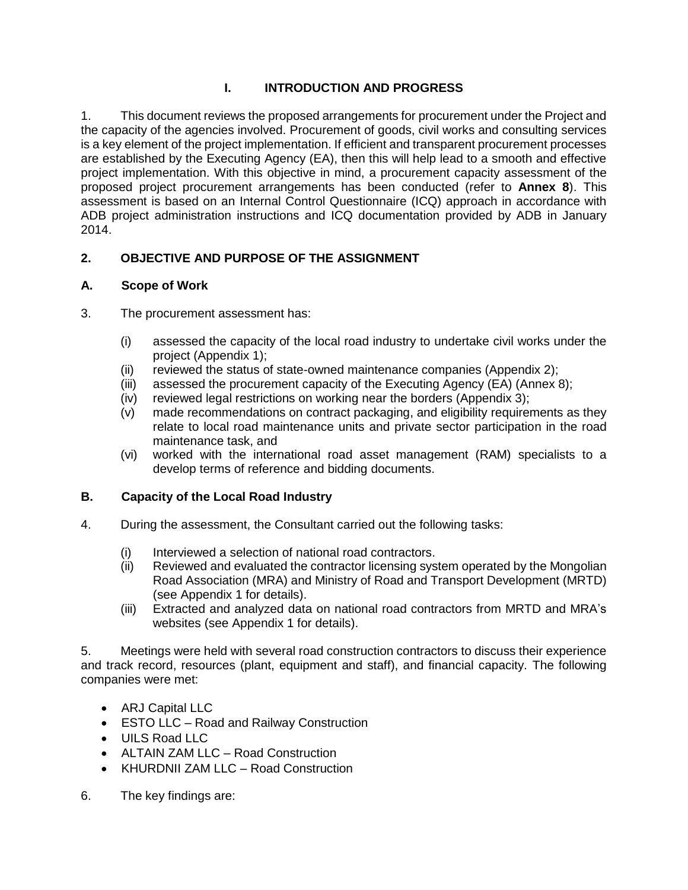# I. INTRODUCTION AND PROGRESS

1. This document reviews the proposed arrangements for procurement under the Project and the capacity of the agencies involved. Procurement of goods, civil works and consulting services is a key element of the project implementation. If efficient and transparent procurement processes are established by the Executing Agency (EA), then this will help lead to a smooth and effective project implementation. With this objective in mind, a procurement capacity assessment of the proposed project procurement arrangements has been conducted (refer to **Annex 8**). This assessment is based on an Internal Control Questionnaire (ICQ) approach in accordance with ADB project administration instructions and ICQ documentation provided by ADB in January 2014.

## 2. OBJECTIVE AND PURPOSE OF THE ASSIGNMENT

### A. Scope of Work

3. The procurement assessment has:

   (i) assessed the capacity of the local road industry to undertake civil works under the project (Appendix 1);
   (ii) reviewed the status of state-owned maintenance companies (Appendix 2);
   (iii) assessed the procurement capacity of the Executing Agency (EA) (Annex 8);
   (iv) reviewed legal restrictions on working near the borders (Appendix 3);
   (v) made recommendations on contract packaging, and eligibility requirements as they relate to local road maintenance units and private sector participation in the road maintenance task, and
   (vi) worked with the international road asset management (RAM) specialists to a develop terms of reference and bidding documents.

### B. Capacity of the Local Road Industry

4. During the assessment, the Consultant carried out the following tasks:

   (i) Interviewed a selection of national road contractors.
   (ii) Reviewed and evaluated the contractor licensing system operated by the Mongolian Road Association (MRA) and Ministry of Road and Transport Development (MRTD) (see Appendix 1 for details).
   (iii) Extracted and analyzed data on national road contractors from MRTD and MRA's websites (see Appendix 1 for details).

5. Meetings were held with several road construction contractors to discuss their experience and track record, resources (plant, equipment and staff), and financial capacity. The following companies were met:

- ARJ Capital LLC
- ESTO LLC – Road and Railway Construction
- UILS Road LLC
- ALTAIN ZAM LLC – Road Construction
- KHURDNII ZAM LLC – Road Construction

6. The key findings are: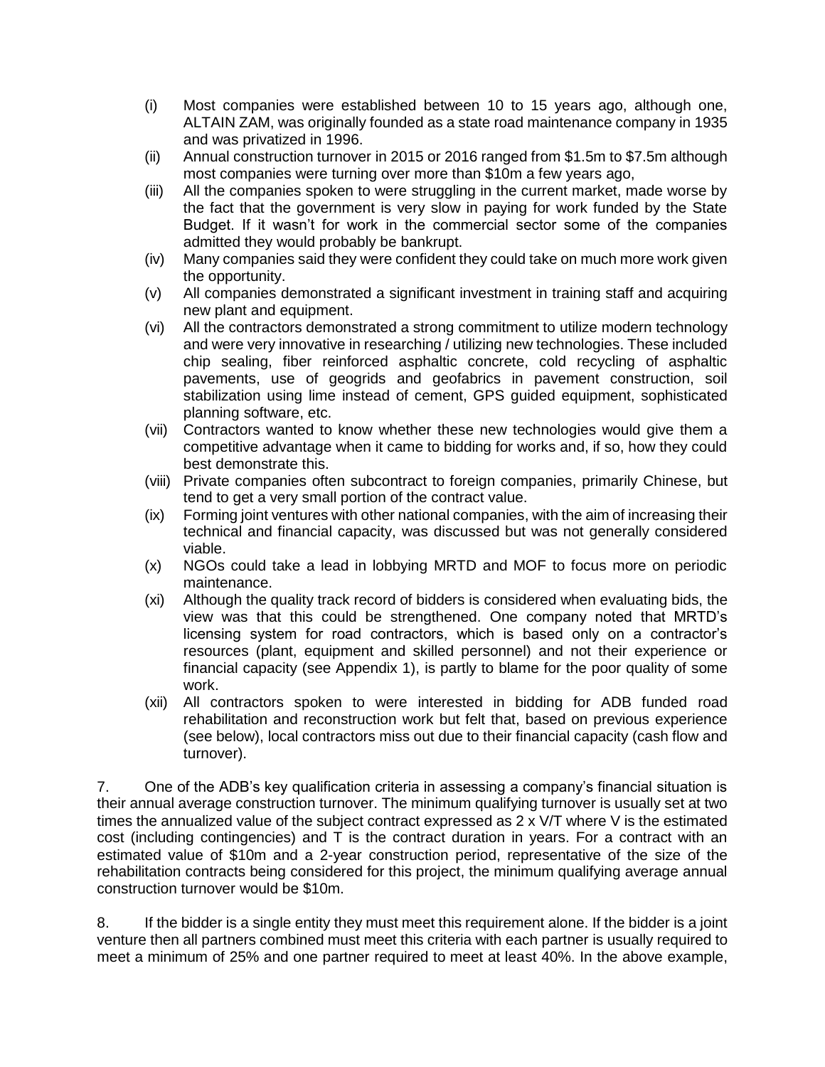(i) Most companies were established between 10 to 15 years ago, although one, ALTAIN ZAM, was originally founded as a state road maintenance company in 1935 and was privatized in 1996.

(ii) Annual construction turnover in 2015 or 2016 ranged from $1.5m to $7.5m although most companies were turning over more than $10m a few years ago,

(iii) All the companies spoken to were struggling in the current market, made worse by the fact that the government is very slow in paying for work funded by the State Budget. If it wasn't for work in the commercial sector some of the companies admitted they would probably be bankrupt.

(iv) Many companies said they were confident they could take on much more work given the opportunity.

(v) All companies demonstrated a significant investment in training staff and acquiring new plant and equipment.

(vi) All the contractors demonstrated a strong commitment to utilize modern technology and were very innovative in researching / utilizing new technologies. These included chip sealing, fiber reinforced asphaltic concrete, cold recycling of asphaltic pavements, use of geogrids and geofabrics in pavement construction, soil stabilization using lime instead of cement, GPS guided equipment, sophisticated planning software, etc.

(vii) Contractors wanted to know whether these new technologies would give them a competitive advantage when it came to bidding for works and, if so, how they could best demonstrate this.

(viii) Private companies often subcontract to foreign companies, primarily Chinese, but tend to get a very small portion of the contract value.

(ix) Forming joint ventures with other national companies, with the aim of increasing their technical and financial capacity, was discussed but was not generally considered viable.

(x) NGOs could take a lead in lobbying MRTD and MOF to focus more on periodic maintenance.

(xi) Although the quality track record of bidders is considered when evaluating bids, the view was that this could be strengthened. One company noted that MRTD's licensing system for road contractors, which is based only on a contractor's resources (plant, equipment and skilled personnel) and not their experience or financial capacity (see Appendix 1), is partly to blame for the poor quality of some work.

(xii) All contractors spoken to were interested in bidding for ADB funded road rehabilitation and reconstruction work but felt that, based on previous experience (see below), local contractors miss out due to their financial capacity (cash flow and turnover).

7. One of the ADB's key qualification criteria in assessing a company's financial situation is their annual average construction turnover. The minimum qualifying turnover is usually set at two times the annualized value of the subject contract expressed as $2 \times V/T$ where V is the estimated cost (including contingencies) and T is the contract duration in years. For a contract with an estimated value of $10m and a 2-year construction period, representative of the size of the rehabilitation contracts being considered for this project, the minimum qualifying average annual construction turnover would be $10m.

8. If the bidder is a single entity they must meet this requirement alone. If the bidder is a joint venture then all partners combined must meet this criteria with each partner is usually required to meet a minimum of 25% and one partner required to meet at least 40%. In the above example,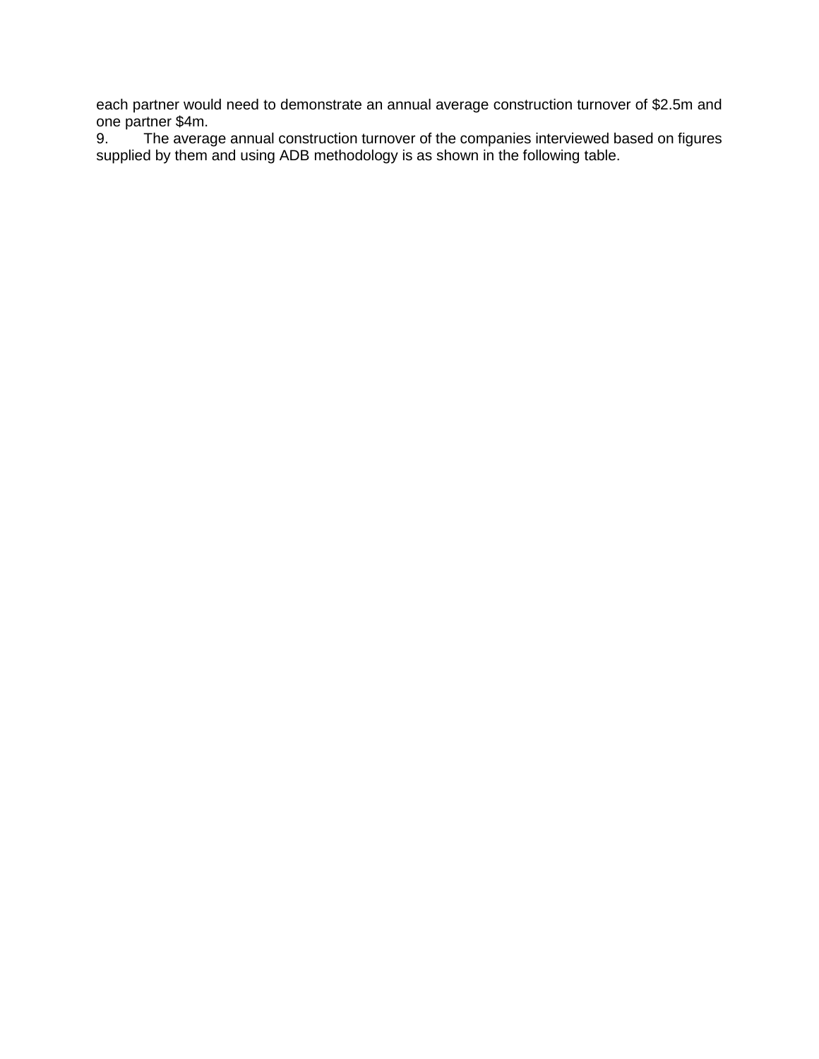each partner would need to demonstrate an annual average construction turnover of $2.5m and one partner $4m.

9. The average annual construction turnover of the companies interviewed based on figures supplied by them and using ADB methodology is as shown in the following table.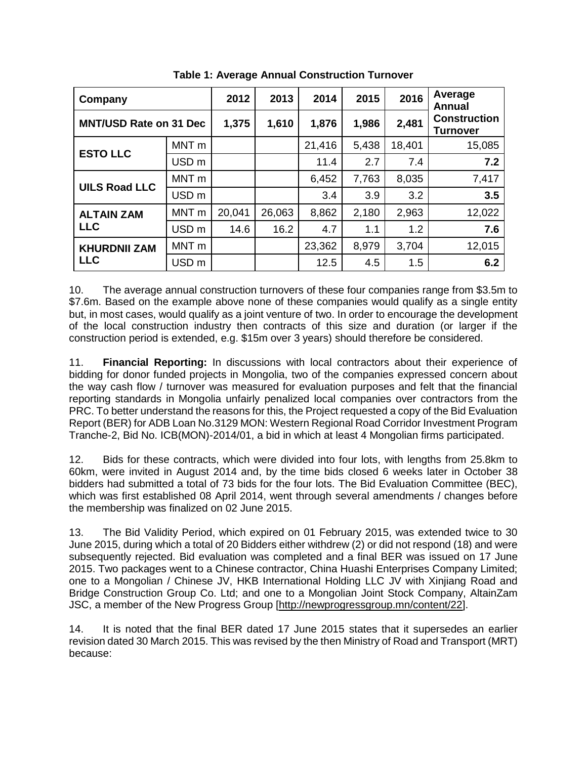**Table 1: Average Annual Construction Turnover**

| Company | | 2012 | 2013 | 2014 | 2015 | 2016 | Average Annual Construction Turnover |
|---|---|---|---|---|---|---|---|
| MNT/USD Rate on 31 Dec | | 1,375 | 1,610 | 1,876 | 1,986 | 2,481 | |
| **ESTO LLC** | MNT m | | | 21,416 | 5,438 | 18,401 | 15,085 |
| | USD m | | | 11.4 | 2.7 | 7.4 | **7.2** |
| **UILS Road LLC** | MNT m | | | 6,452 | 7,763 | 8,035 | 7,417 |
| | USD m | | | 3.4 | 3.9 | 3.2 | **3.5** |
| **ALTAIN ZAM LLC** | MNT m | 20,041 | 26,063 | 8,862 | 2,180 | 2,963 | 12,022 |
| | USD m | 14.6 | 16.2 | 4.7 | 1.1 | 1.2 | **7.6** |
| **KHURDNII ZAM LLC** | MNT m | | | 23,362 | 8,979 | 3,704 | 12,015 |
| | USD m | | | 12.5 | 4.5 | 1.5 | **6.2** |

10. The average annual construction turnovers of these four companies range from $3.5m to $7.6m. Based on the example above none of these companies would qualify as a single entity but, in most cases, would qualify as a joint venture of two. In order to encourage the development of the local construction industry then contracts of this size and duration (or larger if the construction period is extended, e.g. $15m over 3 years) should therefore be considered.

11. **Financial Reporting:** In discussions with local contractors about their experience of bidding for donor funded projects in Mongolia, two of the companies expressed concern about the way cash flow / turnover was measured for evaluation purposes and felt that the financial reporting standards in Mongolia unfairly penalized local companies over contractors from the PRC. To better understand the reasons for this, the Project requested a copy of the Bid Evaluation Report (BER) for ADB Loan No.3129 MON: Western Regional Road Corridor Investment Program Tranche-2, Bid No. ICB(MON)-2014/01, a bid in which at least 4 Mongolian firms participated.

12. Bids for these contracts, which were divided into four lots, with lengths from 25.8km to 60km, were invited in August 2014 and, by the time bids closed 6 weeks later in October 38 bidders had submitted a total of 73 bids for the four lots. The Bid Evaluation Committee (BEC), which was first established 08 April 2014, went through several amendments / changes before the membership was finalized on 02 June 2015.

13. The Bid Validity Period, which expired on 01 February 2015, was extended twice to 30 June 2015, during which a total of 20 Bidders either withdrew (2) or did not respond (18) and were subsequently rejected. Bid evaluation was completed and a final BER was issued on 17 June 2015. Two packages went to a Chinese contractor, China Huashi Enterprises Company Limited; one to a Mongolian / Chinese JV, HKB International Holding LLC JV with Xinjiang Road and Bridge Construction Group Co. Ltd; and one to a Mongolian Joint Stock Company, AltainZam JSC, a member of the New Progress Group [http://newprogressgroup.mn/content/22].

14. It is noted that the final BER dated 17 June 2015 states that it supersedes an earlier revision dated 30 March 2015. This was revised by the then Ministry of Road and Transport (MRT) because: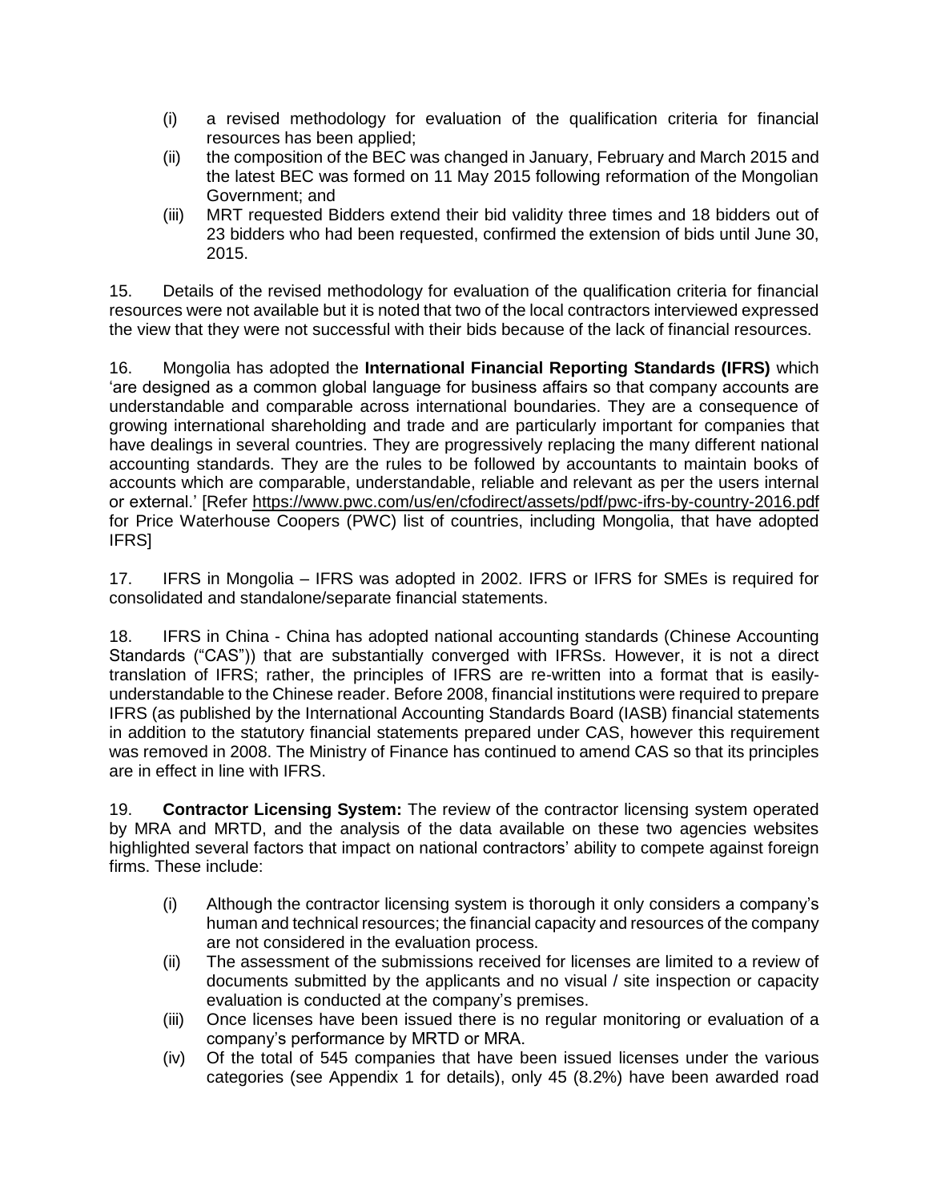(i) a revised methodology for evaluation of the qualification criteria for financial resources has been applied;

(ii) the composition of the BEC was changed in January, February and March 2015 and the latest BEC was formed on 11 May 2015 following reformation of the Mongolian Government; and

(iii) MRT requested Bidders extend their bid validity three times and 18 bidders out of 23 bidders who had been requested, confirmed the extension of bids until June 30, 2015.

15. Details of the revised methodology for evaluation of the qualification criteria for financial resources were not available but it is noted that two of the local contractors interviewed expressed the view that they were not successful with their bids because of the lack of financial resources.

16. Mongolia has adopted the **International Financial Reporting Standards (IFRS)** which 'are designed as a common global language for business affairs so that company accounts are understandable and comparable across international boundaries. They are a consequence of growing international shareholding and trade and are particularly important for companies that have dealings in several countries. They are progressively replacing the many different national accounting standards. They are the rules to be followed by accountants to maintain books of accounts which are comparable, understandable, reliable and relevant as per the users internal or external.' [Refer https://www.pwc.com/us/en/cfodirect/assets/pdf/pwc-ifrs-by-country-2016.pdf for Price Waterhouse Coopers (PWC) list of countries, including Mongolia, that have adopted IFRS]

17. IFRS in Mongolia – IFRS was adopted in 2002. IFRS or IFRS for SMEs is required for consolidated and standalone/separate financial statements.

18. IFRS in China - China has adopted national accounting standards (Chinese Accounting Standards ("CAS")) that are substantially converged with IFRSs. However, it is not a direct translation of IFRS; rather, the principles of IFRS are re-written into a format that is easily-understandable to the Chinese reader. Before 2008, financial institutions were required to prepare IFRS (as published by the International Accounting Standards Board (IASB) financial statements in addition to the statutory financial statements prepared under CAS, however this requirement was removed in 2008. The Ministry of Finance has continued to amend CAS so that its principles are in effect in line with IFRS.

19. **Contractor Licensing System:** The review of the contractor licensing system operated by MRA and MRTD, and the analysis of the data available on these two agencies websites highlighted several factors that impact on national contractors' ability to compete against foreign firms. These include:

(i) Although the contractor licensing system is thorough it only considers a company's human and technical resources; the financial capacity and resources of the company are not considered in the evaluation process.

(ii) The assessment of the submissions received for licenses are limited to a review of documents submitted by the applicants and no visual / site inspection or capacity evaluation is conducted at the company's premises.

(iii) Once licenses have been issued there is no regular monitoring or evaluation of a company's performance by MRTD or MRA.

(iv) Of the total of 545 companies that have been issued licenses under the various categories (see Appendix 1 for details), only 45 (8.2%) have been awarded road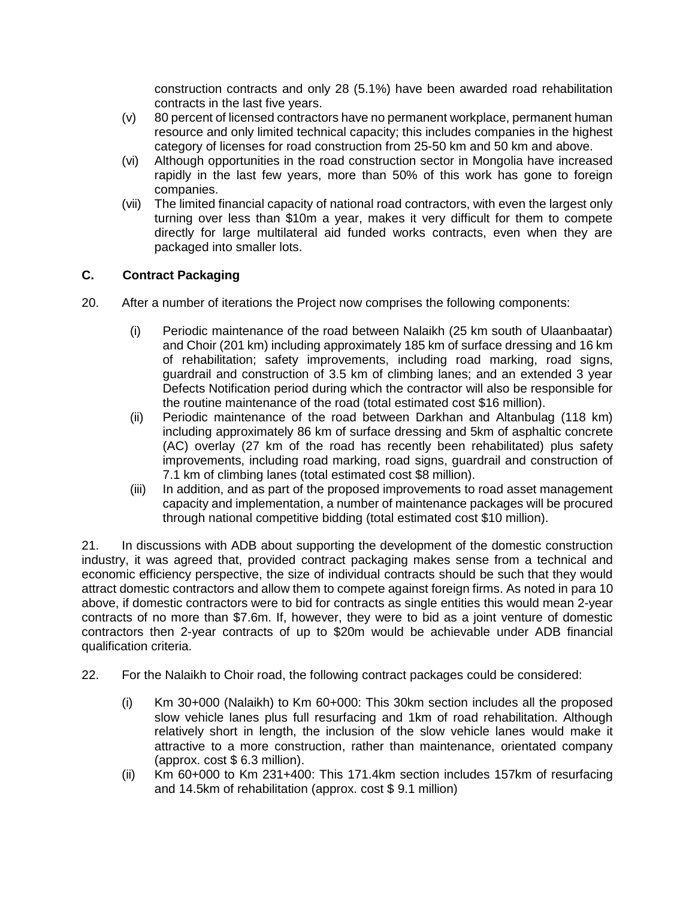construction contracts and only 28 (5.1%) have been awarded road rehabilitation contracts in the last five years.

(v) 80 percent of licensed contractors have no permanent workplace, permanent human resource and only limited technical capacity; this includes companies in the highest category of licenses for road construction from 25-50 km and 50 km and above.

(vi) Although opportunities in the road construction sector in Mongolia have increased rapidly in the last few years, more than 50% of this work has gone to foreign companies.

(vii) The limited financial capacity of national road contractors, with even the largest only turning over less than $10m a year, makes it very difficult for them to compete directly for large multilateral aid funded works contracts, even when they are packaged into smaller lots.

### C. Contract Packaging

20. After a number of iterations the Project now comprises the following components:

(i) Periodic maintenance of the road between Nalaikh (25 km south of Ulaanbaatar) and Choir (201 km) including approximately 185 km of surface dressing and 16 km of rehabilitation; safety improvements, including road marking, road signs, guardrail and construction of 3.5 km of climbing lanes; and an extended 3 year Defects Notification period during which the contractor will also be responsible for the routine maintenance of the road (total estimated cost $16 million).

(ii) Periodic maintenance of the road between Darkhan and Altanbulag (118 km) including approximately 86 km of surface dressing and 5km of asphaltic concrete (AC) overlay (27 km of the road has recently been rehabilitated) plus safety improvements, including road marking, road signs, guardrail and construction of 7.1 km of climbing lanes (total estimated cost $8 million).

(iii) In addition, and as part of the proposed improvements to road asset management capacity and implementation, a number of maintenance packages will be procured through national competitive bidding (total estimated cost $10 million).

21. In discussions with ADB about supporting the development of the domestic construction industry, it was agreed that, provided contract packaging makes sense from a technical and economic efficiency perspective, the size of individual contracts should be such that they would attract domestic contractors and allow them to compete against foreign firms. As noted in para 10 above, if domestic contractors were to bid for contracts as single entities this would mean 2-year contracts of no more than $7.6m. If, however, they were to bid as a joint venture of domestic contractors then 2-year contracts of up to $20m would be achievable under ADB financial qualification criteria.

22. For the Nalaikh to Choir road, the following contract packages could be considered:

(i) Km 30+000 (Nalaikh) to Km 60+000: This 30km section includes all the proposed slow vehicle lanes plus full resurfacing and 1km of road rehabilitation. Although relatively short in length, the inclusion of the slow vehicle lanes would make it attractive to a more construction, rather than maintenance, orientated company (approx. cost $ 6.3 million).

(ii) Km 60+000 to Km 231+400: This 171.4km section includes 157km of resurfacing and 14.5km of rehabilitation (approx. cost $ 9.1 million)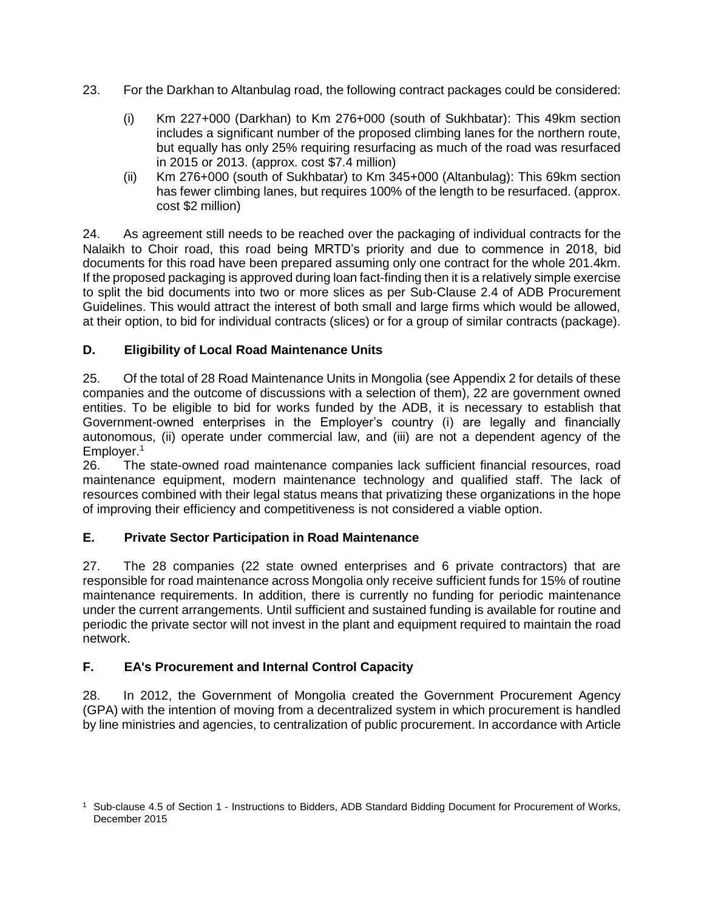23. For the Darkhan to Altanbulag road, the following contract packages could be considered:

(i) Km 227+000 (Darkhan) to Km 276+000 (south of Sukhbatar): This 49km section includes a significant number of the proposed climbing lanes for the northern route, but equally has only 25% requiring resurfacing as much of the road was resurfaced in 2015 or 2013. (approx. cost $7.4 million)

(ii) Km 276+000 (south of Sukhbatar) to Km 345+000 (Altanbulag): This 69km section has fewer climbing lanes, but requires 100% of the length to be resurfaced. (approx. cost $2 million)

24. As agreement still needs to be reached over the packaging of individual contracts for the Nalaikh to Choir road, this road being MRTD's priority and due to commence in 2018, bid documents for this road have been prepared assuming only one contract for the whole 201.4km. If the proposed packaging is approved during loan fact-finding then it is a relatively simple exercise to split the bid documents into two or more slices as per Sub-Clause 2.4 of ADB Procurement Guidelines. This would attract the interest of both small and large firms which would be allowed, at their option, to bid for individual contracts (slices) or for a group of similar contracts (package).

## D. Eligibility of Local Road Maintenance Units

25. Of the total of 28 Road Maintenance Units in Mongolia (see Appendix 2 for details of these companies and the outcome of discussions with a selection of them), 22 are government owned entities. To be eligible to bid for works funded by the ADB, it is necessary to establish that Government-owned enterprises in the Employer's country (i) are legally and financially autonomous, (ii) operate under commercial law, and (iii) are not a dependent agency of the Employer.[1]

26. The state-owned road maintenance companies lack sufficient financial resources, road maintenance equipment, modern maintenance technology and qualified staff. The lack of resources combined with their legal status means that privatizing these organizations in the hope of improving their efficiency and competitiveness is not considered a viable option.

## E. Private Sector Participation in Road Maintenance

27. The 28 companies (22 state owned enterprises and 6 private contractors) that are responsible for road maintenance across Mongolia only receive sufficient funds for 15% of routine maintenance requirements. In addition, there is currently no funding for periodic maintenance under the current arrangements. Until sufficient and sustained funding is available for routine and periodic the private sector will not invest in the plant and equipment required to maintain the road network.

## F. EA's Procurement and Internal Control Capacity

28. In 2012, the Government of Mongolia created the Government Procurement Agency (GPA) with the intention of moving from a decentralized system in which procurement is handled by line ministries and agencies, to centralization of public procurement. In accordance with Article

[1] Sub-clause 4.5 of Section 1 - Instructions to Bidders, ADB Standard Bidding Document for Procurement of Works, December 2015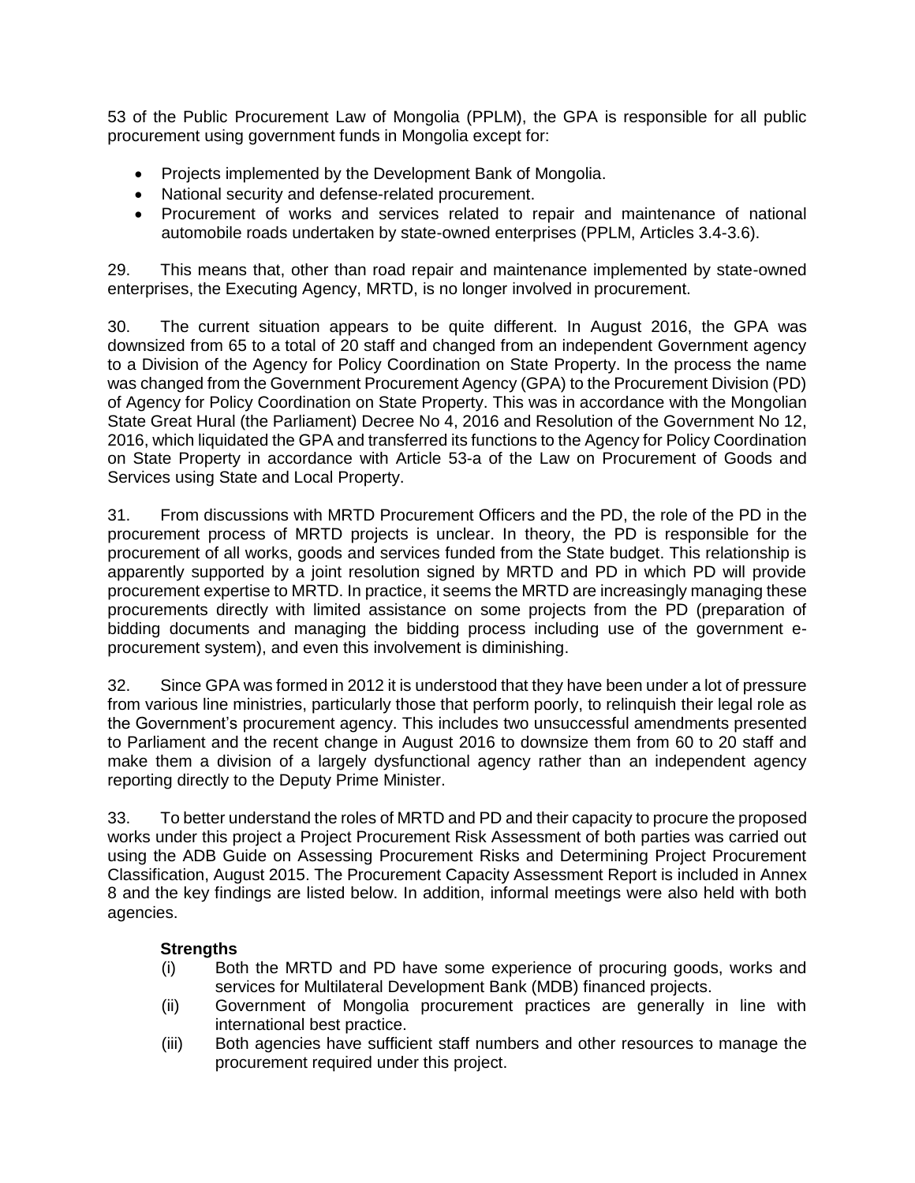53 of the Public Procurement Law of Mongolia (PPLM), the GPA is responsible for all public procurement using government funds in Mongolia except for:

- Projects implemented by the Development Bank of Mongolia.
- National security and defense-related procurement.
- Procurement of works and services related to repair and maintenance of national automobile roads undertaken by state-owned enterprises (PPLM, Articles 3.4-3.6).

29. This means that, other than road repair and maintenance implemented by state-owned enterprises, the Executing Agency, MRTD, is no longer involved in procurement.

30. The current situation appears to be quite different. In August 2016, the GPA was downsized from 65 to a total of 20 staff and changed from an independent Government agency to a Division of the Agency for Policy Coordination on State Property. In the process the name was changed from the Government Procurement Agency (GPA) to the Procurement Division (PD) of Agency for Policy Coordination on State Property. This was in accordance with the Mongolian State Great Hural (the Parliament) Decree No 4, 2016 and Resolution of the Government No 12, 2016, which liquidated the GPA and transferred its functions to the Agency for Policy Coordination on State Property in accordance with Article 53-a of the Law on Procurement of Goods and Services using State and Local Property.

31. From discussions with MRTD Procurement Officers and the PD, the role of the PD in the procurement process of MRTD projects is unclear. In theory, the PD is responsible for the procurement of all works, goods and services funded from the State budget. This relationship is apparently supported by a joint resolution signed by MRTD and PD in which PD will provide procurement expertise to MRTD. In practice, it seems the MRTD are increasingly managing these procurements directly with limited assistance on some projects from the PD (preparation of bidding documents and managing the bidding process including use of the government e-procurement system), and even this involvement is diminishing.

32. Since GPA was formed in 2012 it is understood that they have been under a lot of pressure from various line ministries, particularly those that perform poorly, to relinquish their legal role as the Government's procurement agency. This includes two unsuccessful amendments presented to Parliament and the recent change in August 2016 to downsize them from 60 to 20 staff and make them a division of a largely dysfunctional agency rather than an independent agency reporting directly to the Deputy Prime Minister.

33. To better understand the roles of MRTD and PD and their capacity to procure the proposed works under this project a Project Procurement Risk Assessment of both parties was carried out using the ADB Guide on Assessing Procurement Risks and Determining Project Procurement Classification, August 2015. The Procurement Capacity Assessment Report is included in Annex 8 and the key findings are listed below. In addition, informal meetings were also held with both agencies.

**Strengths**

(i) Both the MRTD and PD have some experience of procuring goods, works and services for Multilateral Development Bank (MDB) financed projects.

(ii) Government of Mongolia procurement practices are generally in line with international best practice.

(iii) Both agencies have sufficient staff numbers and other resources to manage the procurement required under this project.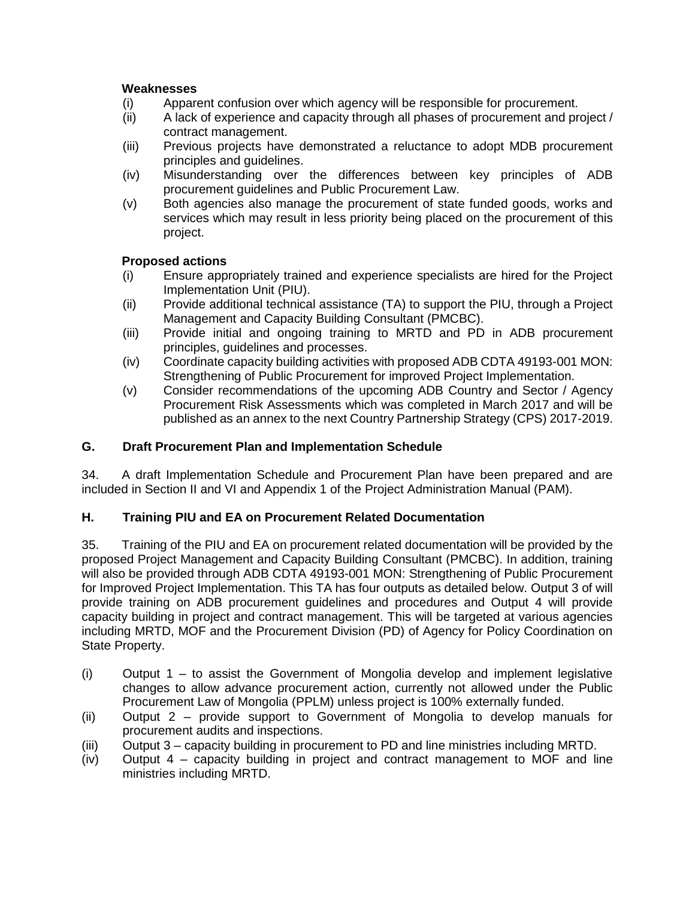**Weaknesses**

(i) Apparent confusion over which agency will be responsible for procurement.
(ii) A lack of experience and capacity through all phases of procurement and project / contract management.
(iii) Previous projects have demonstrated a reluctance to adopt MDB procurement principles and guidelines.
(iv) Misunderstanding over the differences between key principles of ADB procurement guidelines and Public Procurement Law.
(v) Both agencies also manage the procurement of state funded goods, works and services which may result in less priority being placed on the procurement of this project.

**Proposed actions**

(i) Ensure appropriately trained and experience specialists are hired for the Project Implementation Unit (PIU).
(ii) Provide additional technical assistance (TA) to support the PIU, through a Project Management and Capacity Building Consultant (PMCBC).
(iii) Provide initial and ongoing training to MRTD and PD in ADB procurement principles, guidelines and processes.
(iv) Coordinate capacity building activities with proposed ADB CDTA 49193-001 MON: Strengthening of Public Procurement for improved Project Implementation.
(v) Consider recommendations of the upcoming ADB Country and Sector / Agency Procurement Risk Assessments which was completed in March 2017 and will be published as an annex to the next Country Partnership Strategy (CPS) 2017-2019.

## G. Draft Procurement Plan and Implementation Schedule

34. A draft Implementation Schedule and Procurement Plan have been prepared and are included in Section II and VI and Appendix 1 of the Project Administration Manual (PAM).

## H. Training PIU and EA on Procurement Related Documentation

35. Training of the PIU and EA on procurement related documentation will be provided by the proposed Project Management and Capacity Building Consultant (PMCBC). In addition, training will also be provided through ADB CDTA 49193-001 MON: Strengthening of Public Procurement for Improved Project Implementation. This TA has four outputs as detailed below. Output 3 of will provide training on ADB procurement guidelines and procedures and Output 4 will provide capacity building in project and contract management. This will be targeted at various agencies including MRTD, MOF and the Procurement Division (PD) of Agency for Policy Coordination on State Property.

(i) Output 1 – to assist the Government of Mongolia develop and implement legislative changes to allow advance procurement action, currently not allowed under the Public Procurement Law of Mongolia (PPLM) unless project is 100% externally funded.
(ii) Output 2 – provide support to Government of Mongolia to develop manuals for procurement audits and inspections.
(iii) Output 3 – capacity building in procurement to PD and line ministries including MRTD.
(iv) Output 4 – capacity building in project and contract management to MOF and line ministries including MRTD.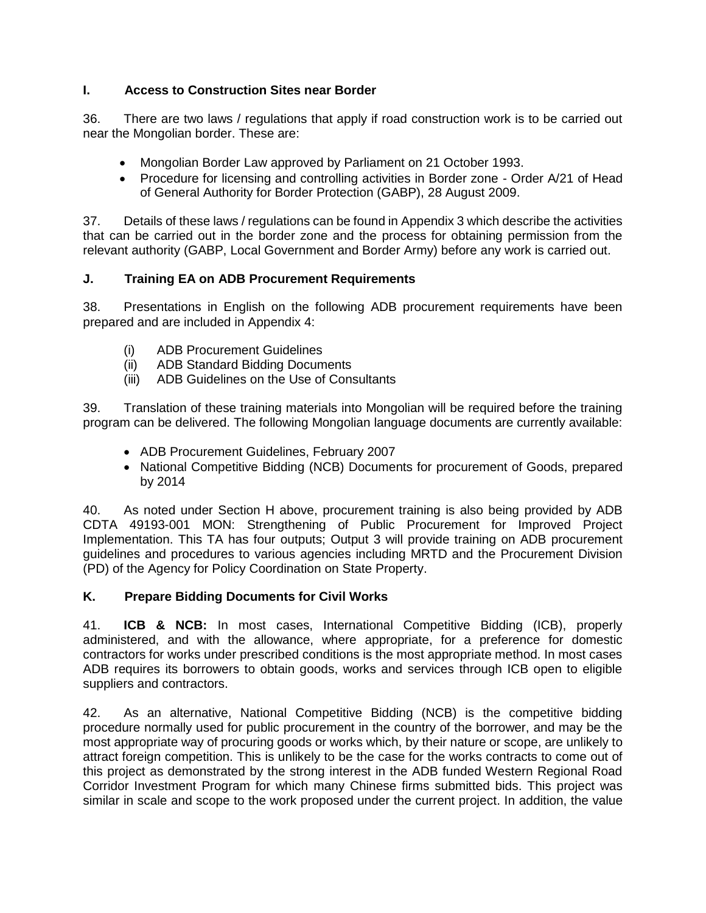## I. Access to Construction Sites near Border

36. There are two laws / regulations that apply if road construction work is to be carried out near the Mongolian border. These are:

- Mongolian Border Law approved by Parliament on 21 October 1993.
- Procedure for licensing and controlling activities in Border zone - Order A/21 of Head of General Authority for Border Protection (GABP), 28 August 2009.

37. Details of these laws / regulations can be found in Appendix 3 which describe the activities that can be carried out in the border zone and the process for obtaining permission from the relevant authority (GABP, Local Government and Border Army) before any work is carried out.

## J. Training EA on ADB Procurement Requirements

38. Presentations in English on the following ADB procurement requirements have been prepared and are included in Appendix 4:

(i) ADB Procurement Guidelines
(ii) ADB Standard Bidding Documents
(iii) ADB Guidelines on the Use of Consultants

39. Translation of these training materials into Mongolian will be required before the training program can be delivered. The following Mongolian language documents are currently available:

- ADB Procurement Guidelines, February 2007
- National Competitive Bidding (NCB) Documents for procurement of Goods, prepared by 2014

40. As noted under Section H above, procurement training is also being provided by ADB CDTA 49193-001 MON: Strengthening of Public Procurement for Improved Project Implementation. This TA has four outputs; Output 3 will provide training on ADB procurement guidelines and procedures to various agencies including MRTD and the Procurement Division (PD) of the Agency for Policy Coordination on State Property.

## K. Prepare Bidding Documents for Civil Works

41. **ICB & NCB:** In most cases, International Competitive Bidding (ICB), properly administered, and with the allowance, where appropriate, for a preference for domestic contractors for works under prescribed conditions is the most appropriate method. In most cases ADB requires its borrowers to obtain goods, works and services through ICB open to eligible suppliers and contractors.

42. As an alternative, National Competitive Bidding (NCB) is the competitive bidding procedure normally used for public procurement in the country of the borrower, and may be the most appropriate way of procuring goods or works which, by their nature or scope, are unlikely to attract foreign competition. This is unlikely to be the case for the works contracts to come out of this project as demonstrated by the strong interest in the ADB funded Western Regional Road Corridor Investment Program for which many Chinese firms submitted bids. This project was similar in scale and scope to the work proposed under the current project. In addition, the value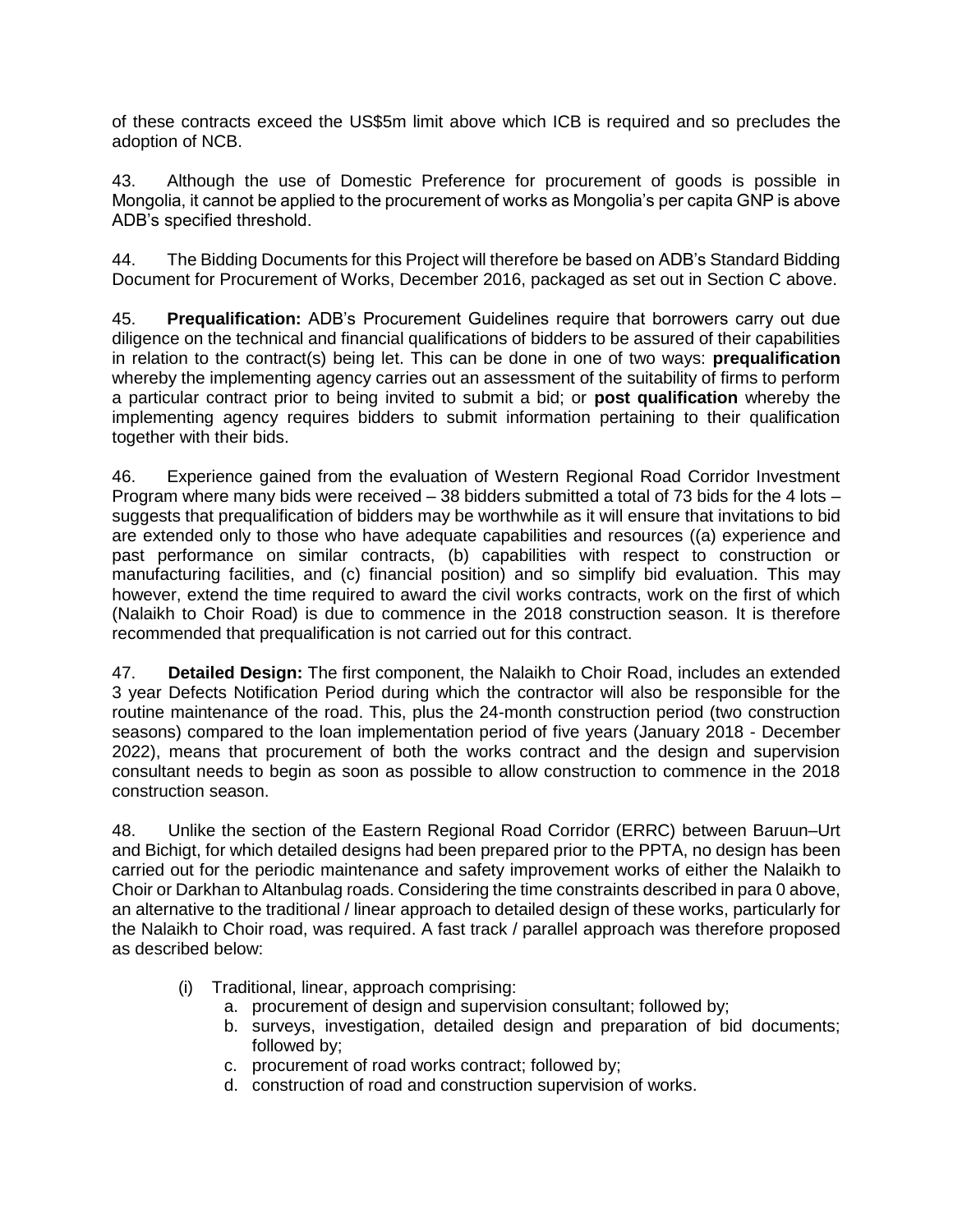of these contracts exceed the US$5m limit above which ICB is required and so precludes the adoption of NCB.

43. Although the use of Domestic Preference for procurement of goods is possible in Mongolia, it cannot be applied to the procurement of works as Mongolia's per capita GNP is above ADB's specified threshold.

44. The Bidding Documents for this Project will therefore be based on ADB's Standard Bidding Document for Procurement of Works, December 2016, packaged as set out in Section C above.

45. **Prequalification:** ADB's Procurement Guidelines require that borrowers carry out due diligence on the technical and financial qualifications of bidders to be assured of their capabilities in relation to the contract(s) being let. This can be done in one of two ways: **prequalification** whereby the implementing agency carries out an assessment of the suitability of firms to perform a particular contract prior to being invited to submit a bid; or **post qualification** whereby the implementing agency requires bidders to submit information pertaining to their qualification together with their bids.

46. Experience gained from the evaluation of Western Regional Road Corridor Investment Program where many bids were received – 38 bidders submitted a total of 73 bids for the 4 lots – suggests that prequalification of bidders may be worthwhile as it will ensure that invitations to bid are extended only to those who have adequate capabilities and resources ((a) experience and past performance on similar contracts, (b) capabilities with respect to construction or manufacturing facilities, and (c) financial position) and so simplify bid evaluation. This may however, extend the time required to award the civil works contracts, work on the first of which (Nalaikh to Choir Road) is due to commence in the 2018 construction season. It is therefore recommended that prequalification is not carried out for this contract.

47. **Detailed Design:** The first component, the Nalaikh to Choir Road, includes an extended 3 year Defects Notification Period during which the contractor will also be responsible for the routine maintenance of the road. This, plus the 24-month construction period (two construction seasons) compared to the loan implementation period of five years (January 2018 - December 2022), means that procurement of both the works contract and the design and supervision consultant needs to begin as soon as possible to allow construction to commence in the 2018 construction season.

48. Unlike the section of the Eastern Regional Road Corridor (ERRC) between Baruun–Urt and Bichigt, for which detailed designs had been prepared prior to the PPTA, no design has been carried out for the periodic maintenance and safety improvement works of either the Nalaikh to Choir or Darkhan to Altanbulag roads. Considering the time constraints described in para 0 above, an alternative to the traditional / linear approach to detailed design of these works, particularly for the Nalaikh to Choir road, was required. A fast track / parallel approach was therefore proposed as described below:

(i) Traditional, linear, approach comprising:
  a. procurement of design and supervision consultant; followed by;
  b. surveys, investigation, detailed design and preparation of bid documents; followed by;
  c. procurement of road works contract; followed by;
  d. construction of road and construction supervision of works.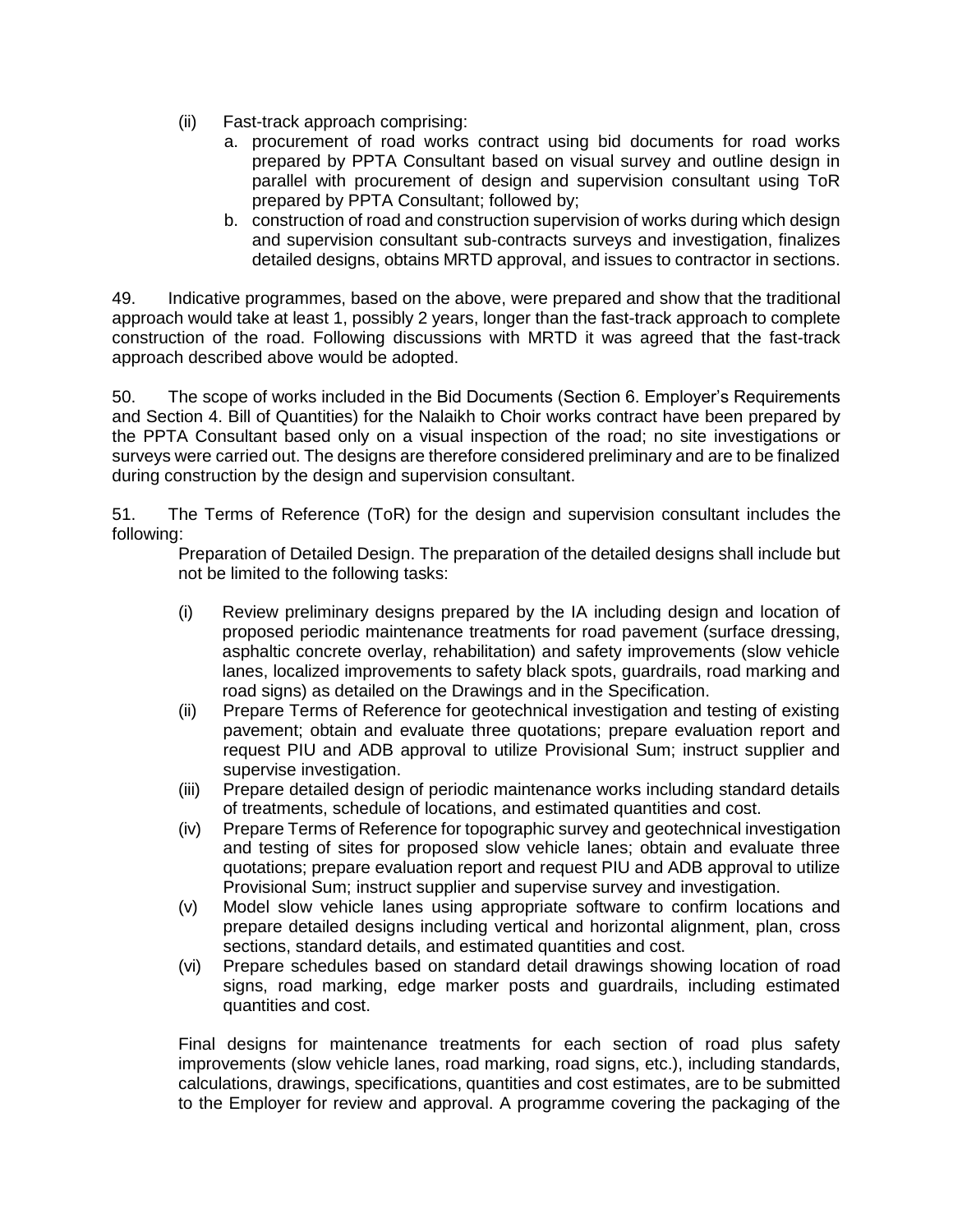(ii) Fast-track approach comprising:

   a. procurement of road works contract using bid documents for road works prepared by PPTA Consultant based on visual survey and outline design in parallel with procurement of design and supervision consultant using ToR prepared by PPTA Consultant; followed by;
   b. construction of road and construction supervision of works during which design and supervision consultant sub-contracts surveys and investigation, finalizes detailed designs, obtains MRTD approval, and issues to contractor in sections.

49. Indicative programmes, based on the above, were prepared and show that the traditional approach would take at least 1, possibly 2 years, longer than the fast-track approach to complete construction of the road. Following discussions with MRTD it was agreed that the fast-track approach described above would be adopted.

50. The scope of works included in the Bid Documents (Section 6. Employer's Requirements and Section 4. Bill of Quantities) for the Nalaikh to Choir works contract have been prepared by the PPTA Consultant based only on a visual inspection of the road; no site investigations or surveys were carried out. The designs are therefore considered preliminary and are to be finalized during construction by the design and supervision consultant.

51. The Terms of Reference (ToR) for the design and supervision consultant includes the following:

Preparation of Detailed Design. The preparation of the detailed designs shall include but not be limited to the following tasks:

(i) Review preliminary designs prepared by the IA including design and location of proposed periodic maintenance treatments for road pavement (surface dressing, asphaltic concrete overlay, rehabilitation) and safety improvements (slow vehicle lanes, localized improvements to safety black spots, guardrails, road marking and road signs) as detailed on the Drawings and in the Specification.

(ii) Prepare Terms of Reference for geotechnical investigation and testing of existing pavement; obtain and evaluate three quotations; prepare evaluation report and request PIU and ADB approval to utilize Provisional Sum; instruct supplier and supervise investigation.

(iii) Prepare detailed design of periodic maintenance works including standard details of treatments, schedule of locations, and estimated quantities and cost.

(iv) Prepare Terms of Reference for topographic survey and geotechnical investigation and testing of sites for proposed slow vehicle lanes; obtain and evaluate three quotations; prepare evaluation report and request PIU and ADB approval to utilize Provisional Sum; instruct supplier and supervise survey and investigation.

(v) Model slow vehicle lanes using appropriate software to confirm locations and prepare detailed designs including vertical and horizontal alignment, plan, cross sections, standard details, and estimated quantities and cost.

(vi) Prepare schedules based on standard detail drawings showing location of road signs, road marking, edge marker posts and guardrails, including estimated quantities and cost.

Final designs for maintenance treatments for each section of road plus safety improvements (slow vehicle lanes, road marking, road signs, etc.), including standards, calculations, drawings, specifications, quantities and cost estimates, are to be submitted to the Employer for review and approval. A programme covering the packaging of the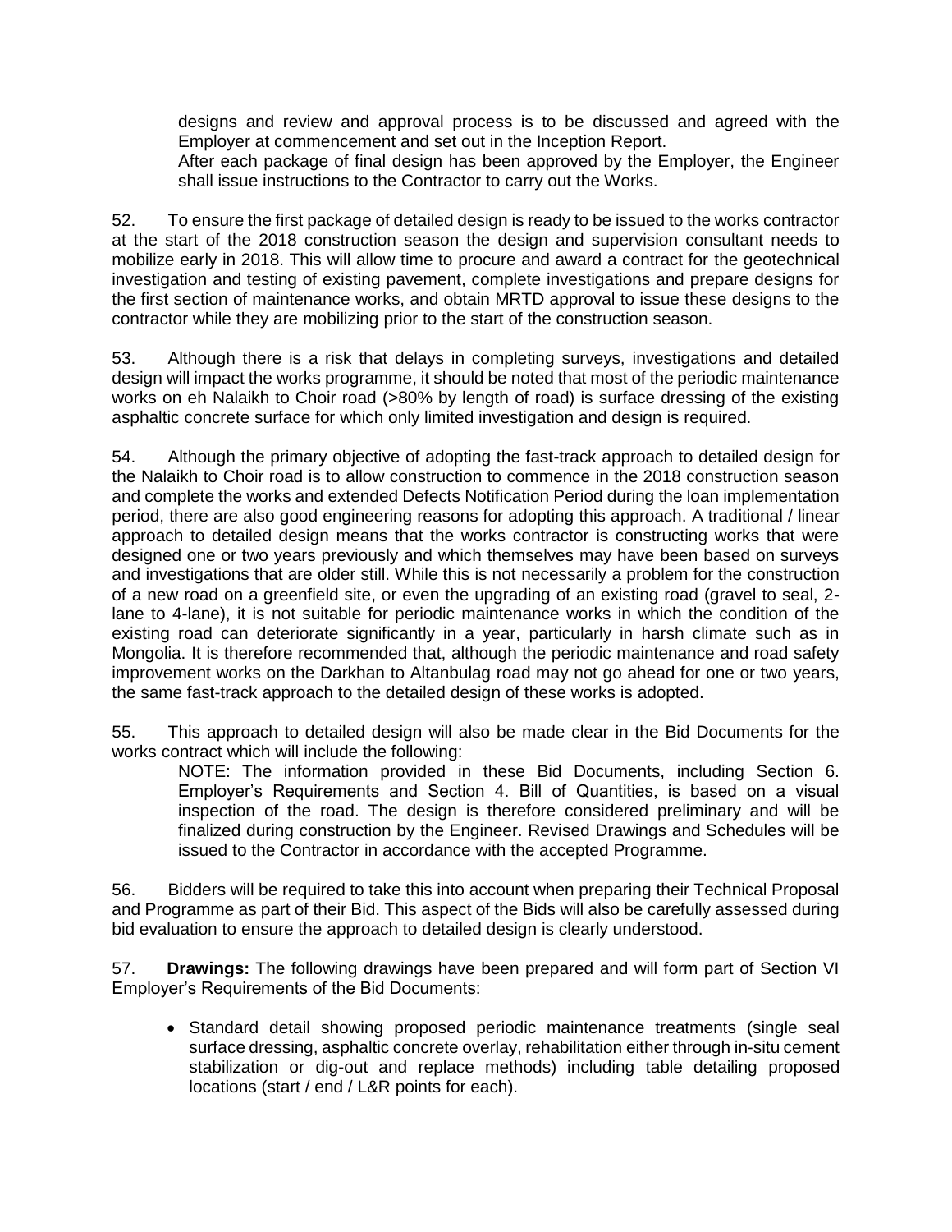designs and review and approval process is to be discussed and agreed with the Employer at commencement and set out in the Inception Report.

After each package of final design has been approved by the Employer, the Engineer shall issue instructions to the Contractor to carry out the Works.

52. To ensure the first package of detailed design is ready to be issued to the works contractor at the start of the 2018 construction season the design and supervision consultant needs to mobilize early in 2018. This will allow time to procure and award a contract for the geotechnical investigation and testing of existing pavement, complete investigations and prepare designs for the first section of maintenance works, and obtain MRTD approval to issue these designs to the contractor while they are mobilizing prior to the start of the construction season.

53. Although there is a risk that delays in completing surveys, investigations and detailed design will impact the works programme, it should be noted that most of the periodic maintenance works on eh Nalaikh to Choir road (>80% by length of road) is surface dressing of the existing asphaltic concrete surface for which only limited investigation and design is required.

54. Although the primary objective of adopting the fast-track approach to detailed design for the Nalaikh to Choir road is to allow construction to commence in the 2018 construction season and complete the works and extended Defects Notification Period during the loan implementation period, there are also good engineering reasons for adopting this approach. A traditional / linear approach to detailed design means that the works contractor is constructing works that were designed one or two years previously and which themselves may have been based on surveys and investigations that are older still. While this is not necessarily a problem for the construction of a new road on a greenfield site, or even the upgrading of an existing road (gravel to seal, 2-lane to 4-lane), it is not suitable for periodic maintenance works in which the condition of the existing road can deteriorate significantly in a year, particularly in harsh climate such as in Mongolia. It is therefore recommended that, although the periodic maintenance and road safety improvement works on the Darkhan to Altanbulag road may not go ahead for one or two years, the same fast-track approach to the detailed design of these works is adopted.

55. This approach to detailed design will also be made clear in the Bid Documents for the works contract which will include the following:

> NOTE: The information provided in these Bid Documents, including Section 6. Employer's Requirements and Section 4. Bill of Quantities, is based on a visual inspection of the road. The design is therefore considered preliminary and will be finalized during construction by the Engineer. Revised Drawings and Schedules will be issued to the Contractor in accordance with the accepted Programme.

56. Bidders will be required to take this into account when preparing their Technical Proposal and Programme as part of their Bid. This aspect of the Bids will also be carefully assessed during bid evaluation to ensure the approach to detailed design is clearly understood.

57. **Drawings:** The following drawings have been prepared and will form part of Section VI Employer's Requirements of the Bid Documents:

- Standard detail showing proposed periodic maintenance treatments (single seal surface dressing, asphaltic concrete overlay, rehabilitation either through in-situ cement stabilization or dig-out and replace methods) including table detailing proposed locations (start / end / L&R points for each).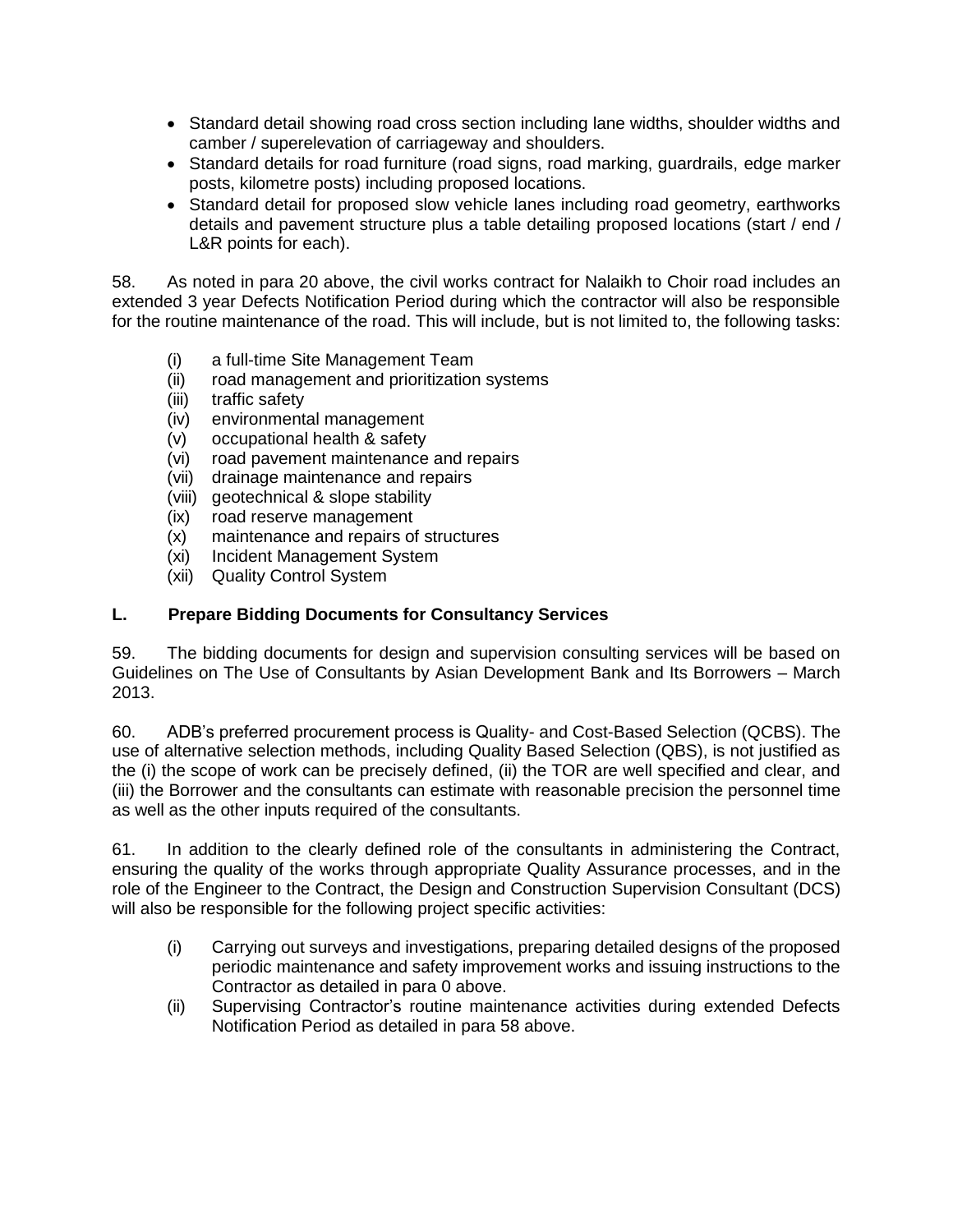- Standard detail showing road cross section including lane widths, shoulder widths and camber / superelevation of carriageway and shoulders.
- Standard details for road furniture (road signs, road marking, guardrails, edge marker posts, kilometre posts) including proposed locations.
- Standard detail for proposed slow vehicle lanes including road geometry, earthworks details and pavement structure plus a table detailing proposed locations (start / end / L&R points for each).

58. As noted in para 20 above, the civil works contract for Nalaikh to Choir road includes an extended 3 year Defects Notification Period during which the contractor will also be responsible for the routine maintenance of the road. This will include, but is not limited to, the following tasks:

(i) a full-time Site Management Team
(ii) road management and prioritization systems
(iii) traffic safety
(iv) environmental management
(v) occupational health & safety
(vi) road pavement maintenance and repairs
(vii) drainage maintenance and repairs
(viii) geotechnical & slope stability
(ix) road reserve management
(x) maintenance and repairs of structures
(xi) Incident Management System
(xii) Quality Control System

## L. Prepare Bidding Documents for Consultancy Services

59. The bidding documents for design and supervision consulting services will be based on Guidelines on The Use of Consultants by Asian Development Bank and Its Borrowers – March 2013.

60. ADB's preferred procurement process is Quality- and Cost-Based Selection (QCBS). The use of alternative selection methods, including Quality Based Selection (QBS), is not justified as the (i) the scope of work can be precisely defined, (ii) the TOR are well specified and clear, and (iii) the Borrower and the consultants can estimate with reasonable precision the personnel time as well as the other inputs required of the consultants.

61. In addition to the clearly defined role of the consultants in administering the Contract, ensuring the quality of the works through appropriate Quality Assurance processes, and in the role of the Engineer to the Contract, the Design and Construction Supervision Consultant (DCS) will also be responsible for the following project specific activities:

(i) Carrying out surveys and investigations, preparing detailed designs of the proposed periodic maintenance and safety improvement works and issuing instructions to the Contractor as detailed in para 0 above.
(ii) Supervising Contractor's routine maintenance activities during extended Defects Notification Period as detailed in para 58 above.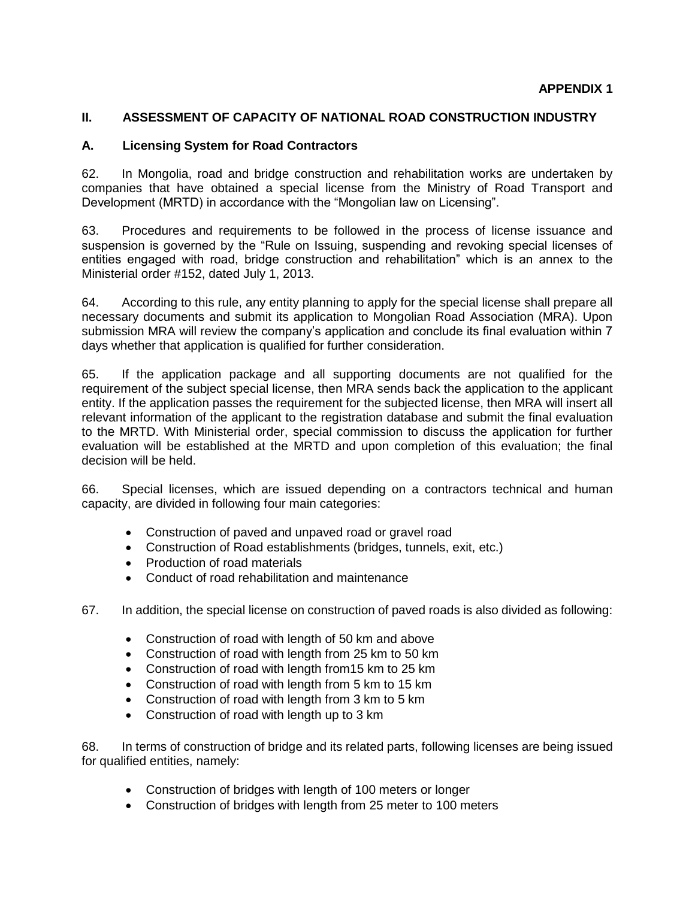**APPENDIX 1**

## II. ASSESSMENT OF CAPACITY OF NATIONAL ROAD CONSTRUCTION INDUSTRY

### A. Licensing System for Road Contractors

62. In Mongolia, road and bridge construction and rehabilitation works are undertaken by companies that have obtained a special license from the Ministry of Road Transport and Development (MRTD) in accordance with the "Mongolian law on Licensing".

63. Procedures and requirements to be followed in the process of license issuance and suspension is governed by the "Rule on Issuing, suspending and revoking special licenses of entities engaged with road, bridge construction and rehabilitation" which is an annex to the Ministerial order #152, dated July 1, 2013.

64. According to this rule, any entity planning to apply for the special license shall prepare all necessary documents and submit its application to Mongolian Road Association (MRA). Upon submission MRA will review the company's application and conclude its final evaluation within 7 days whether that application is qualified for further consideration.

65. If the application package and all supporting documents are not qualified for the requirement of the subject special license, then MRA sends back the application to the applicant entity. If the application passes the requirement for the subjected license, then MRA will insert all relevant information of the applicant to the registration database and submit the final evaluation to the MRTD. With Ministerial order, special commission to discuss the application for further evaluation will be established at the MRTD and upon completion of this evaluation; the final decision will be held.

66. Special licenses, which are issued depending on a contractors technical and human capacity, are divided in following four main categories:

- Construction of paved and unpaved road or gravel road
- Construction of Road establishments (bridges, tunnels, exit, etc.)
- Production of road materials
- Conduct of road rehabilitation and maintenance

67. In addition, the special license on construction of paved roads is also divided as following:

- Construction of road with length of 50 km and above
- Construction of road with length from 25 km to 50 km
- Construction of road with length from15 km to 25 km
- Construction of road with length from 5 km to 15 km
- Construction of road with length from 3 km to 5 km
- Construction of road with length up to 3 km

68. In terms of construction of bridge and its related parts, following licenses are being issued for qualified entities, namely:

- Construction of bridges with length of 100 meters or longer
- Construction of bridges with length from 25 meter to 100 meters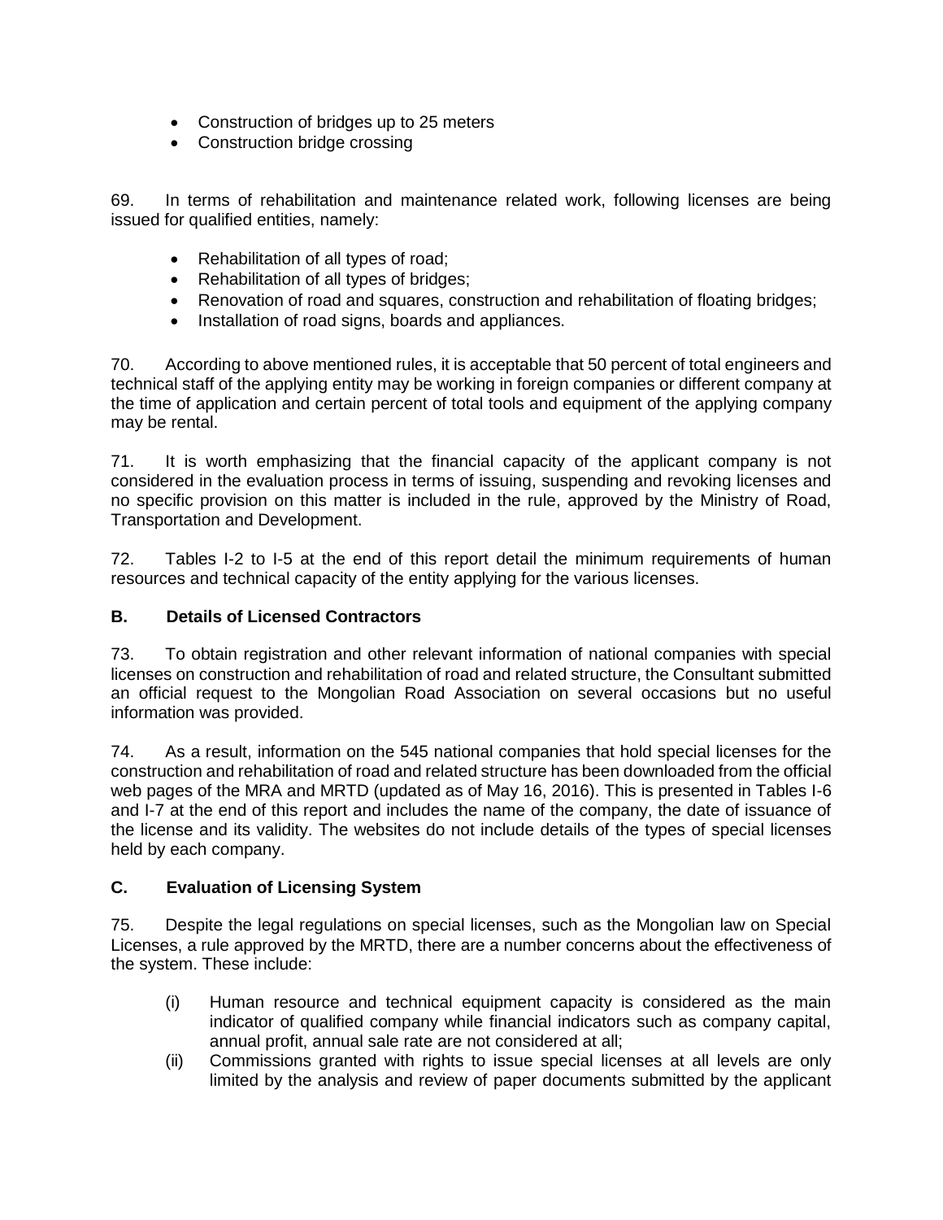- Construction of bridges up to 25 meters
- Construction bridge crossing

69. In terms of rehabilitation and maintenance related work, following licenses are being issued for qualified entities, namely:

- Rehabilitation of all types of road;
- Rehabilitation of all types of bridges;
- Renovation of road and squares, construction and rehabilitation of floating bridges;
- Installation of road signs, boards and appliances.

70. According to above mentioned rules, it is acceptable that 50 percent of total engineers and technical staff of the applying entity may be working in foreign companies or different company at the time of application and certain percent of total tools and equipment of the applying company may be rental.

71. It is worth emphasizing that the financial capacity of the applicant company is not considered in the evaluation process in terms of issuing, suspending and revoking licenses and no specific provision on this matter is included in the rule, approved by the Ministry of Road, Transportation and Development.

72. Tables I-2 to I-5 at the end of this report detail the minimum requirements of human resources and technical capacity of the entity applying for the various licenses.

### B. Details of Licensed Contractors

73. To obtain registration and other relevant information of national companies with special licenses on construction and rehabilitation of road and related structure, the Consultant submitted an official request to the Mongolian Road Association on several occasions but no useful information was provided.

74. As a result, information on the 545 national companies that hold special licenses for the construction and rehabilitation of road and related structure has been downloaded from the official web pages of the MRA and MRTD (updated as of May 16, 2016). This is presented in Tables I-6 and I-7 at the end of this report and includes the name of the company, the date of issuance of the license and its validity. The websites do not include details of the types of special licenses held by each company.

### C. Evaluation of Licensing System

75. Despite the legal regulations on special licenses, such as the Mongolian law on Special Licenses, a rule approved by the MRTD, there are a number concerns about the effectiveness of the system. These include:

(i) Human resource and technical equipment capacity is considered as the main indicator of qualified company while financial indicators such as company capital, annual profit, annual sale rate are not considered at all;

(ii) Commissions granted with rights to issue special licenses at all levels are only limited by the analysis and review of paper documents submitted by the applicant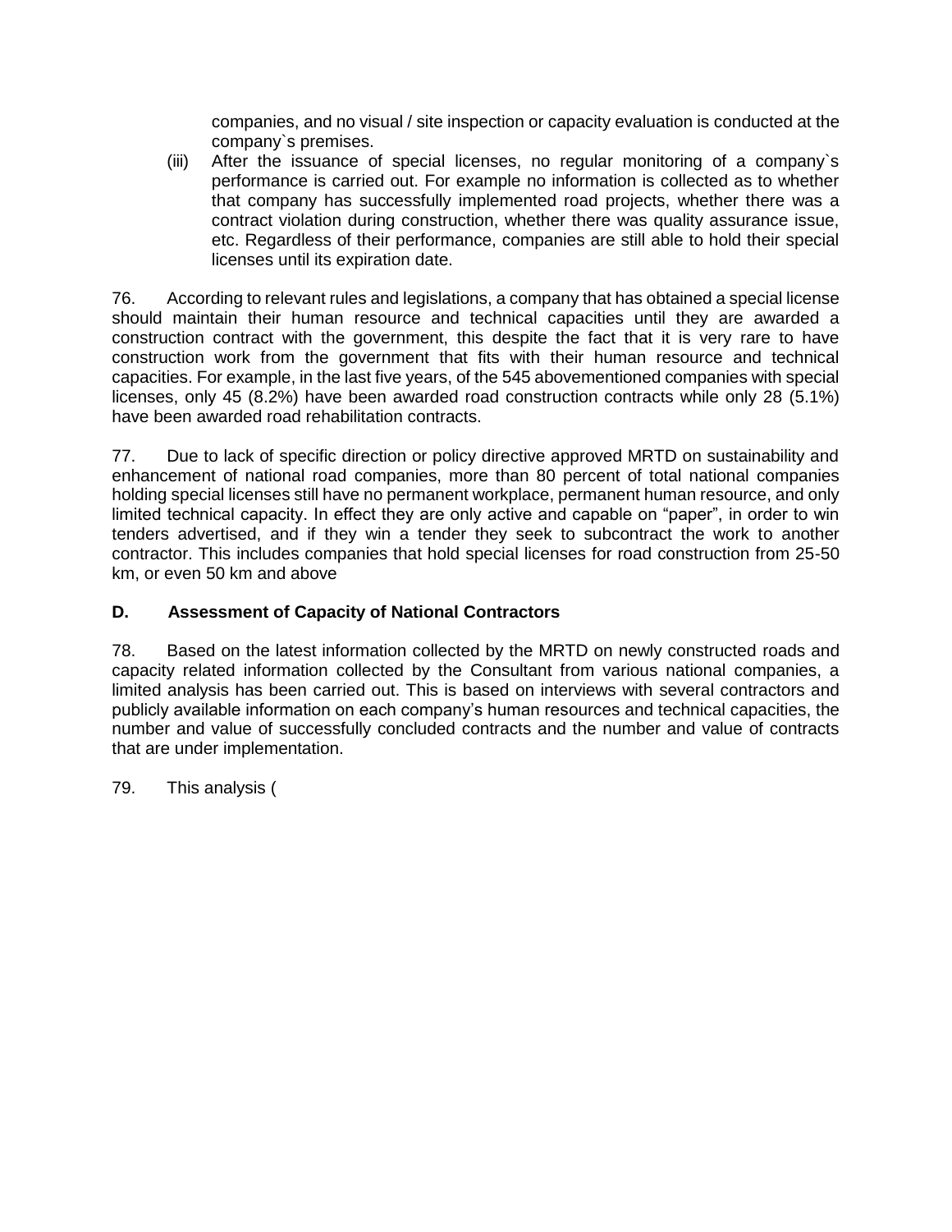companies, and no visual / site inspection or capacity evaluation is conducted at the company`s premises.

(iii) After the issuance of special licenses, no regular monitoring of a company`s performance is carried out. For example no information is collected as to whether that company has successfully implemented road projects, whether there was a contract violation during construction, whether there was quality assurance issue, etc. Regardless of their performance, companies are still able to hold their special licenses until its expiration date.

76. According to relevant rules and legislations, a company that has obtained a special license should maintain their human resource and technical capacities until they are awarded a construction contract with the government, this despite the fact that it is very rare to have construction work from the government that fits with their human resource and technical capacities. For example, in the last five years, of the 545 abovementioned companies with special licenses, only 45 (8.2%) have been awarded road construction contracts while only 28 (5.1%) have been awarded road rehabilitation contracts.

77. Due to lack of specific direction or policy directive approved MRTD on sustainability and enhancement of national road companies, more than 80 percent of total national companies holding special licenses still have no permanent workplace, permanent human resource, and only limited technical capacity. In effect they are only active and capable on "paper", in order to win tenders advertised, and if they win a tender they seek to subcontract the work to another contractor. This includes companies that hold special licenses for road construction from 25-50 km, or even 50 km and above

## D. Assessment of Capacity of National Contractors

78. Based on the latest information collected by the MRTD on newly constructed roads and capacity related information collected by the Consultant from various national companies, a limited analysis has been carried out. This is based on interviews with several contractors and publicly available information on each company's human resources and technical capacities, the number and value of successfully concluded contracts and the number and value of contracts that are under implementation.

79. This analysis (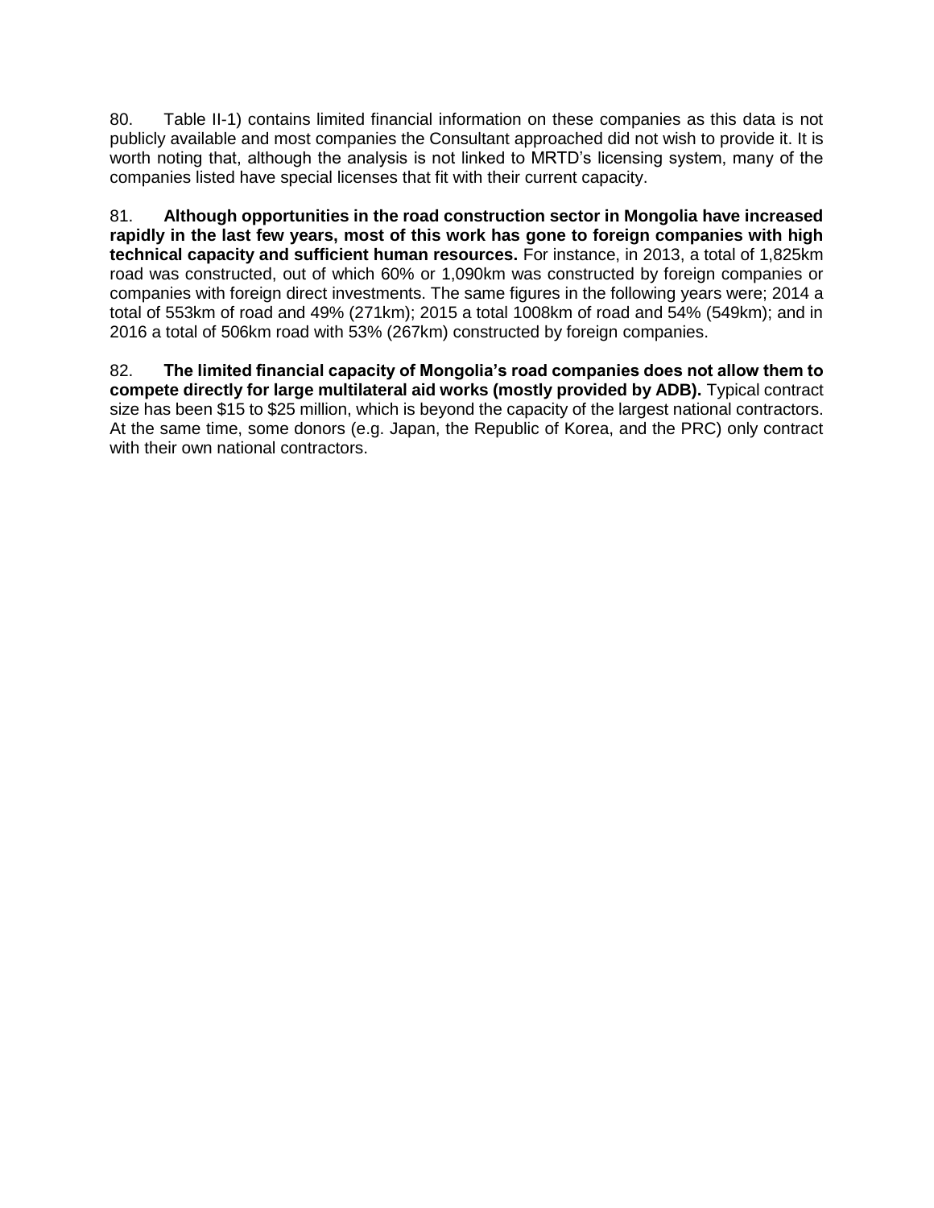80. Table II-1) contains limited financial information on these companies as this data is not publicly available and most companies the Consultant approached did not wish to provide it. It is worth noting that, although the analysis is not linked to MRTD's licensing system, many of the companies listed have special licenses that fit with their current capacity.

81. **Although opportunities in the road construction sector in Mongolia have increased rapidly in the last few years, most of this work has gone to foreign companies with high technical capacity and sufficient human resources.** For instance, in 2013, a total of 1,825km road was constructed, out of which 60% or 1,090km was constructed by foreign companies or companies with foreign direct investments. The same figures in the following years were; 2014 a total of 553km of road and 49% (271km); 2015 a total 1008km of road and 54% (549km); and in 2016 a total of 506km road with 53% (267km) constructed by foreign companies.

82. **The limited financial capacity of Mongolia's road companies does not allow them to compete directly for large multilateral aid works (mostly provided by ADB).** Typical contract size has been $15 to $25 million, which is beyond the capacity of the largest national contractors. At the same time, some donors (e.g. Japan, the Republic of Korea, and the PRC) only contract with their own national contractors.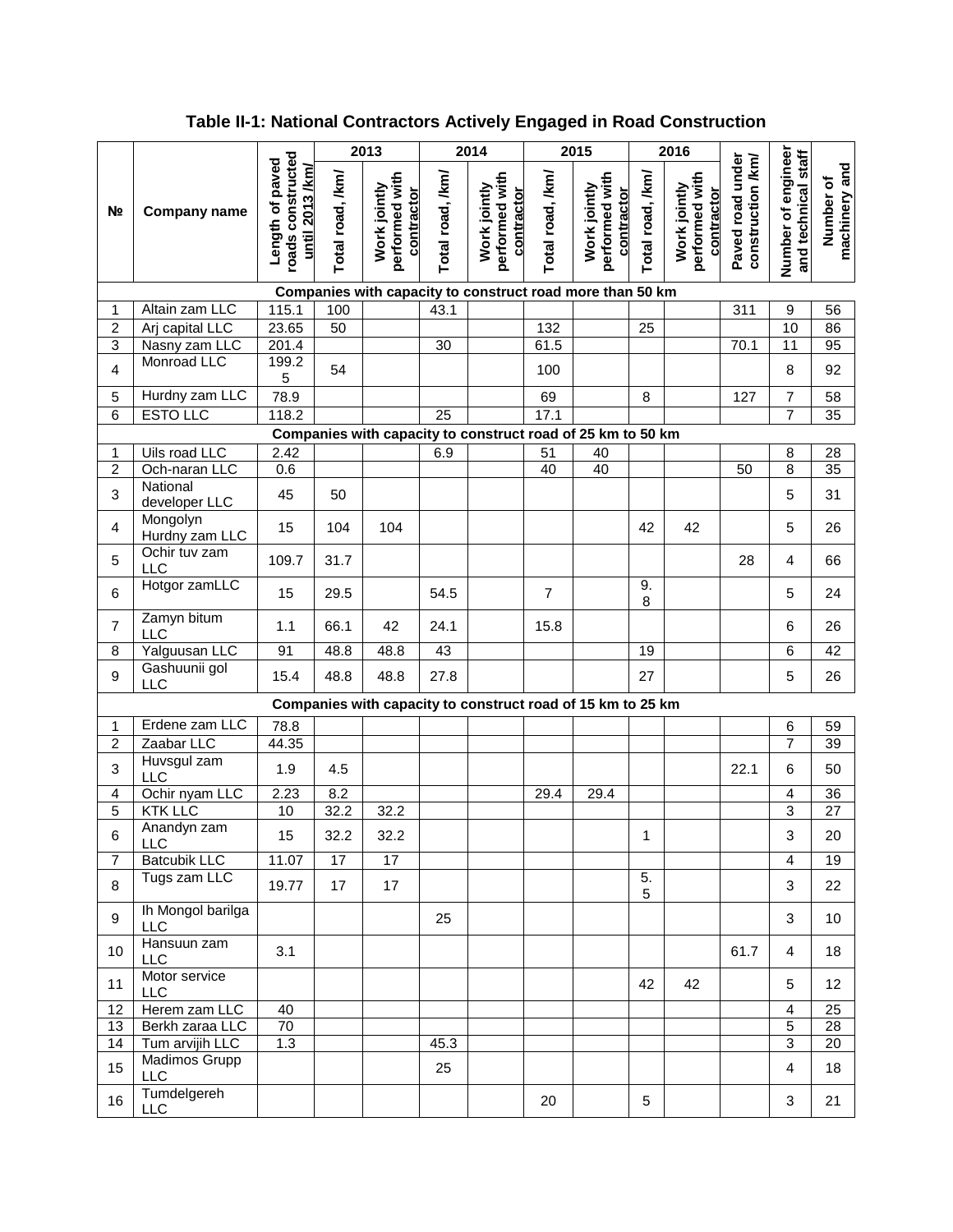**Table II-1: National Contractors Actively Engaged in Road Construction**

| № | Company name | Length of paved roads constructed until 2013 /km/ | 2013 | | 2014 | | 2015 | | 2016 | | Paved road under construction /km/ | Number of engineer and technical staff | Number of machinery and |
|---|---|---|---|---|---|---|---|---|---|---|---|---|---|
| | | | Total road, /km/ | Work jointly performed with contractor | Total road, /km/ | Work jointly performed with contractor | Total road, /km/ | Work jointly performed with contractor | Total road, /km/ | Work jointly performed with contractor | | | |
| **Companies with capacity to construct road more than 50 km** | | | | | | | | | | | | | |
| 1 | Altain zam LLC | 115.1 | 100 | | 43.1 | | | | | | 311 | 9 | 56 |
| 2 | Arj capital LLC | 23.65 | 50 | | | | 132 | | 25 | | | 10 | 86 |
| 3 | Nasny zam LLC | 201.4 | | | 30 | | 61.5 | | | | 70.1 | 11 | 95 |
| 4 | Monroad LLC | 199.25 | 54 | | | | 100 | | | | | 8 | 92 |
| 5 | Hurdny zam LLC | 78.9 | | | | | 69 | | 8 | | 127 | 7 | 58 |
| 6 | ESTO LLC | 118.2 | | | 25 | | 17.1 | | | | | 7 | 35 |
| **Companies with capacity to construct road of 25 km to 50 km** | | | | | | | | | | | | | |
| 1 | Uils road LLC | 2.42 | | | 6.9 | | 51 | 40 | | | | 8 | 28 |
| 2 | Och-naran LLC | 0.6 | | | | | 40 | 40 | | | 50 | 8 | 35 |
| 3 | National developer LLC | 45 | 50 | | | | | | | | | 5 | 31 |
| 4 | Mongolyn Hurdny zam LLC | 15 | 104 | 104 | | | | | 42 | 42 | | 5 | 26 |
| 5 | Ochir tuv zam LLC | 109.7 | 31.7 | | | | | | | | 28 | 4 | 66 |
| 6 | Hotgor zamLLC | 15 | 29.5 | | 54.5 | | 7 | | 9.8 | | | 5 | 24 |
| 7 | Zamyn bitum LLC | 1.1 | 66.1 | 42 | 24.1 | | 15.8 | | | | | 6 | 26 |
| 8 | Yalguusan LLC | 91 | 48.8 | 48.8 | 43 | | | | 19 | | | 6 | 42 |
| 9 | Gashuunii gol LLC | 15.4 | 48.8 | 48.8 | 27.8 | | | | 27 | | | 5 | 26 |
| **Companies with capacity to construct road of 15 km to 25 km** | | | | | | | | | | | | | |
| 1 | Erdene zam LLC | 78.8 | | | | | | | | | | 6 | 59 |
| 2 | Zaabar LLC | 44.35 | | | | | | | | | | 7 | 39 |
| 3 | Huvsgul zam LLC | 1.9 | 4.5 | | | | | | | | 22.1 | 6 | 50 |
| 4 | Ochir nyam LLC | 2.23 | 8.2 | | | | 29.4 | 29.4 | | | | 4 | 36 |
| 5 | KTK LLC | 10 | 32.2 | 32.2 | | | | | | | | 3 | 27 |
| 6 | Anandyn zam LLC | 15 | 32.2 | 32.2 | | | | | 1 | | | 3 | 20 |
| 7 | Batcubik LLC | 11.07 | 17 | 17 | | | | | | | | 4 | 19 |
| 8 | Tugs zam LLC | 19.77 | 17 | 17 | | | | | 5.5 | | | 3 | 22 |
| 9 | Ih Mongol barilga LLC | | | | 25 | | | | | | | 3 | 10 |
| 10 | Hansuun zam LLC | 3.1 | | | | | | | | | 61.7 | 4 | 18 |
| 11 | Motor service LLC | | | | | | | | 42 | 42 | | 5 | 12 |
| 12 | Herem zam LLC | 40 | | | | | | | | | | 4 | 25 |
| 13 | Berkh zaraa LLC | 70 | | | | | | | | | | 5 | 28 |
| 14 | Tum arvijih LLC | 1.3 | | | 45.3 | | | | | | | 3 | 20 |
| 15 | Madimos Grupp LLC | | | | 25 | | | | | | | 4 | 18 |
| 16 | Tumdelgereh LLC | | | | | | 20 | | 5 | | | 3 | 21 |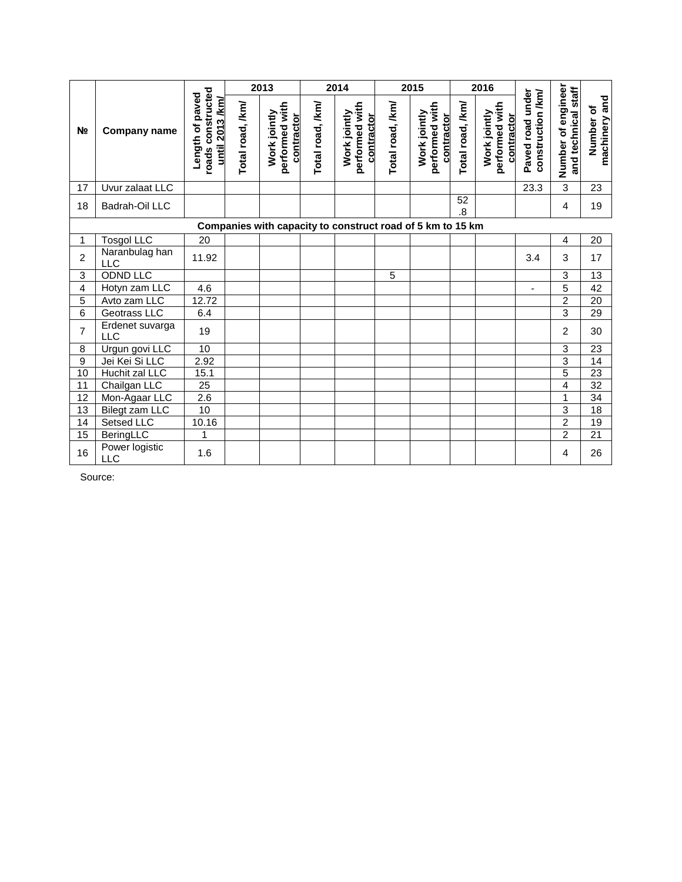| № | Company name | Length of paved roads constructed until 2013 /km/ | 2013 | | 2014 | | 2015 | | 2016 | | Paved road under construction /km/ | Number of engineer and technical staff | Number of machinery and |
|---|---|---|---|---|---|---|---|---|---|---|---|---|---|
| | | | Total road, /km/ | Work jointly performed with contractor | Total road, /km/ | Work jointly performed with contractor | Total road, /km/ | Work jointly performed with contractor | Total road, /km/ | Work jointly performed with contractor | | | |
| 17 | Uvur zalaat LLC | | | | | | | | | | 23.3 | 3 | 23 |
| 18 | Badrah-Oil LLC | | | | | | | | 52.8 | | | 4 | 19 |
| **Companies with capacity to construct road of 5 km to 15 km** | | | | | | | | | | | | | |
| 1 | Tosgol LLC | 20 | | | | | | | | | | 4 | 20 |
| 2 | Naranbulag han LLC | 11.92 | | | | | | | | | 3.4 | 3 | 17 |
| 3 | ODND LLC | | | | | | 5 | | | | | 3 | 13 |
| 4 | Hotyn zam LLC | 4.6 | | | | | | | | | - | 5 | 42 |
| 5 | Avto zam LLC | 12.72 | | | | | | | | | | 2 | 20 |
| 6 | Geotrass LLC | 6.4 | | | | | | | | | | 3 | 29 |
| 7 | Erdenet suvarga LLC | 19 | | | | | | | | | | 2 | 30 |
| 8 | Urgun govi LLC | 10 | | | | | | | | | | 3 | 23 |
| 9 | Jei Kei Si LLC | 2.92 | | | | | | | | | | 3 | 14 |
| 10 | Huchit zal LLC | 15.1 | | | | | | | | | | 5 | 23 |
| 11 | Chailgan LLC | 25 | | | | | | | | | | 4 | 32 |
| 12 | Mon-Agaar LLC | 2.6 | | | | | | | | | | 1 | 34 |
| 13 | Bilegt zam LLC | 10 | | | | | | | | | | 3 | 18 |
| 14 | Setsed LLC | 10.16 | | | | | | | | | | 2 | 19 |
| 15 | BeringLLC | 1 | | | | | | | | | | 2 | 21 |
| 16 | Power logistic LLC | 1.6 | | | | | | | | | | 4 | 26 |

Source: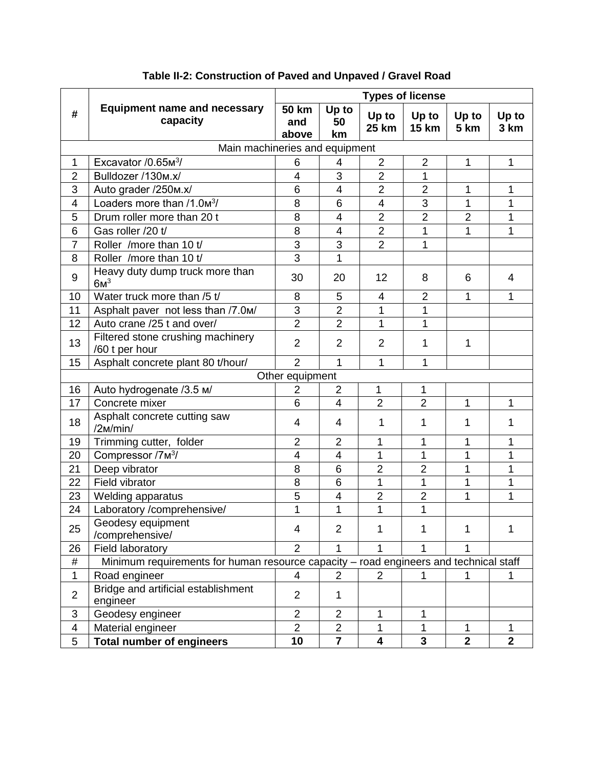**Table II-2: Construction of Paved and Unpaved / Gravel Road**

| # | Equipment name and necessary capacity | Types of license | | | | | |
|---|---|---|---|---|---|---|---|
| | | 50 km and above | Up to 50 km | Up to 25 km | Up to 15 km | Up to 5 km | Up to 3 km |
| | Main machineries and equipment | | | | | | |
| 1 | Excavator /0.65м$^3$/ | 6 | 4 | 2 | 2 | 1 | 1 |
| 2 | Bulldozer /130м.х/ | 4 | 3 | 2 | 1 | | |
| 3 | Auto grader /250м.х/ | 6 | 4 | 2 | 2 | 1 | 1 |
| 4 | Loaders more than /1.0м$^3$/ | 8 | 6 | 4 | 3 | 1 | 1 |
| 5 | Drum roller more than 20 t | 8 | 4 | 2 | 2 | 2 | 1 |
| 6 | Gas roller /20 t/ | 8 | 4 | 2 | 1 | 1 | 1 |
| 7 | Roller /more than 10 t/ | 3 | 3 | 2 | 1 | | |
| 8 | Roller /more than 10 t/ | 3 | 1 | | | | |
| 9 | Heavy duty dump truck more than 6м$^3$ | 30 | 20 | 12 | 8 | 6 | 4 |
| 10 | Water truck more than /5 t/ | 8 | 5 | 4 | 2 | 1 | 1 |
| 11 | Asphalt paver not less than /7.0м/ | 3 | 2 | 1 | 1 | | |
| 12 | Auto crane /25 t and over/ | 2 | 2 | 1 | 1 | | |
| 13 | Filtered stone crushing machinery /60 t per hour | 2 | 2 | 2 | 1 | 1 | |
| 15 | Asphalt concrete plant 80 t/hour/ | 2 | 1 | 1 | 1 | | |
| | Other equipment | | | | | | |
| 16 | Auto hydrogenate /3.5 м/ | 2 | 2 | 1 | 1 | | |
| 17 | Concrete mixer | 6 | 4 | 2 | 2 | 1 | 1 |
| 18 | Asphalt concrete cutting saw /2м/min/ | 4 | 4 | 1 | 1 | 1 | 1 |
| 19 | Trimming cutter, folder | 2 | 2 | 1 | 1 | 1 | 1 |
| 20 | Compressor /7м$^3$/ | 4 | 4 | 1 | 1 | 1 | 1 |
| 21 | Deep vibrator | 8 | 6 | 2 | 2 | 1 | 1 |
| 22 | Field vibrator | 8 | 6 | 1 | 1 | 1 | 1 |
| 23 | Welding apparatus | 5 | 4 | 2 | 2 | 1 | 1 |
| 24 | Laboratory /comprehensive/ | 1 | 1 | 1 | 1 | | |
| 25 | Geodesy equipment /comprehensive/ | 4 | 2 | 1 | 1 | 1 | 1 |
| 26 | Field laboratory | 2 | 1 | 1 | 1 | 1 | |
| # | Minimum requirements for human resource capacity – road engineers and technical staff | | | | | | |
| 1 | Road engineer | 4 | 2 | 2 | 1 | 1 | 1 |
| 2 | Bridge and artificial establishment engineer | 2 | 1 | | | | |
| 3 | Geodesy engineer | 2 | 2 | 1 | 1 | | |
| 4 | Material engineer | 2 | 2 | 1 | 1 | 1 | 1 |
| 5 | **Total number of engineers** | **10** | **7** | **4** | **3** | **2** | **2** |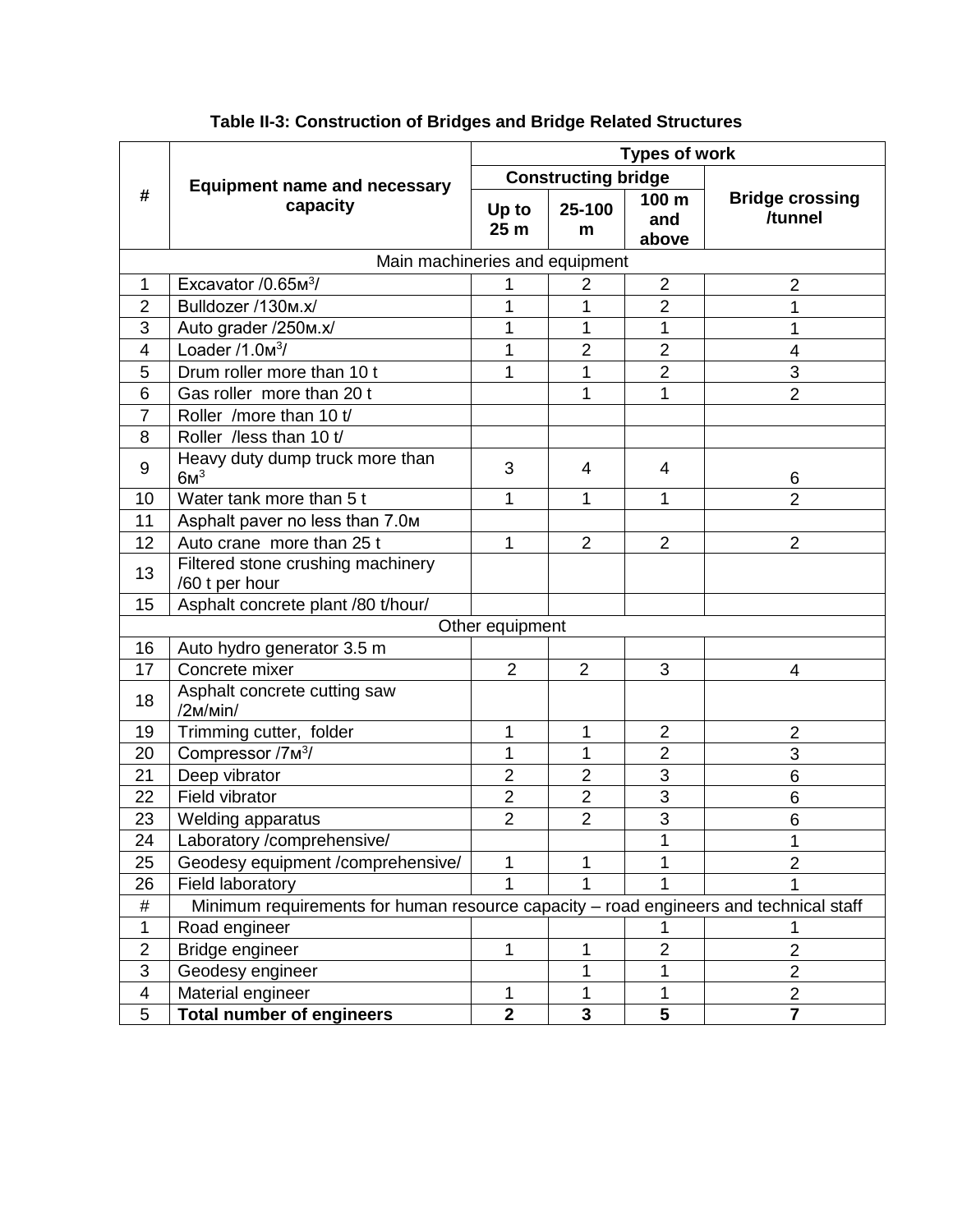**Table II-3: Construction of Bridges and Bridge Related Structures**

| # | Equipment name and necessary capacity | Types of work | | | |
|---|---|---|---|---|---|
| | | Constructing bridge | | | Bridge crossing /tunnel |
| | | Up to 25 m | 25-100 m | 100 m and above | |
| | Main machineries and equipment | | | | |
| 1 | Excavator /0.65м$^3$/ | 1 | 2 | 2 | 2 |
| 2 | Bulldozer /130м.х/ | 1 | 1 | 2 | 1 |
| 3 | Auto grader /250м.х/ | 1 | 1 | 1 | 1 |
| 4 | Loader /1.0м$^3$/ | 1 | 2 | 2 | 4 |
| 5 | Drum roller more than 10 t | 1 | 1 | 2 | 3 |
| 6 | Gas roller more than 20 t | | 1 | 1 | 2 |
| 7 | Roller /more than 10 t/ | | | | |
| 8 | Roller /less than 10 t/ | | | | |
| 9 | Heavy duty dump truck more than 6м$^3$ | 3 | 4 | 4 | 6 |
| 10 | Water tank more than 5 t | 1 | 1 | 1 | 2 |
| 11 | Asphalt paver no less than 7.0м | | | | |
| 12 | Auto crane more than 25 t | 1 | 2 | 2 | 2 |
| 13 | Filtered stone crushing machinery /60 t per hour | | | | |
| 15 | Asphalt concrete plant /80 t/hour/ | | | | |
| | Other equipment | | | | |
| 16 | Auto hydro generator 3.5 m | | | | |
| 17 | Concrete mixer | 2 | 2 | 3 | 4 |
| 18 | Asphalt concrete cutting saw /2м/мin/ | | | | |
| 19 | Trimming cutter, folder | 1 | 1 | 2 | 2 |
| 20 | Compressor /7м$^3$/ | 1 | 1 | 2 | 3 |
| 21 | Deep vibrator | 2 | 2 | 3 | 6 |
| 22 | Field vibrator | 2 | 2 | 3 | 6 |
| 23 | Welding apparatus | 2 | 2 | 3 | 6 |
| 24 | Laboratory /comprehensive/ | | | 1 | 1 |
| 25 | Geodesy equipment /comprehensive/ | 1 | 1 | 1 | 2 |
| 26 | Field laboratory | 1 | 1 | 1 | 1 |
| # | Minimum requirements for human resource capacity – road engineers and technical staff | | | | |
| 1 | Road engineer | | | 1 | 1 |
| 2 | Bridge engineer | 1 | 1 | 2 | 2 |
| 3 | Geodesy engineer | | 1 | 1 | 2 |
| 4 | Material engineer | 1 | 1 | 1 | 2 |
| 5 | **Total number of engineers** | **2** | **3** | **5** | **7** |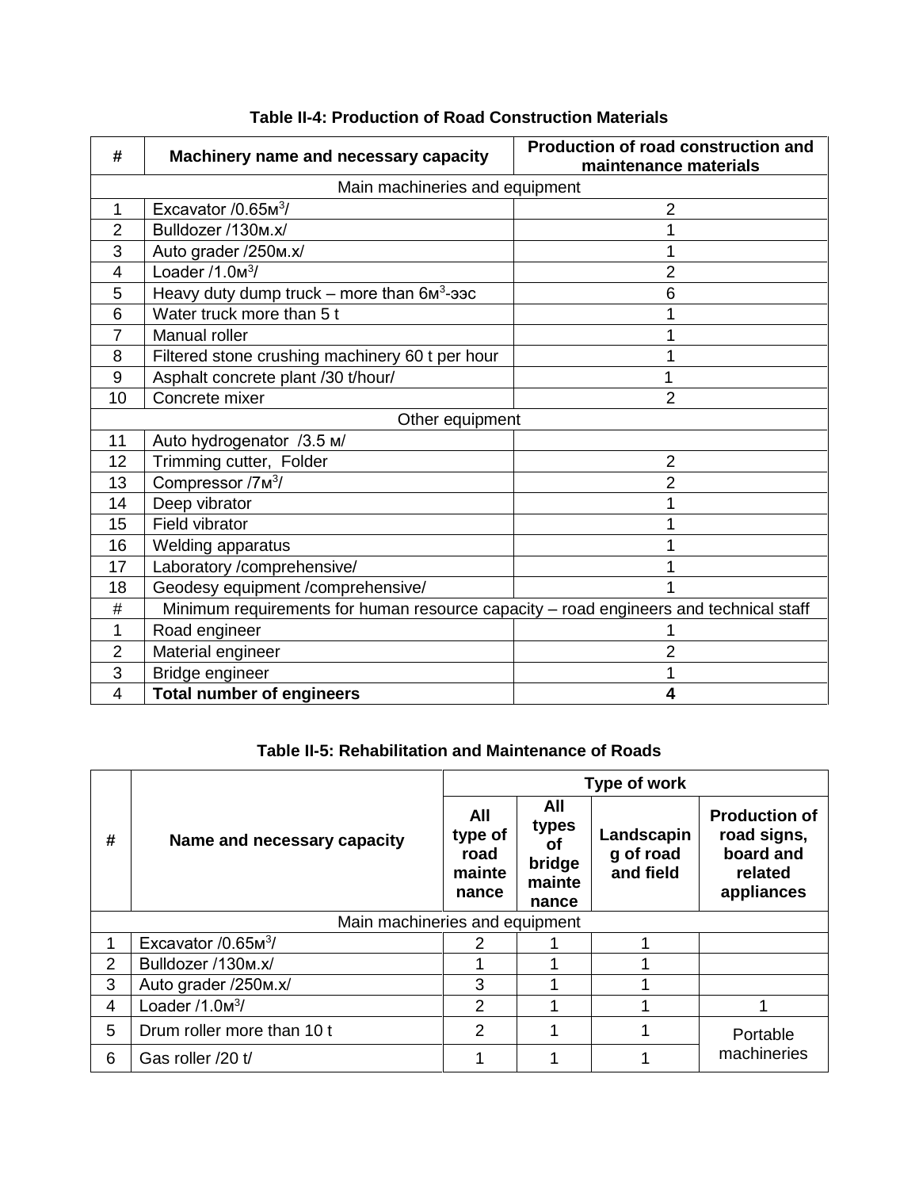**Table II-4: Production of Road Construction Materials**

| # | Machinery name and necessary capacity | Production of road construction and maintenance materials |
|---|---|---|
| Main machineries and equipment | | |
| 1 | Excavator /0.65м$^3$/ | 2 |
| 2 | Bulldozer /130м.х/ | 1 |
| 3 | Auto grader /250м.х/ | 1 |
| 4 | Loader /1.0м$^3$/ | 2 |
| 5 | Heavy duty dump truck – more than 6м$^3$-ээс | 6 |
| 6 | Water truck more than 5 t | 1 |
| 7 | Manual roller | 1 |
| 8 | Filtered stone crushing machinery 60 t per hour | 1 |
| 9 | Asphalt concrete plant /30 t/hour/ | 1 |
| 10 | Concrete mixer | 2 |
| Other equipment | | |
| 11 | Auto hydrogenator /3.5 м/ | |
| 12 | Trimming cutter, Folder | 2 |
| 13 | Compressor /7м$^3$/ | 2 |
| 14 | Deep vibrator | 1 |
| 15 | Field vibrator | 1 |
| 16 | Welding apparatus | 1 |
| 17 | Laboratory /comprehensive/ | 1 |
| 18 | Geodesy equipment /comprehensive/ | 1 |
| # | Minimum requirements for human resource capacity – road engineers and technical staff | |
| 1 | Road engineer | 1 |
| 2 | Material engineer | 2 |
| 3 | Bridge engineer | 1 |
| 4 | **Total number of engineers** | **4** |

**Table II-5: Rehabilitation and Maintenance of Roads**

| # | Name and necessary capacity | Type of work | | | |
|---|---|---|---|---|---|
| | | All type of road maintenance | All types of bridge maintenance | Landscaping of road and field | Production of road signs, board and related appliances |
| Main machineries and equipment | | | | | |
| 1 | Excavator /0.65м$^3$/ | 2 | 1 | 1 | |
| 2 | Bulldozer /130м.х/ | 1 | 1 | 1 | |
| 3 | Auto grader /250м.х/ | 3 | 1 | 1 | |
| 4 | Loader /1.0м$^3$/ | 2 | 1 | 1 | 1 |
| 5 | Drum roller more than 10 t | 2 | 1 | 1 | Portable machineries |
| 6 | Gas roller /20 t/ | 1 | 1 | 1 | |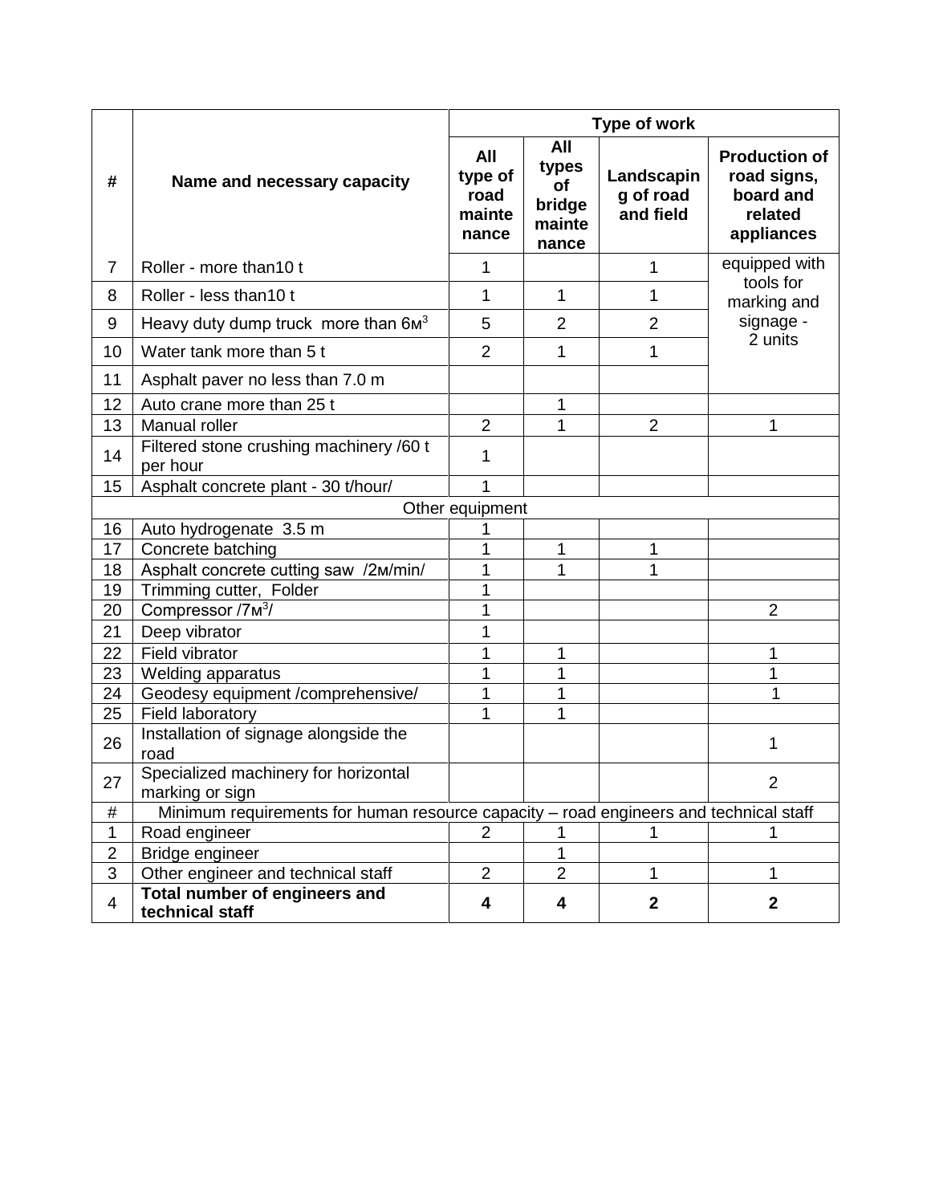| # | Name and necessary capacity | Type of work | | | |
|---|---|---|---|---|---|
| | | **All type of road maintenance** | **All types of bridge maintenance** | **Landscaping of road and field** | **Production of road signs, board and related appliances** |
| 7 | Roller - more than10 t | 1 | | 1 | equipped with tools for marking and signage - 2 units |
| 8 | Roller - less than10 t | 1 | 1 | 1 | |
| 9 | Heavy duty dump truck more than 6м$^3$ | 5 | 2 | 2 | |
| 10 | Water tank more than 5 t | 2 | 1 | 1 | |
| 11 | Asphalt paver no less than 7.0 m | | | | |
| 12 | Auto crane more than 25 t | | 1 | | |
| 13 | Manual roller | 2 | 1 | 2 | 1 |
| 14 | Filtered stone crushing machinery /60 t per hour | 1 | | | |
| 15 | Asphalt concrete plant - 30 t/hour/ | 1 | | | |
| | Other equipment | | | | |
| 16 | Auto hydrogenate 3.5 m | 1 | | | |
| 17 | Concrete batching | 1 | 1 | 1 | |
| 18 | Asphalt concrete cutting saw /2м/min/ | 1 | 1 | 1 | |
| 19 | Trimming cutter, Folder | 1 | | | |
| 20 | Compressor /7м$^3$/ | 1 | | | 2 |
| 21 | Deep vibrator | 1 | | | |
| 22 | Field vibrator | 1 | 1 | | 1 |
| 23 | Welding apparatus | 1 | 1 | | 1 |
| 24 | Geodesy equipment /comprehensive/ | 1 | 1 | | 1 |
| 25 | Field laboratory | 1 | 1 | | |
| 26 | Installation of signage alongside the road | | | | 1 |
| 27 | Specialized machinery for horizontal marking or sign | | | | 2 |
| # | Minimum requirements for human resource capacity – road engineers and technical staff | | | | |
| 1 | Road engineer | 2 | 1 | 1 | 1 |
| 2 | Bridge engineer | | 1 | | |
| 3 | Other engineer and technical staff | 2 | 2 | 1 | 1 |
| 4 | **Total number of engineers and technical staff** | **4** | **4** | **2** | **2** |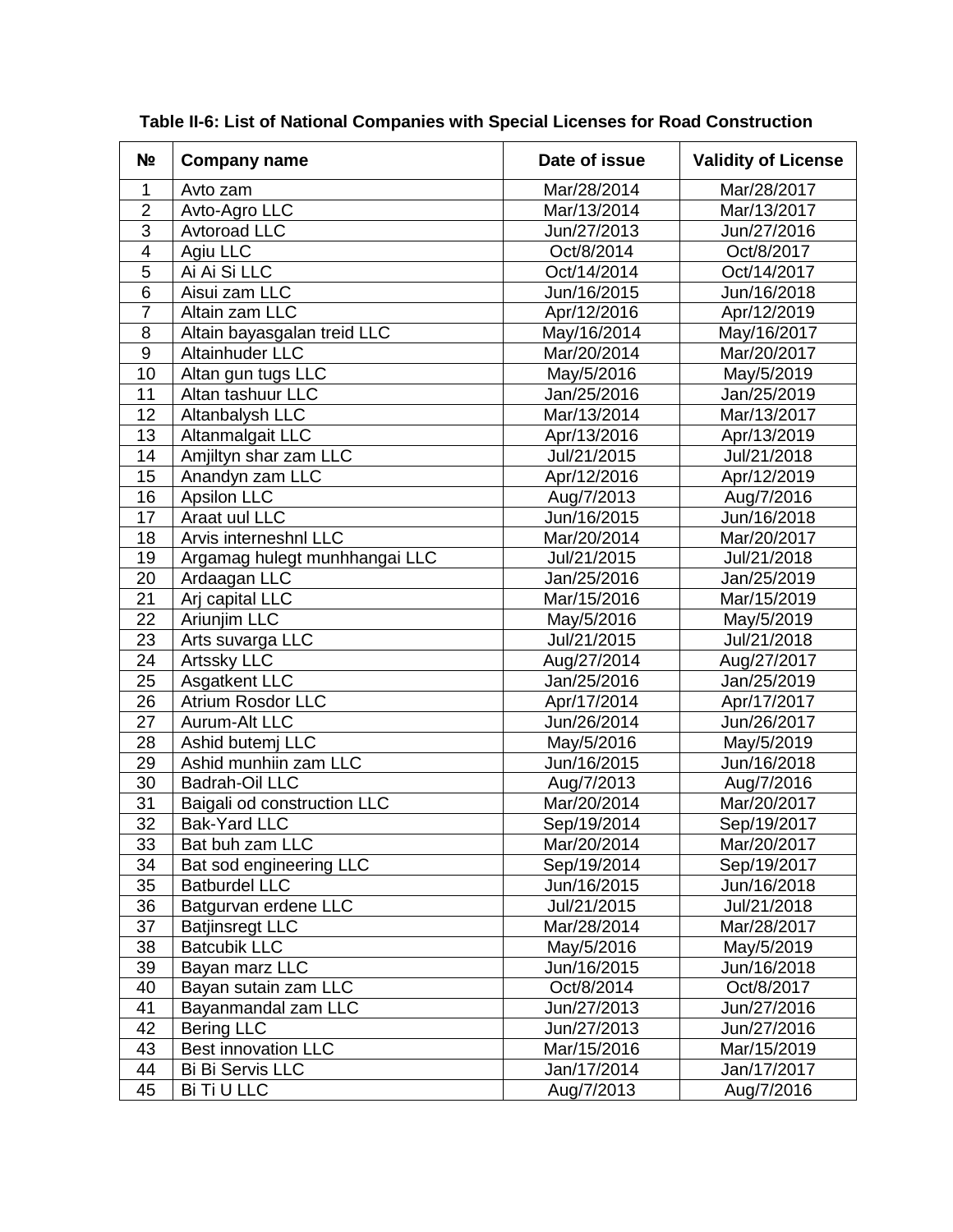**Table II-6: List of National Companies with Special Licenses for Road Construction**

| № | Company name | Date of issue | Validity of License |
|---|---|---|---|
| 1 | Avto zam | Mar/28/2014 | Mar/28/2017 |
| 2 | Avto-Agro LLC | Mar/13/2014 | Mar/13/2017 |
| 3 | Avtoroad LLC | Jun/27/2013 | Jun/27/2016 |
| 4 | Agiu LLC | Oct/8/2014 | Oct/8/2017 |
| 5 | Ai Ai Si LLC | Oct/14/2014 | Oct/14/2017 |
| 6 | Aisui zam LLC | Jun/16/2015 | Jun/16/2018 |
| 7 | Altain zam LLC | Apr/12/2016 | Apr/12/2019 |
| 8 | Altain bayasgalan treid LLC | May/16/2014 | May/16/2017 |
| 9 | Altainhuder LLC | Mar/20/2014 | Mar/20/2017 |
| 10 | Altan gun tugs LLC | May/5/2016 | May/5/2019 |
| 11 | Altan tashuur LLC | Jan/25/2016 | Jan/25/2019 |
| 12 | Altanbalysh LLC | Mar/13/2014 | Mar/13/2017 |
| 13 | Altanmalgait LLC | Apr/13/2016 | Apr/13/2019 |
| 14 | Amjiltyn shar zam LLC | Jul/21/2015 | Jul/21/2018 |
| 15 | Anandyn zam LLC | Apr/12/2016 | Apr/12/2019 |
| 16 | Apsilon LLC | Aug/7/2013 | Aug/7/2016 |
| 17 | Araat uul LLC | Jun/16/2015 | Jun/16/2018 |
| 18 | Arvis interneshnl LLC | Mar/20/2014 | Mar/20/2017 |
| 19 | Argamag hulegt munhhangai LLC | Jul/21/2015 | Jul/21/2018 |
| 20 | Ardaagan LLC | Jan/25/2016 | Jan/25/2019 |
| 21 | Arj capital LLC | Mar/15/2016 | Mar/15/2019 |
| 22 | Ariunjim LLC | May/5/2016 | May/5/2019 |
| 23 | Arts suvarga LLC | Jul/21/2015 | Jul/21/2018 |
| 24 | Artssky LLC | Aug/27/2014 | Aug/27/2017 |
| 25 | Asgatkent LLC | Jan/25/2016 | Jan/25/2019 |
| 26 | Atrium Rosdor LLC | Apr/17/2014 | Apr/17/2017 |
| 27 | Aurum-Alt LLC | Jun/26/2014 | Jun/26/2017 |
| 28 | Ashid butemj LLC | May/5/2016 | May/5/2019 |
| 29 | Ashid munhiin zam LLC | Jun/16/2015 | Jun/16/2018 |
| 30 | Badrah-Oil LLC | Aug/7/2013 | Aug/7/2016 |
| 31 | Baigali od construction LLC | Mar/20/2014 | Mar/20/2017 |
| 32 | Bak-Yard LLC | Sep/19/2014 | Sep/19/2017 |
| 33 | Bat buh zam LLC | Mar/20/2014 | Mar/20/2017 |
| 34 | Bat sod engineering LLC | Sep/19/2014 | Sep/19/2017 |
| 35 | Batburdel LLC | Jun/16/2015 | Jun/16/2018 |
| 36 | Batgurvan erdene LLC | Jul/21/2015 | Jul/21/2018 |
| 37 | Batjinsregt LLC | Mar/28/2014 | Mar/28/2017 |
| 38 | Batcubik LLC | May/5/2016 | May/5/2019 |
| 39 | Bayan marz LLC | Jun/16/2015 | Jun/16/2018 |
| 40 | Bayan sutain zam LLC | Oct/8/2014 | Oct/8/2017 |
| 41 | Bayanmandal zam LLC | Jun/27/2013 | Jun/27/2016 |
| 42 | Bering LLC | Jun/27/2013 | Jun/27/2016 |
| 43 | Best innovation LLC | Mar/15/2016 | Mar/15/2019 |
| 44 | Bi Bi Servis LLC | Jan/17/2014 | Jan/17/2017 |
| 45 | Bi Ti U LLC | Aug/7/2013 | Aug/7/2016 |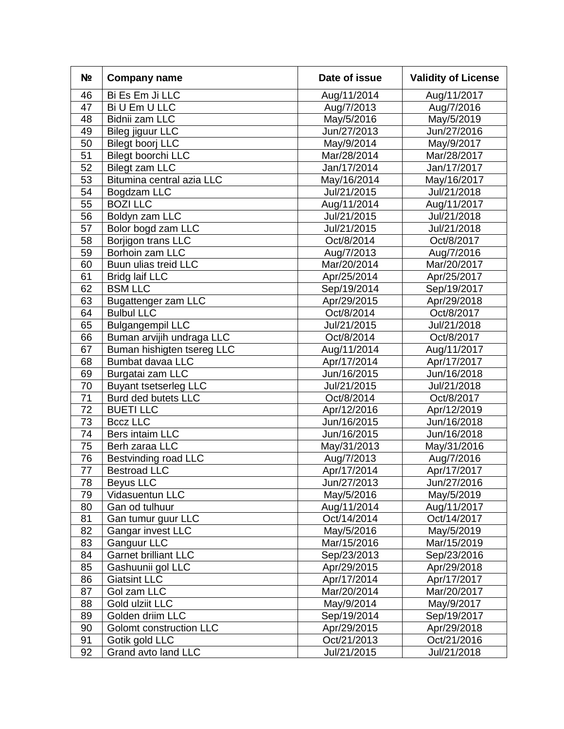| № | Company name | Date of issue | Validity of License |
|---|---|---|---|
| 46 | Bi Es Em Ji LLC | Aug/11/2014 | Aug/11/2017 |
| 47 | Bi U Em U LLC | Aug/7/2013 | Aug/7/2016 |
| 48 | Bidnii zam LLC | May/5/2016 | May/5/2019 |
| 49 | Bileg jiguur LLC | Jun/27/2013 | Jun/27/2016 |
| 50 | Bilegt boorj LLC | May/9/2014 | May/9/2017 |
| 51 | Bilegt boorchi LLC | Mar/28/2014 | Mar/28/2017 |
| 52 | Bilegt zam LLC | Jan/17/2014 | Jan/17/2017 |
| 53 | Bitumina central azia LLC | May/16/2014 | May/16/2017 |
| 54 | Bogdzam LLC | Jul/21/2015 | Jul/21/2018 |
| 55 | BOZI LLC | Aug/11/2014 | Aug/11/2017 |
| 56 | Boldyn zam LLC | Jul/21/2015 | Jul/21/2018 |
| 57 | Bolor bogd zam LLC | Jul/21/2015 | Jul/21/2018 |
| 58 | Borjigon trans LLC | Oct/8/2014 | Oct/8/2017 |
| 59 | Borhoin zam LLC | Aug/7/2013 | Aug/7/2016 |
| 60 | Buun ulias treid LLC | Mar/20/2014 | Mar/20/2017 |
| 61 | Bridg laif LLC | Apr/25/2014 | Apr/25/2017 |
| 62 | BSM LLC | Sep/19/2014 | Sep/19/2017 |
| 63 | Bugattenger zam LLC | Apr/29/2015 | Apr/29/2018 |
| 64 | Bulbul LLC | Oct/8/2014 | Oct/8/2017 |
| 65 | Bulgangempil LLC | Jul/21/2015 | Jul/21/2018 |
| 66 | Buman arvijih undraga LLC | Oct/8/2014 | Oct/8/2017 |
| 67 | Buman hishigten tsereg LLC | Aug/11/2014 | Aug/11/2017 |
| 68 | Bumbat davaa LLC | Apr/17/2014 | Apr/17/2017 |
| 69 | Burgatai zam LLC | Jun/16/2015 | Jun/16/2018 |
| 70 | Buyant tsetserleg LLC | Jul/21/2015 | Jul/21/2018 |
| 71 | Burd ded butets LLC | Oct/8/2014 | Oct/8/2017 |
| 72 | BUETI LLC | Apr/12/2016 | Apr/12/2019 |
| 73 | Bccz LLC | Jun/16/2015 | Jun/16/2018 |
| 74 | Bers intaim LLC | Jun/16/2015 | Jun/16/2018 |
| 75 | Berh zaraa LLC | May/31/2013 | May/31/2016 |
| 76 | Bestvinding road LLC | Aug/7/2013 | Aug/7/2016 |
| 77 | Bestroad LLC | Apr/17/2014 | Apr/17/2017 |
| 78 | Beyus LLC | Jun/27/2013 | Jun/27/2016 |
| 79 | Vidasuentun LLC | May/5/2016 | May/5/2019 |
| 80 | Gan od tulhuur | Aug/11/2014 | Aug/11/2017 |
| 81 | Gan tumur guur LLC | Oct/14/2014 | Oct/14/2017 |
| 82 | Gangar invest LLC | May/5/2016 | May/5/2019 |
| 83 | Ganguur LLC | Mar/15/2016 | Mar/15/2019 |
| 84 | Garnet brilliant LLC | Sep/23/2013 | Sep/23/2016 |
| 85 | Gashuunii gol LLC | Apr/29/2015 | Apr/29/2018 |
| 86 | Giatsint LLC | Apr/17/2014 | Apr/17/2017 |
| 87 | Gol zam LLC | Mar/20/2014 | Mar/20/2017 |
| 88 | Gold ulziit LLC | May/9/2014 | May/9/2017 |
| 89 | Golden driim LLC | Sep/19/2014 | Sep/19/2017 |
| 90 | Golomt construction LLC | Apr/29/2015 | Apr/29/2018 |
| 91 | Gotik gold LLC | Oct/21/2013 | Oct/21/2016 |
| 92 | Grand avto land LLC | Jul/21/2015 | Jul/21/2018 |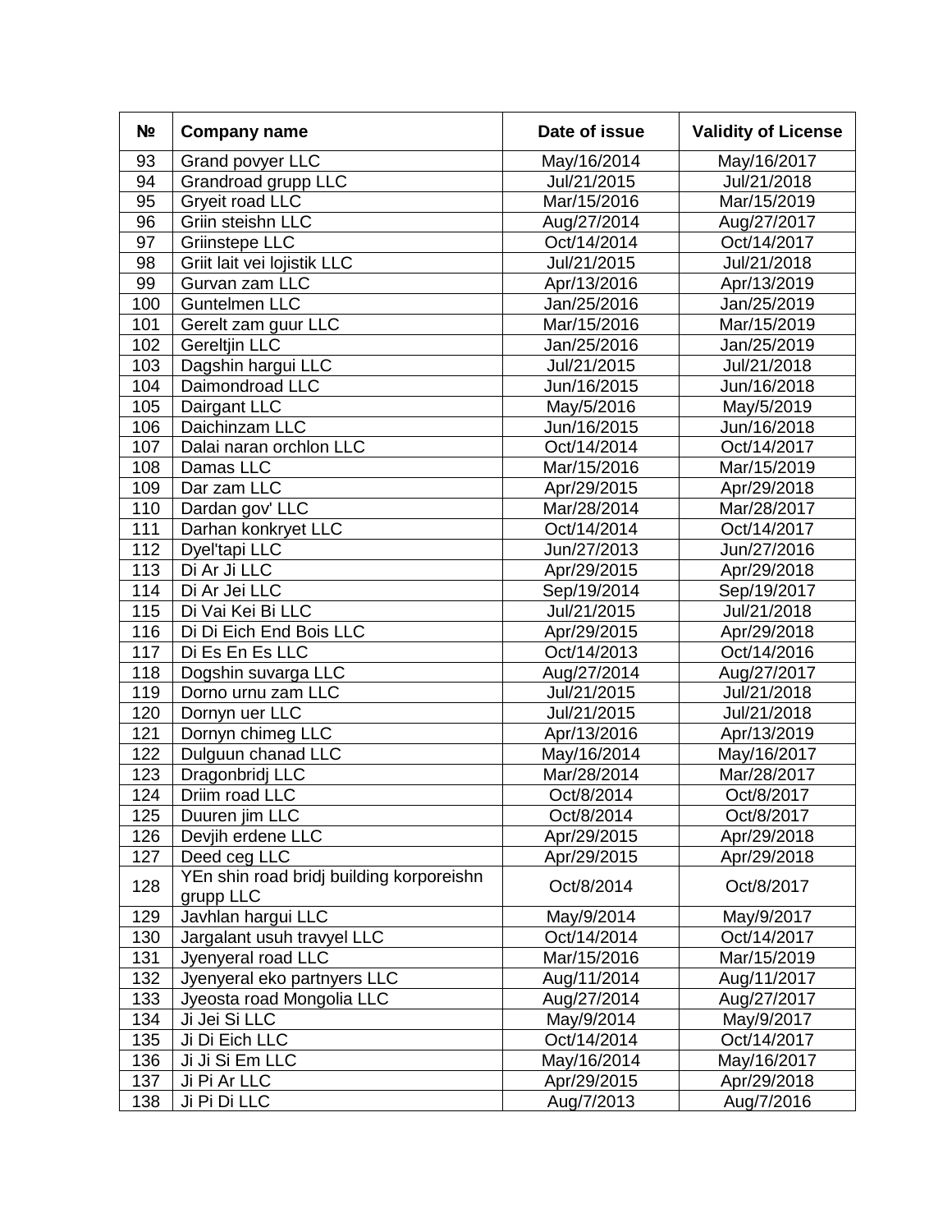| № | Company name | Date of issue | Validity of License |
|---|---|---|---|
| 93 | Grand povyer LLC | May/16/2014 | May/16/2017 |
| 94 | Grandroad grupp LLC | Jul/21/2015 | Jul/21/2018 |
| 95 | Gryeit road LLC | Mar/15/2016 | Mar/15/2019 |
| 96 | Griin steishn LLC | Aug/27/2014 | Aug/27/2017 |
| 97 | Griinstepe LLC | Oct/14/2014 | Oct/14/2017 |
| 98 | Griit lait vei lojistik LLC | Jul/21/2015 | Jul/21/2018 |
| 99 | Gurvan zam LLC | Apr/13/2016 | Apr/13/2019 |
| 100 | Guntelmen LLC | Jan/25/2016 | Jan/25/2019 |
| 101 | Gerelt zam guur LLC | Mar/15/2016 | Mar/15/2019 |
| 102 | Gereltjin LLC | Jan/25/2016 | Jan/25/2019 |
| 103 | Dagshin hargui LLC | Jul/21/2015 | Jul/21/2018 |
| 104 | Daimondroad LLC | Jun/16/2015 | Jun/16/2018 |
| 105 | Dairgant LLC | May/5/2016 | May/5/2019 |
| 106 | Daichinzam LLC | Jun/16/2015 | Jun/16/2018 |
| 107 | Dalai naran orchlon LLC | Oct/14/2014 | Oct/14/2017 |
| 108 | Damas LLC | Mar/15/2016 | Mar/15/2019 |
| 109 | Dar zam LLC | Apr/29/2015 | Apr/29/2018 |
| 110 | Dardan gov' LLC | Mar/28/2014 | Mar/28/2017 |
| 111 | Darhan konkryet LLC | Oct/14/2014 | Oct/14/2017 |
| 112 | Dyel'tapi LLC | Jun/27/2013 | Jun/27/2016 |
| 113 | Di Ar Ji LLC | Apr/29/2015 | Apr/29/2018 |
| 114 | Di Ar Jei LLC | Sep/19/2014 | Sep/19/2017 |
| 115 | Di Vai Kei Bi LLC | Jul/21/2015 | Jul/21/2018 |
| 116 | Di Di Eich End Bois LLC | Apr/29/2015 | Apr/29/2018 |
| 117 | Di Es En Es LLC | Oct/14/2013 | Oct/14/2016 |
| 118 | Dogshin suvarga LLC | Aug/27/2014 | Aug/27/2017 |
| 119 | Dorno urnu zam LLC | Jul/21/2015 | Jul/21/2018 |
| 120 | Dornyn uer LLC | Jul/21/2015 | Jul/21/2018 |
| 121 | Dornyn chimeg LLC | Apr/13/2016 | Apr/13/2019 |
| 122 | Dulguun chanad LLC | May/16/2014 | May/16/2017 |
| 123 | Dragonbridj LLC | Mar/28/2014 | Mar/28/2017 |
| 124 | Driim road LLC | Oct/8/2014 | Oct/8/2017 |
| 125 | Duuren jim LLC | Oct/8/2014 | Oct/8/2017 |
| 126 | Devjih erdene LLC | Apr/29/2015 | Apr/29/2018 |
| 127 | Deed ceg LLC | Apr/29/2015 | Apr/29/2018 |
| 128 | YEn shin road bridj building korporeishn grupp LLC | Oct/8/2014 | Oct/8/2017 |
| 129 | Javhlan hargui LLC | May/9/2014 | May/9/2017 |
| 130 | Jargalant usuh travyel LLC | Oct/14/2014 | Oct/14/2017 |
| 131 | Jyenyeral road LLC | Mar/15/2016 | Mar/15/2019 |
| 132 | Jyenyeral eko partnyers LLC | Aug/11/2014 | Aug/11/2017 |
| 133 | Jyeosta road Mongolia LLC | Aug/27/2014 | Aug/27/2017 |
| 134 | Ji Jei Si LLC | May/9/2014 | May/9/2017 |
| 135 | Ji Di Eich LLC | Oct/14/2014 | Oct/14/2017 |
| 136 | Ji Ji Si Em LLC | May/16/2014 | May/16/2017 |
| 137 | Ji Pi Ar LLC | Apr/29/2015 | Apr/29/2018 |
| 138 | Ji Pi Di LLC | Aug/7/2013 | Aug/7/2016 |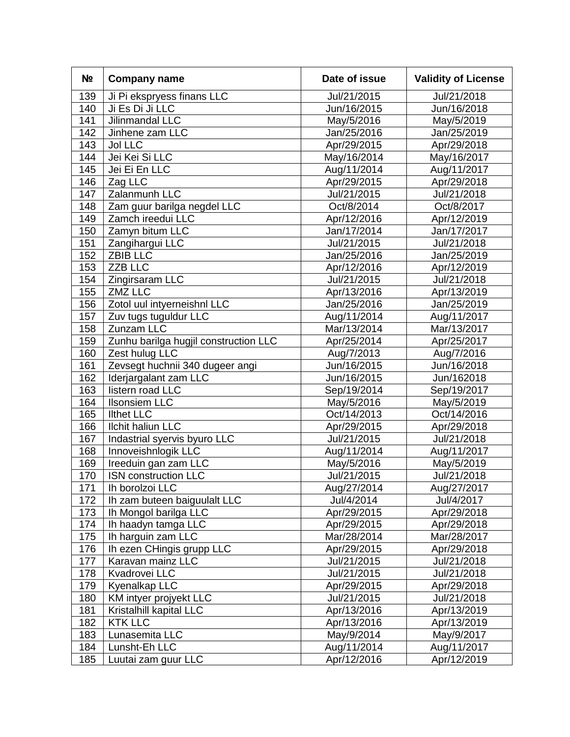| № | Company name | Date of issue | Validity of License |
|---|---|---|---|
| 139 | Ji Pi ekspryess finans LLC | Jul/21/2015 | Jul/21/2018 |
| 140 | Ji Es Di Ji LLC | Jun/16/2015 | Jun/16/2018 |
| 141 | Jilinmandal LLC | May/5/2016 | May/5/2019 |
| 142 | Jinhene zam LLC | Jan/25/2016 | Jan/25/2019 |
| 143 | Jol LLC | Apr/29/2015 | Apr/29/2018 |
| 144 | Jei Kei Si LLC | May/16/2014 | May/16/2017 |
| 145 | Jei Ei En LLC | Aug/11/2014 | Aug/11/2017 |
| 146 | Zag LLC | Apr/29/2015 | Apr/29/2018 |
| 147 | Zalanmunh LLC | Jul/21/2015 | Jul/21/2018 |
| 148 | Zam guur barilga negdel LLC | Oct/8/2014 | Oct/8/2017 |
| 149 | Zamch ireedui LLC | Apr/12/2016 | Apr/12/2019 |
| 150 | Zamyn bitum LLC | Jan/17/2014 | Jan/17/2017 |
| 151 | Zangihargui LLC | Jul/21/2015 | Jul/21/2018 |
| 152 | ZBIB LLC | Jan/25/2016 | Jan/25/2019 |
| 153 | ZZB LLC | Apr/12/2016 | Apr/12/2019 |
| 154 | Zingirsaram LLC | Jul/21/2015 | Jul/21/2018 |
| 155 | ZMZ LLC | Apr/13/2016 | Apr/13/2019 |
| 156 | Zotol uul intyerneishnl LLC | Jan/25/2016 | Jan/25/2019 |
| 157 | Zuv tugs tuguldur LLC | Aug/11/2014 | Aug/11/2017 |
| 158 | Zunzam LLC | Mar/13/2014 | Mar/13/2017 |
| 159 | Zunhu barilga hugjil construction LLC | Apr/25/2014 | Apr/25/2017 |
| 160 | Zest hulug LLC | Aug/7/2013 | Aug/7/2016 |
| 161 | Zevsegt huchnii 340 dugeer angi | Jun/16/2015 | Jun/16/2018 |
| 162 | Iderjargalant zam LLC | Jun/16/2015 | Jun/162018 |
| 163 | Iistern road LLC | Sep/19/2014 | Sep/19/2017 |
| 164 | Ilsonsiem LLC | May/5/2016 | May/5/2019 |
| 165 | Ilthet LLC | Oct/14/2013 | Oct/14/2016 |
| 166 | Ilchit haliun LLC | Apr/29/2015 | Apr/29/2018 |
| 167 | Indastrial syervis byuro LLC | Jul/21/2015 | Jul/21/2018 |
| 168 | Innoveishnlogik LLC | Aug/11/2014 | Aug/11/2017 |
| 169 | Ireeduin gan zam LLC | May/5/2016 | May/5/2019 |
| 170 | ISN construction LLC | Jul/21/2015 | Jul/21/2018 |
| 171 | Ih borolzoi LLC | Aug/27/2014 | Aug/27/2017 |
| 172 | Ih zam buteen baiguulalt LLC | Jul/4/2014 | Jul/4/2017 |
| 173 | Ih Mongol barilga LLC | Apr/29/2015 | Apr/29/2018 |
| 174 | Ih haadyn tamga LLC | Apr/29/2015 | Apr/29/2018 |
| 175 | Ih harguin zam LLC | Mar/28/2014 | Mar/28/2017 |
| 176 | Ih ezen CHingis grupp LLC | Apr/29/2015 | Apr/29/2018 |
| 177 | Karavan mainz LLC | Jul/21/2015 | Jul/21/2018 |
| 178 | Kvadrovei LLC | Jul/21/2015 | Jul/21/2018 |
| 179 | Kyenalkap LLC | Apr/29/2015 | Apr/29/2018 |
| 180 | KM intyer projyekt LLC | Jul/21/2015 | Jul/21/2018 |
| 181 | Kristalhill kapital LLC | Apr/13/2016 | Apr/13/2019 |
| 182 | KTK LLC | Apr/13/2016 | Apr/13/2019 |
| 183 | Lunasemita LLC | May/9/2014 | May/9/2017 |
| 184 | Lunsht-Eh LLC | Aug/11/2014 | Aug/11/2017 |
| 185 | Luutai zam guur LLC | Apr/12/2016 | Apr/12/2019 |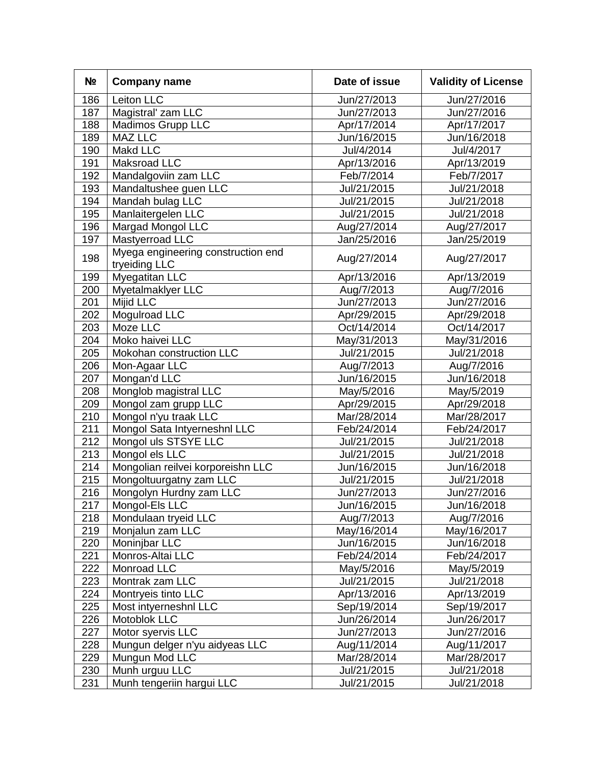| № | Company name | Date of issue | Validity of License |
| --- | --- | --- | --- |
| 186 | Leiton LLC | Jun/27/2013 | Jun/27/2016 |
| 187 | Magistral' zam LLC | Jun/27/2013 | Jun/27/2016 |
| 188 | Madimos Grupp LLC | Apr/17/2014 | Apr/17/2017 |
| 189 | MAZ LLC | Jun/16/2015 | Jun/16/2018 |
| 190 | Makd LLC | Jul/4/2014 | Jul/4/2017 |
| 191 | Maksroad LLC | Apr/13/2016 | Apr/13/2019 |
| 192 | Mandalgoviin zam LLC | Feb/7/2014 | Feb/7/2017 |
| 193 | Mandaltushee guen LLC | Jul/21/2015 | Jul/21/2018 |
| 194 | Mandah bulag LLC | Jul/21/2015 | Jul/21/2018 |
| 195 | Manlaitergelen LLC | Jul/21/2015 | Jul/21/2018 |
| 196 | Margad Mongol LLC | Aug/27/2014 | Aug/27/2017 |
| 197 | Mastyerroad LLC | Jan/25/2016 | Jan/25/2019 |
| 198 | Myega engineering construction end tryeiding LLC | Aug/27/2014 | Aug/27/2017 |
| 199 | Myegatitan LLC | Apr/13/2016 | Apr/13/2019 |
| 200 | Myetalmaklyer LLC | Aug/7/2013 | Aug/7/2016 |
| 201 | Mijid LLC | Jun/27/2013 | Jun/27/2016 |
| 202 | Mogulroad LLC | Apr/29/2015 | Apr/29/2018 |
| 203 | Moze LLC | Oct/14/2014 | Oct/14/2017 |
| 204 | Moko haivei LLC | May/31/2013 | May/31/2016 |
| 205 | Mokohan construction LLC | Jul/21/2015 | Jul/21/2018 |
| 206 | Mon-Agaar LLC | Aug/7/2013 | Aug/7/2016 |
| 207 | Mongan'd LLC | Jun/16/2015 | Jun/16/2018 |
| 208 | Monglob magistral LLC | May/5/2016 | May/5/2019 |
| 209 | Mongol zam grupp LLC | Apr/29/2015 | Apr/29/2018 |
| 210 | Mongol n'yu traak LLC | Mar/28/2014 | Mar/28/2017 |
| 211 | Mongol Sata Intyerneshnl LLC | Feb/24/2014 | Feb/24/2017 |
| 212 | Mongol uls STSYE LLC | Jul/21/2015 | Jul/21/2018 |
| 213 | Mongol els LLC | Jul/21/2015 | Jul/21/2018 |
| 214 | Mongolian reilvei korporeishn LLC | Jun/16/2015 | Jun/16/2018 |
| 215 | Mongoltuurgatny zam LLC | Jul/21/2015 | Jul/21/2018 |
| 216 | Mongolyn Hurdny zam LLC | Jun/27/2013 | Jun/27/2016 |
| 217 | Mongol-Els LLC | Jun/16/2015 | Jun/16/2018 |
| 218 | Mondulaan tryeid LLC | Aug/7/2013 | Aug/7/2016 |
| 219 | Monjalun zam LLC | May/16/2014 | May/16/2017 |
| 220 | Moninjbar LLC | Jun/16/2015 | Jun/16/2018 |
| 221 | Monros-Altai LLC | Feb/24/2014 | Feb/24/2017 |
| 222 | Monroad LLC | May/5/2016 | May/5/2019 |
| 223 | Montrak zam LLC | Jul/21/2015 | Jul/21/2018 |
| 224 | Montryeis tinto LLC | Apr/13/2016 | Apr/13/2019 |
| 225 | Most intyerneshnl LLC | Sep/19/2014 | Sep/19/2017 |
| 226 | Motoblok LLC | Jun/26/2014 | Jun/26/2017 |
| 227 | Motor syervis LLC | Jun/27/2013 | Jun/27/2016 |
| 228 | Mungun delger n'yu aidyeas LLC | Aug/11/2014 | Aug/11/2017 |
| 229 | Mungun Mod LLC | Mar/28/2014 | Mar/28/2017 |
| 230 | Munh urguu LLC | Jul/21/2015 | Jul/21/2018 |
| 231 | Munh tengeriin hargui LLC | Jul/21/2015 | Jul/21/2018 |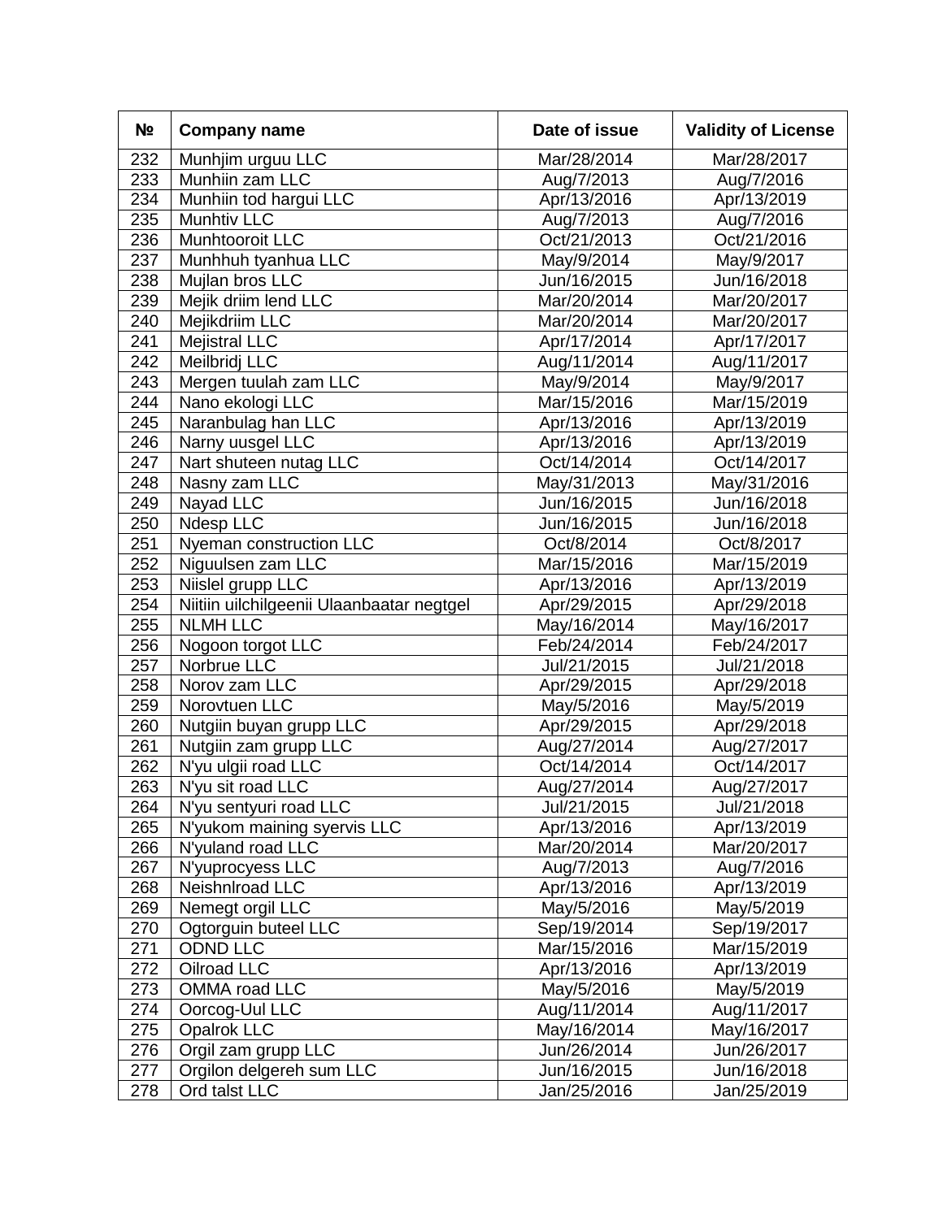| № | Company name | Date of issue | Validity of License |
|---|---|---|---|
| 232 | Munhjim urguu LLC | Mar/28/2014 | Mar/28/2017 |
| 233 | Munhiin zam LLC | Aug/7/2013 | Aug/7/2016 |
| 234 | Munhiin tod hargui LLC | Apr/13/2016 | Apr/13/2019 |
| 235 | Munhtiv LLC | Aug/7/2013 | Aug/7/2016 |
| 236 | Munhtooroit LLC | Oct/21/2013 | Oct/21/2016 |
| 237 | Munhhuh tyanhua LLC | May/9/2014 | May/9/2017 |
| 238 | Mujlan bros LLC | Jun/16/2015 | Jun/16/2018 |
| 239 | Mejik driim lend LLC | Mar/20/2014 | Mar/20/2017 |
| 240 | Mejikdriim LLC | Mar/20/2014 | Mar/20/2017 |
| 241 | Mejistral LLC | Apr/17/2014 | Apr/17/2017 |
| 242 | Meilbridj LLC | Aug/11/2014 | Aug/11/2017 |
| 243 | Mergen tuulah zam LLC | May/9/2014 | May/9/2017 |
| 244 | Nano ekologi LLC | Mar/15/2016 | Mar/15/2019 |
| 245 | Naranbulag han LLC | Apr/13/2016 | Apr/13/2019 |
| 246 | Narny uusgel LLC | Apr/13/2016 | Apr/13/2019 |
| 247 | Nart shuteen nutag LLC | Oct/14/2014 | Oct/14/2017 |
| 248 | Nasny zam LLC | May/31/2013 | May/31/2016 |
| 249 | Nayad LLC | Jun/16/2015 | Jun/16/2018 |
| 250 | Ndesp LLC | Jun/16/2015 | Jun/16/2018 |
| 251 | Nyeman construction LLC | Oct/8/2014 | Oct/8/2017 |
| 252 | Niguulsen zam LLC | Mar/15/2016 | Mar/15/2019 |
| 253 | Niislel grupp LLC | Apr/13/2016 | Apr/13/2019 |
| 254 | Niitiin uilchilgeenii Ulaanbaatar negtgel | Apr/29/2015 | Apr/29/2018 |
| 255 | NLMH LLC | May/16/2014 | May/16/2017 |
| 256 | Nogoon torgot LLC | Feb/24/2014 | Feb/24/2017 |
| 257 | Norbrue LLC | Jul/21/2015 | Jul/21/2018 |
| 258 | Norov zam LLC | Apr/29/2015 | Apr/29/2018 |
| 259 | Norovtuen LLC | May/5/2016 | May/5/2019 |
| 260 | Nutgiin buyan grupp LLC | Apr/29/2015 | Apr/29/2018 |
| 261 | Nutgiin zam grupp LLC | Aug/27/2014 | Aug/27/2017 |
| 262 | N'yu ulgii road LLC | Oct/14/2014 | Oct/14/2017 |
| 263 | N'yu sit road LLC | Aug/27/2014 | Aug/27/2017 |
| 264 | N'yu sentyuri road LLC | Jul/21/2015 | Jul/21/2018 |
| 265 | N'yukom maining syervis LLC | Apr/13/2016 | Apr/13/2019 |
| 266 | N'yuland road LLC | Mar/20/2014 | Mar/20/2017 |
| 267 | N'yuprocyess LLC | Aug/7/2013 | Aug/7/2016 |
| 268 | Neishnlroad LLC | Apr/13/2016 | Apr/13/2019 |
| 269 | Nemegt orgil LLC | May/5/2016 | May/5/2019 |
| 270 | Ogtorguin buteel LLC | Sep/19/2014 | Sep/19/2017 |
| 271 | ODND LLC | Mar/15/2016 | Mar/15/2019 |
| 272 | Oilroad LLC | Apr/13/2016 | Apr/13/2019 |
| 273 | OMMA road LLC | May/5/2016 | May/5/2019 |
| 274 | Oorcog-Uul LLC | Aug/11/2014 | Aug/11/2017 |
| 275 | Opalrok LLC | May/16/2014 | May/16/2017 |
| 276 | Orgil zam grupp LLC | Jun/26/2014 | Jun/26/2017 |
| 277 | Orgilon delgereh sum LLC | Jun/16/2015 | Jun/16/2018 |
| 278 | Ord talst LLC | Jan/25/2016 | Jan/25/2019 |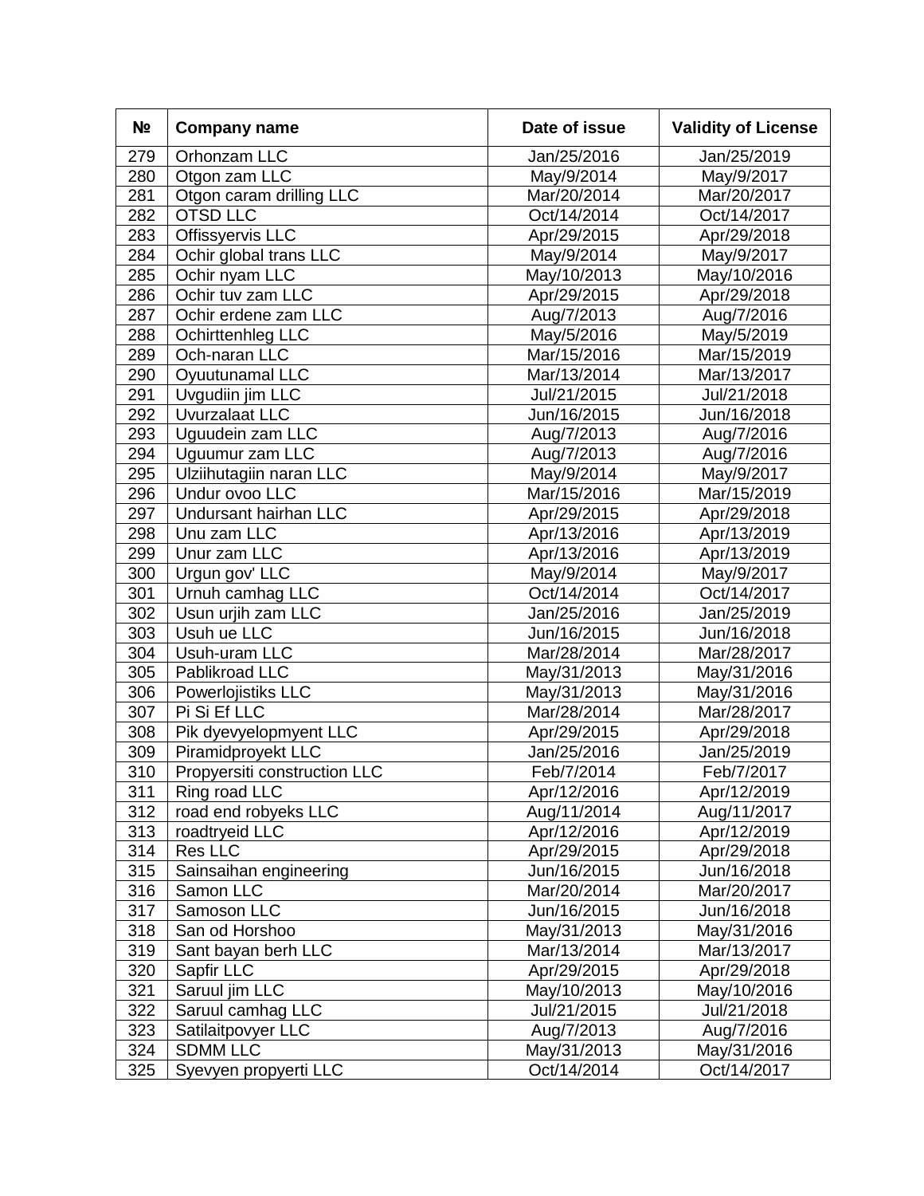| № | Company name | Date of issue | Validity of License |
|---|---|---|---|
| 279 | Orhonzam LLC | Jan/25/2016 | Jan/25/2019 |
| 280 | Otgon zam LLC | May/9/2014 | May/9/2017 |
| 281 | Otgon caram drilling LLC | Mar/20/2014 | Mar/20/2017 |
| 282 | OTSD LLC | Oct/14/2014 | Oct/14/2017 |
| 283 | Offissyervis LLC | Apr/29/2015 | Apr/29/2018 |
| 284 | Ochir global trans LLC | May/9/2014 | May/9/2017 |
| 285 | Ochir nyam LLC | May/10/2013 | May/10/2016 |
| 286 | Ochir tuv zam LLC | Apr/29/2015 | Apr/29/2018 |
| 287 | Ochir erdene zam LLC | Aug/7/2013 | Aug/7/2016 |
| 288 | Ochirttenhleg LLC | May/5/2016 | May/5/2019 |
| 289 | Och-naran LLC | Mar/15/2016 | Mar/15/2019 |
| 290 | Oyuutunamal LLC | Mar/13/2014 | Mar/13/2017 |
| 291 | Uvgudiin jim LLC | Jul/21/2015 | Jul/21/2018 |
| 292 | Uvurzalaat LLC | Jun/16/2015 | Jun/16/2018 |
| 293 | Uguudein zam LLC | Aug/7/2013 | Aug/7/2016 |
| 294 | Uguumur zam LLC | Aug/7/2013 | Aug/7/2016 |
| 295 | Ulziihutagiin naran LLC | May/9/2014 | May/9/2017 |
| 296 | Undur ovoo LLC | Mar/15/2016 | Mar/15/2019 |
| 297 | Undursant hairhan LLC | Apr/29/2015 | Apr/29/2018 |
| 298 | Unu zam LLC | Apr/13/2016 | Apr/13/2019 |
| 299 | Unur zam LLC | Apr/13/2016 | Apr/13/2019 |
| 300 | Urgun gov' LLC | May/9/2014 | May/9/2017 |
| 301 | Urnuh camhag LLC | Oct/14/2014 | Oct/14/2017 |
| 302 | Usun urjih zam LLC | Jan/25/2016 | Jan/25/2019 |
| 303 | Usuh ue LLC | Jun/16/2015 | Jun/16/2018 |
| 304 | Usuh-uram LLC | Mar/28/2014 | Mar/28/2017 |
| 305 | Pablikroad LLC | May/31/2013 | May/31/2016 |
| 306 | Powerlojistiks LLC | May/31/2013 | May/31/2016 |
| 307 | Pi Si Ef LLC | Mar/28/2014 | Mar/28/2017 |
| 308 | Pik dyevyelopmyent LLC | Apr/29/2015 | Apr/29/2018 |
| 309 | Piramidproyekt LLC | Jan/25/2016 | Jan/25/2019 |
| 310 | Propyersiti construction LLC | Feb/7/2014 | Feb/7/2017 |
| 311 | Ring road LLC | Apr/12/2016 | Apr/12/2019 |
| 312 | road end robyeks LLC | Aug/11/2014 | Aug/11/2017 |
| 313 | roadtryeid LLC | Apr/12/2016 | Apr/12/2019 |
| 314 | Res LLC | Apr/29/2015 | Apr/29/2018 |
| 315 | Sainsaihan engineering | Jun/16/2015 | Jun/16/2018 |
| 316 | Samon LLC | Mar/20/2014 | Mar/20/2017 |
| 317 | Samoson LLC | Jun/16/2015 | Jun/16/2018 |
| 318 | San od Horshoo | May/31/2013 | May/31/2016 |
| 319 | Sant bayan berh LLC | Mar/13/2014 | Mar/13/2017 |
| 320 | Sapfir LLC | Apr/29/2015 | Apr/29/2018 |
| 321 | Saruul jim LLC | May/10/2013 | May/10/2016 |
| 322 | Saruul camhag LLC | Jul/21/2015 | Jul/21/2018 |
| 323 | Satilaitpovyer LLC | Aug/7/2013 | Aug/7/2016 |
| 324 | SDMM LLC | May/31/2013 | May/31/2016 |
| 325 | Syevyen propyerti LLC | Oct/14/2014 | Oct/14/2017 |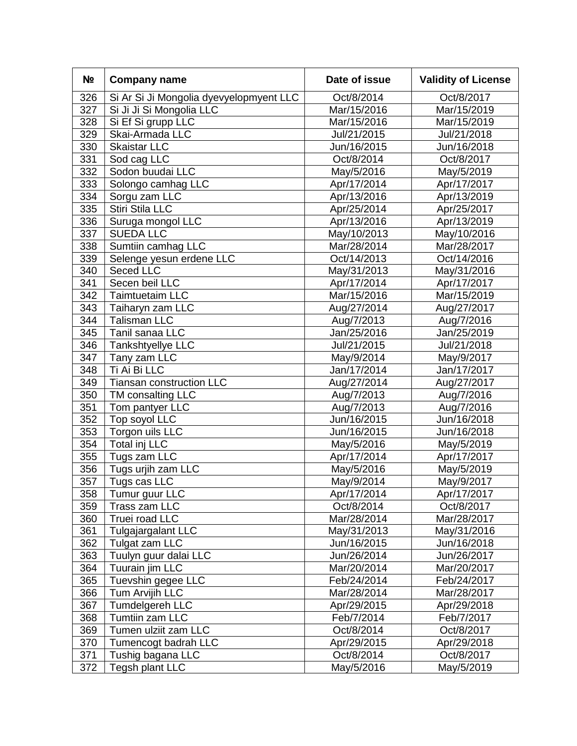| № | Company name | Date of issue | Validity of License |
|---|---|---|---|
| 326 | Si Ar Si Ji Mongolia dyevyelopmyent LLC | Oct/8/2014 | Oct/8/2017 |
| 327 | Si Ji Ji Si Mongolia LLC | Mar/15/2016 | Mar/15/2019 |
| 328 | Si Ef Si grupp LLC | Mar/15/2016 | Mar/15/2019 |
| 329 | Skai-Armada LLC | Jul/21/2015 | Jul/21/2018 |
| 330 | Skaistar LLC | Jun/16/2015 | Jun/16/2018 |
| 331 | Sod cag LLC | Oct/8/2014 | Oct/8/2017 |
| 332 | Sodon buudai LLC | May/5/2016 | May/5/2019 |
| 333 | Solongo camhag LLC | Apr/17/2014 | Apr/17/2017 |
| 334 | Sorgu zam LLC | Apr/13/2016 | Apr/13/2019 |
| 335 | Stiri Stila LLC | Apr/25/2014 | Apr/25/2017 |
| 336 | Suruga mongol LLC | Apr/13/2016 | Apr/13/2019 |
| 337 | SUEDA LLC | May/10/2013 | May/10/2016 |
| 338 | Sumtiin camhag LLC | Mar/28/2014 | Mar/28/2017 |
| 339 | Selenge yesun erdene LLC | Oct/14/2013 | Oct/14/2016 |
| 340 | Seced LLC | May/31/2013 | May/31/2016 |
| 341 | Secen beil LLC | Apr/17/2014 | Apr/17/2017 |
| 342 | Taimtuetaim LLC | Mar/15/2016 | Mar/15/2019 |
| 343 | Taiharyn zam LLC | Aug/27/2014 | Aug/27/2017 |
| 344 | Talisman LLC | Aug/7/2013 | Aug/7/2016 |
| 345 | Tanil sanaa LLC | Jan/25/2016 | Jan/25/2019 |
| 346 | Tankshtyellye LLC | Jul/21/2015 | Jul/21/2018 |
| 347 | Tany zam LLC | May/9/2014 | May/9/2017 |
| 348 | Ti Ai Bi LLC | Jan/17/2014 | Jan/17/2017 |
| 349 | Tiansan construction LLC | Aug/27/2014 | Aug/27/2017 |
| 350 | TM consalting LLC | Aug/7/2013 | Aug/7/2016 |
| 351 | Tom pantyer LLC | Aug/7/2013 | Aug/7/2016 |
| 352 | Top soyol LLC | Jun/16/2015 | Jun/16/2018 |
| 353 | Torgon uils LLC | Jun/16/2015 | Jun/16/2018 |
| 354 | Total inj LLC | May/5/2016 | May/5/2019 |
| 355 | Tugs zam LLC | Apr/17/2014 | Apr/17/2017 |
| 356 | Tugs urjih zam LLC | May/5/2016 | May/5/2019 |
| 357 | Tugs cas LLC | May/9/2014 | May/9/2017 |
| 358 | Tumur guur LLC | Apr/17/2014 | Apr/17/2017 |
| 359 | Trass zam LLC | Oct/8/2014 | Oct/8/2017 |
| 360 | Truei road LLC | Mar/28/2014 | Mar/28/2017 |
| 361 | Tulgajargalant LLC | May/31/2013 | May/31/2016 |
| 362 | Tulgat zam LLC | Jun/16/2015 | Jun/16/2018 |
| 363 | Tuulyn guur dalai LLC | Jun/26/2014 | Jun/26/2017 |
| 364 | Tuurain jim LLC | Mar/20/2014 | Mar/20/2017 |
| 365 | Tuevshin gegee LLC | Feb/24/2014 | Feb/24/2017 |
| 366 | Tum Arvijih LLC | Mar/28/2014 | Mar/28/2017 |
| 367 | Tumdelgereh LLC | Apr/29/2015 | Apr/29/2018 |
| 368 | Tumtiin zam LLC | Feb/7/2014 | Feb/7/2017 |
| 369 | Tumen ulziit zam LLC | Oct/8/2014 | Oct/8/2017 |
| 370 | Tumencogt badrah LLC | Apr/29/2015 | Apr/29/2018 |
| 371 | Tushig bagana LLC | Oct/8/2014 | Oct/8/2017 |
| 372 | Tegsh plant LLC | May/5/2016 | May/5/2019 |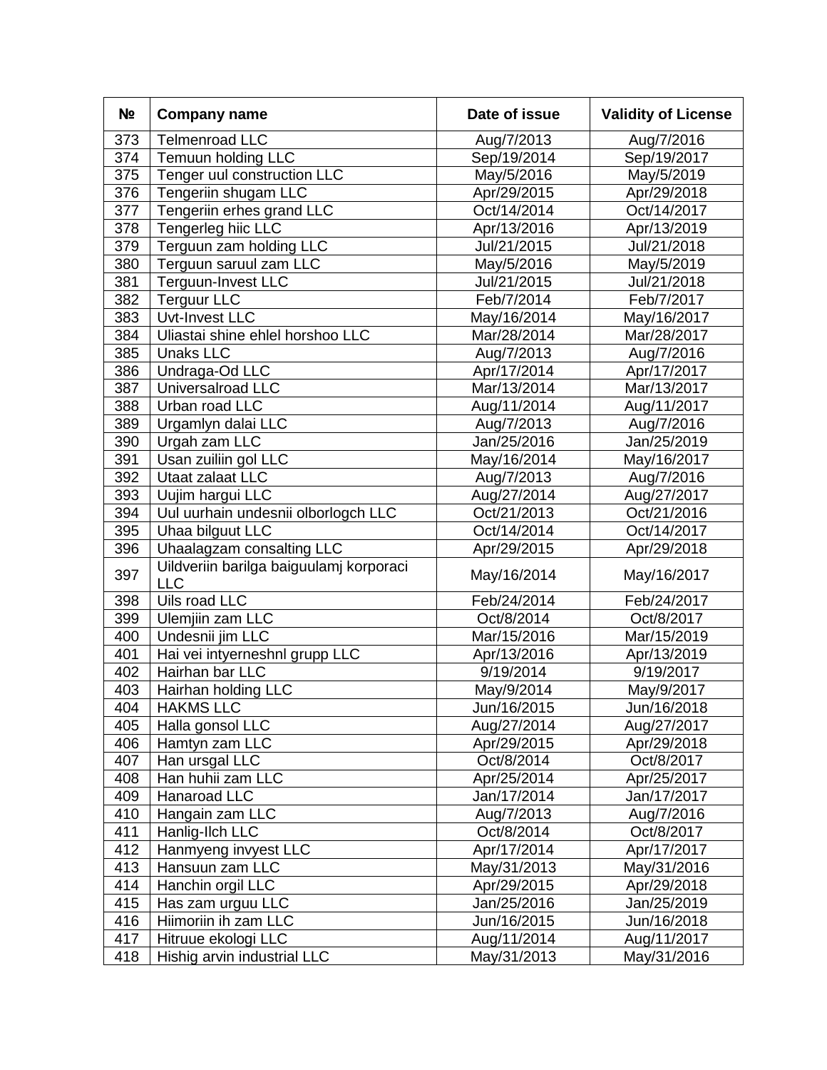| № | Company name | Date of issue | Validity of License |
|---|---|---|---|
| 373 | Telmenroad LLC | Aug/7/2013 | Aug/7/2016 |
| 374 | Temuun holding LLC | Sep/19/2014 | Sep/19/2017 |
| 375 | Tenger uul construction LLC | May/5/2016 | May/5/2019 |
| 376 | Tengeriin shugam LLC | Apr/29/2015 | Apr/29/2018 |
| 377 | Tengeriin erhes grand LLC | Oct/14/2014 | Oct/14/2017 |
| 378 | Tengerleg hiic LLC | Apr/13/2016 | Apr/13/2019 |
| 379 | Terguun zam holding LLC | Jul/21/2015 | Jul/21/2018 |
| 380 | Terguun saruul zam LLC | May/5/2016 | May/5/2019 |
| 381 | Terguun-Invest LLC | Jul/21/2015 | Jul/21/2018 |
| 382 | Terguur LLC | Feb/7/2014 | Feb/7/2017 |
| 383 | Uvt-Invest LLC | May/16/2014 | May/16/2017 |
| 384 | Uliastai shine ehlel horshoo LLC | Mar/28/2014 | Mar/28/2017 |
| 385 | Unaks LLC | Aug/7/2013 | Aug/7/2016 |
| 386 | Undraga-Od LLC | Apr/17/2014 | Apr/17/2017 |
| 387 | Universalroad LLC | Mar/13/2014 | Mar/13/2017 |
| 388 | Urban road LLC | Aug/11/2014 | Aug/11/2017 |
| 389 | Urgamlyn dalai LLC | Aug/7/2013 | Aug/7/2016 |
| 390 | Urgah zam LLC | Jan/25/2016 | Jan/25/2019 |
| 391 | Usan zuiliin gol LLC | May/16/2014 | May/16/2017 |
| 392 | Utaat zalaat LLC | Aug/7/2013 | Aug/7/2016 |
| 393 | Uujim hargui LLC | Aug/27/2014 | Aug/27/2017 |
| 394 | Uul uurhain undesnii olborlogch LLC | Oct/21/2013 | Oct/21/2016 |
| 395 | Uhaa bilguut LLC | Oct/14/2014 | Oct/14/2017 |
| 396 | Uhaalagzam consalting LLC | Apr/29/2015 | Apr/29/2018 |
| 397 | Uildveriin barilga baiguulamj korporaci LLC | May/16/2014 | May/16/2017 |
| 398 | Uils road LLC | Feb/24/2014 | Feb/24/2017 |
| 399 | Ulemjiin zam LLC | Oct/8/2014 | Oct/8/2017 |
| 400 | Undesnii jim LLC | Mar/15/2016 | Mar/15/2019 |
| 401 | Hai vei intyerneshnl grupp LLC | Apr/13/2016 | Apr/13/2019 |
| 402 | Hairhan bar LLC | 9/19/2014 | 9/19/2017 |
| 403 | Hairhan holding LLC | May/9/2014 | May/9/2017 |
| 404 | HAKMS LLC | Jun/16/2015 | Jun/16/2018 |
| 405 | Halla gonsol LLC | Aug/27/2014 | Aug/27/2017 |
| 406 | Hamtyn zam LLC | Apr/29/2015 | Apr/29/2018 |
| 407 | Han ursgal LLC | Oct/8/2014 | Oct/8/2017 |
| 408 | Han huhii zam LLC | Apr/25/2014 | Apr/25/2017 |
| 409 | Hanaroad LLC | Jan/17/2014 | Jan/17/2017 |
| 410 | Hangain zam LLC | Aug/7/2013 | Aug/7/2016 |
| 411 | Hanlig-Ilch LLC | Oct/8/2014 | Oct/8/2017 |
| 412 | Hanmyeng invyest LLC | Apr/17/2014 | Apr/17/2017 |
| 413 | Hansuun zam LLC | May/31/2013 | May/31/2016 |
| 414 | Hanchin orgil LLC | Apr/29/2015 | Apr/29/2018 |
| 415 | Has zam urguu LLC | Jan/25/2016 | Jan/25/2019 |
| 416 | Hiimoriin ih zam LLC | Jun/16/2015 | Jun/16/2018 |
| 417 | Hitruue ekologi LLC | Aug/11/2014 | Aug/11/2017 |
| 418 | Hishig arvin industrial LLC | May/31/2013 | May/31/2016 |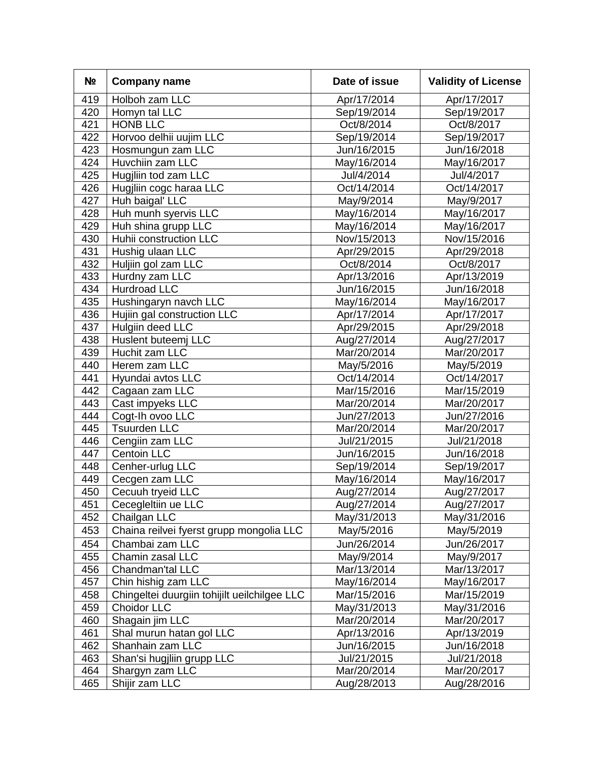| № | Company name | Date of issue | Validity of License |
|---|---|---|---|
| 419 | Holboh zam LLC | Apr/17/2014 | Apr/17/2017 |
| 420 | Homyn tal LLC | Sep/19/2014 | Sep/19/2017 |
| 421 | HONB LLC | Oct/8/2014 | Oct/8/2017 |
| 422 | Horvoo delhii uujim LLC | Sep/19/2014 | Sep/19/2017 |
| 423 | Hosmungun zam LLC | Jun/16/2015 | Jun/16/2018 |
| 424 | Huvchiin zam LLC | May/16/2014 | May/16/2017 |
| 425 | Hugjliin tod zam LLC | Jul/4/2014 | Jul/4/2017 |
| 426 | Hugjliin cogc haraa LLC | Oct/14/2014 | Oct/14/2017 |
| 427 | Huh baigal' LLC | May/9/2014 | May/9/2017 |
| 428 | Huh munh syervis LLC | May/16/2014 | May/16/2017 |
| 429 | Huh shina grupp LLC | May/16/2014 | May/16/2017 |
| 430 | Huhii construction LLC | Nov/15/2013 | Nov/15/2016 |
| 431 | Hushig ulaan LLC | Apr/29/2015 | Apr/29/2018 |
| 432 | Huljiin gol zam LLC | Oct/8/2014 | Oct/8/2017 |
| 433 | Hurdny zam LLC | Apr/13/2016 | Apr/13/2019 |
| 434 | Hurdroad LLC | Jun/16/2015 | Jun/16/2018 |
| 435 | Hushingaryn navch LLC | May/16/2014 | May/16/2017 |
| 436 | Hujiin gal construction LLC | Apr/17/2014 | Apr/17/2017 |
| 437 | Hulgiin deed LLC | Apr/29/2015 | Apr/29/2018 |
| 438 | Huslent buteemj LLC | Aug/27/2014 | Aug/27/2017 |
| 439 | Huchit zam LLC | Mar/20/2014 | Mar/20/2017 |
| 440 | Herem zam LLC | May/5/2016 | May/5/2019 |
| 441 | Hyundai avtos LLC | Oct/14/2014 | Oct/14/2017 |
| 442 | Cagaan zam LLC | Mar/15/2016 | Mar/15/2019 |
| 443 | Cast impyeks LLC | Mar/20/2014 | Mar/20/2017 |
| 444 | Cogt-Ih ovoo LLC | Jun/27/2013 | Jun/27/2016 |
| 445 | Tsuurden LLC | Mar/20/2014 | Mar/20/2017 |
| 446 | Cengiin zam LLC | Jul/21/2015 | Jul/21/2018 |
| 447 | Centoin LLC | Jun/16/2015 | Jun/16/2018 |
| 448 | Cenher-urlug LLC | Sep/19/2014 | Sep/19/2017 |
| 449 | Cecgen zam LLC | May/16/2014 | May/16/2017 |
| 450 | Cecuuh tryeid LLC | Aug/27/2014 | Aug/27/2017 |
| 451 | Cecegleltiin ue LLC | Aug/27/2014 | Aug/27/2017 |
| 452 | Chailgan LLC | May/31/2013 | May/31/2016 |
| 453 | Chaina reilvei fyerst grupp mongolia LLC | May/5/2016 | May/5/2019 |
| 454 | Chambai zam LLC | Jun/26/2014 | Jun/26/2017 |
| 455 | Chamin zasal LLC | May/9/2014 | May/9/2017 |
| 456 | Chandman'tal LLC | Mar/13/2014 | Mar/13/2017 |
| 457 | Chin hishig zam LLC | May/16/2014 | May/16/2017 |
| 458 | Chingeltei duurgiin tohijilt ueilchilgee LLC | Mar/15/2016 | Mar/15/2019 |
| 459 | Choidor LLC | May/31/2013 | May/31/2016 |
| 460 | Shagain jim LLC | Mar/20/2014 | Mar/20/2017 |
| 461 | Shal murun hatan gol LLC | Apr/13/2016 | Apr/13/2019 |
| 462 | Shanhain zam LLC | Jun/16/2015 | Jun/16/2018 |
| 463 | Shan'si hugjliin grupp LLC | Jul/21/2015 | Jul/21/2018 |
| 464 | Shargyn zam LLC | Mar/20/2014 | Mar/20/2017 |
| 465 | Shijir zam LLC | Aug/28/2013 | Aug/28/2016 |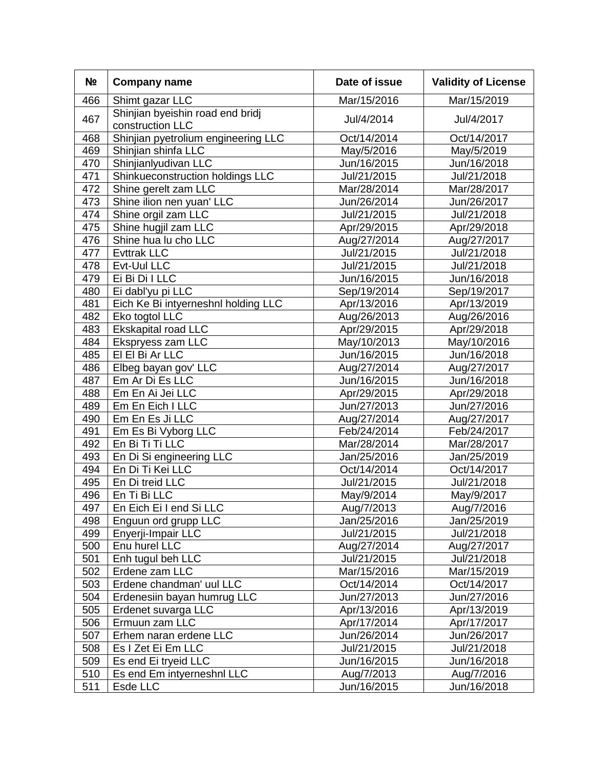| № | Company name | Date of issue | Validity of License |
|---|---|---|---|
| 466 | Shimt gazar LLC | Mar/15/2016 | Mar/15/2019 |
| 467 | Shinjian byeishin road end bridj construction LLC | Jul/4/2014 | Jul/4/2017 |
| 468 | Shinjian pyetrolium engineering LLC | Oct/14/2014 | Oct/14/2017 |
| 469 | Shinjian shinfa LLC | May/5/2016 | May/5/2019 |
| 470 | Shinjianlyudivan LLC | Jun/16/2015 | Jun/16/2018 |
| 471 | Shinkueconstruction holdings LLC | Jul/21/2015 | Jul/21/2018 |
| 472 | Shine gerelt zam LLC | Mar/28/2014 | Mar/28/2017 |
| 473 | Shine ilion nen yuan' LLC | Jun/26/2014 | Jun/26/2017 |
| 474 | Shine orgil zam LLC | Jul/21/2015 | Jul/21/2018 |
| 475 | Shine hugjil zam LLC | Apr/29/2015 | Apr/29/2018 |
| 476 | Shine hua lu cho LLC | Aug/27/2014 | Aug/27/2017 |
| 477 | Evttrak LLC | Jul/21/2015 | Jul/21/2018 |
| 478 | Evt-Uul LLC | Jul/21/2015 | Jul/21/2018 |
| 479 | Ei Bi Di I LLC | Jun/16/2015 | Jun/16/2018 |
| 480 | Ei dabl'yu pi LLC | Sep/19/2014 | Sep/19/2017 |
| 481 | Eich Ke Bi intyerneshnl holding LLC | Apr/13/2016 | Apr/13/2019 |
| 482 | Eko togtol LLC | Aug/26/2013 | Aug/26/2016 |
| 483 | Ekskapital road LLC | Apr/29/2015 | Apr/29/2018 |
| 484 | Ekspryess zam LLC | May/10/2013 | May/10/2016 |
| 485 | El El Bi Ar LLC | Jun/16/2015 | Jun/16/2018 |
| 486 | Elbeg bayan gov' LLC | Aug/27/2014 | Aug/27/2017 |
| 487 | Em Ar Di Es LLC | Jun/16/2015 | Jun/16/2018 |
| 488 | Em En Ai Jei LLC | Apr/29/2015 | Apr/29/2018 |
| 489 | Em En Eich I LLC | Jun/27/2013 | Jun/27/2016 |
| 490 | Em En Es Ji LLC | Aug/27/2014 | Aug/27/2017 |
| 491 | Em Es Bi Vyborg LLC | Feb/24/2014 | Feb/24/2017 |
| 492 | En Bi Ti Ti LLC | Mar/28/2014 | Mar/28/2017 |
| 493 | En Di Si engineering LLC | Jan/25/2016 | Jan/25/2019 |
| 494 | En Di Ti Kei LLC | Oct/14/2014 | Oct/14/2017 |
| 495 | En Di treid LLC | Jul/21/2015 | Jul/21/2018 |
| 496 | En Ti Bi LLC | May/9/2014 | May/9/2017 |
| 497 | En Eich Ei I end Si LLC | Aug/7/2013 | Aug/7/2016 |
| 498 | Enguun ord grupp LLC | Jan/25/2016 | Jan/25/2019 |
| 499 | Enyerji-Impair LLC | Jul/21/2015 | Jul/21/2018 |
| 500 | Enu hurel LLC | Aug/27/2014 | Aug/27/2017 |
| 501 | Enh tugul beh LLC | Jul/21/2015 | Jul/21/2018 |
| 502 | Erdene zam LLC | Mar/15/2016 | Mar/15/2019 |
| 503 | Erdene chandman' uul LLC | Oct/14/2014 | Oct/14/2017 |
| 504 | Erdenesiin bayan humrug LLC | Jun/27/2013 | Jun/27/2016 |
| 505 | Erdenet suvarga LLC | Apr/13/2016 | Apr/13/2019 |
| 506 | Ermuun zam LLC | Apr/17/2014 | Apr/17/2017 |
| 507 | Erhem naran erdene LLC | Jun/26/2014 | Jun/26/2017 |
| 508 | Es I Zet Ei Em LLC | Jul/21/2015 | Jul/21/2018 |
| 509 | Es end Ei tryeid LLC | Jun/16/2015 | Jun/16/2018 |
| 510 | Es end Em intyerneshnl LLC | Aug/7/2013 | Aug/7/2016 |
| 511 | Esde LLC | Jun/16/2015 | Jun/16/2018 |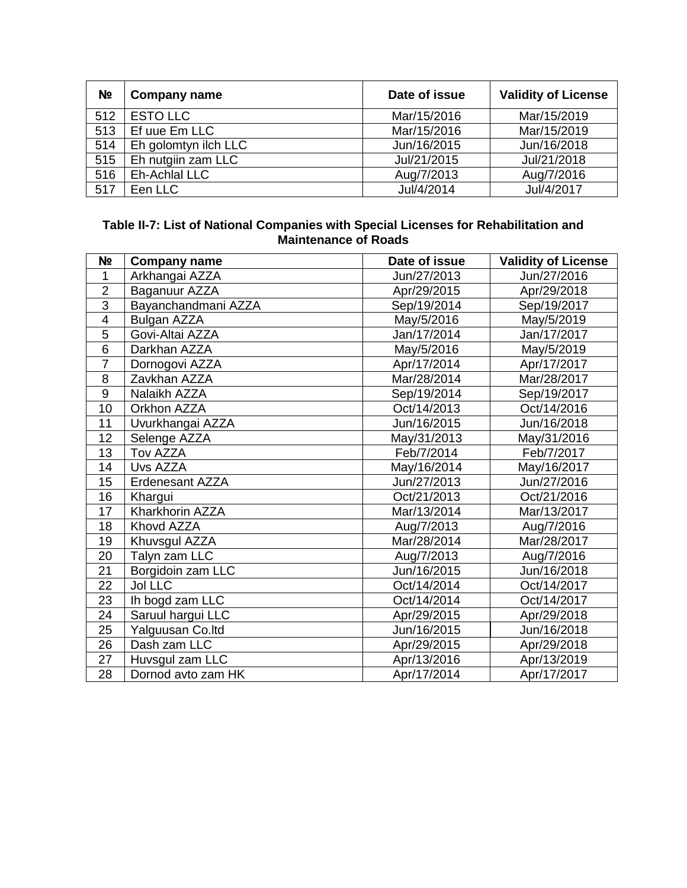| № | Company name | Date of issue | Validity of License |
|---|---|---|---|
| 512 | ESTO LLC | Mar/15/2016 | Mar/15/2019 |
| 513 | Ef uue Em LLC | Mar/15/2016 | Mar/15/2019 |
| 514 | Eh golomtyn ilch LLC | Jun/16/2015 | Jun/16/2018 |
| 515 | Eh nutgiin zam LLC | Jul/21/2015 | Jul/21/2018 |
| 516 | Eh-Achlal LLC | Aug/7/2013 | Aug/7/2016 |
| 517 | Een LLC | Jul/4/2014 | Jul/4/2017 |

**Table II-7: List of National Companies with Special Licenses for Rehabilitation and Maintenance of Roads**

| № | Company name | Date of issue | Validity of License |
|---|---|---|---|
| 1 | Arkhangai AZZA | Jun/27/2013 | Jun/27/2016 |
| 2 | Baganuur AZZA | Apr/29/2015 | Apr/29/2018 |
| 3 | Bayanchandmani AZZA | Sep/19/2014 | Sep/19/2017 |
| 4 | Bulgan AZZA | May/5/2016 | May/5/2019 |
| 5 | Govi-Altai AZZA | Jan/17/2014 | Jan/17/2017 |
| 6 | Darkhan AZZA | May/5/2016 | May/5/2019 |
| 7 | Dornogovi AZZA | Apr/17/2014 | Apr/17/2017 |
| 8 | Zavkhan AZZA | Mar/28/2014 | Mar/28/2017 |
| 9 | Nalaikh AZZA | Sep/19/2014 | Sep/19/2017 |
| 10 | Orkhon AZZA | Oct/14/2013 | Oct/14/2016 |
| 11 | Uvurkhangai AZZA | Jun/16/2015 | Jun/16/2018 |
| 12 | Selenge AZZA | May/31/2013 | May/31/2016 |
| 13 | Tov AZZA | Feb/7/2014 | Feb/7/2017 |
| 14 | Uvs AZZA | May/16/2014 | May/16/2017 |
| 15 | Erdenesant AZZA | Jun/27/2013 | Jun/27/2016 |
| 16 | Khargui | Oct/21/2013 | Oct/21/2016 |
| 17 | Kharkhorin AZZA | Mar/13/2014 | Mar/13/2017 |
| 18 | Khovd AZZA | Aug/7/2013 | Aug/7/2016 |
| 19 | Khuvsgul AZZA | Mar/28/2014 | Mar/28/2017 |
| 20 | Talyn zam LLC | Aug/7/2013 | Aug/7/2016 |
| 21 | Borgidoin zam LLC | Jun/16/2015 | Jun/16/2018 |
| 22 | Jol LLC | Oct/14/2014 | Oct/14/2017 |
| 23 | Ih bogd zam LLC | Oct/14/2014 | Oct/14/2017 |
| 24 | Saruul hargui LLC | Apr/29/2015 | Apr/29/2018 |
| 25 | Yalguusan Co.ltd | Jun/16/2015 | Jun/16/2018 |
| 26 | Dash zam LLC | Apr/29/2015 | Apr/29/2018 |
| 27 | Huvsgul zam LLC | Apr/13/2016 | Apr/13/2019 |
| 28 | Dornod avto zam HK | Apr/17/2014 | Apr/17/2017 |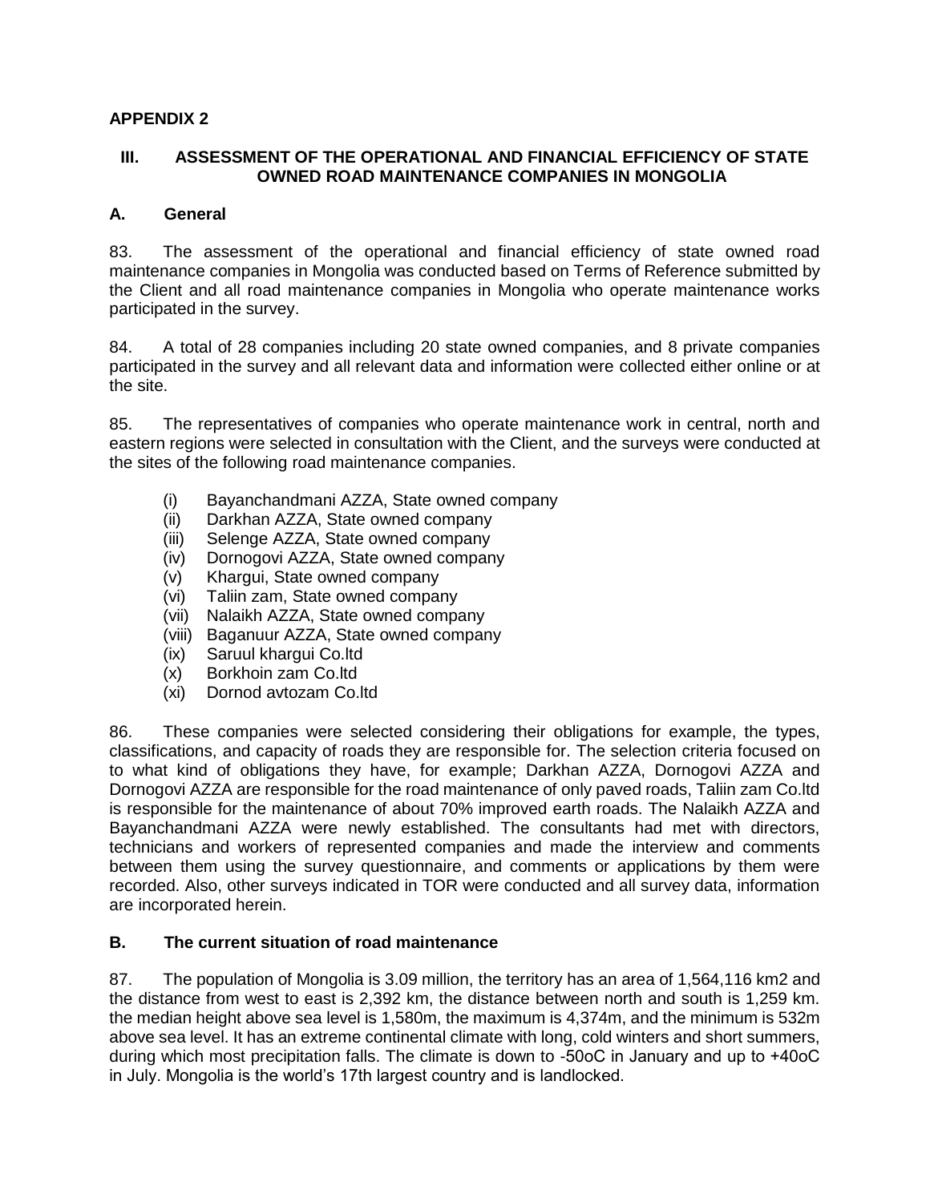## APPENDIX 2

### III. ASSESSMENT OF THE OPERATIONAL AND FINANCIAL EFFICIENCY OF STATE OWNED ROAD MAINTENANCE COMPANIES IN MONGOLIA

### A. General

83. The assessment of the operational and financial efficiency of state owned road maintenance companies in Mongolia was conducted based on Terms of Reference submitted by the Client and all road maintenance companies in Mongolia who operate maintenance works participated in the survey.

84. A total of 28 companies including 20 state owned companies, and 8 private companies participated in the survey and all relevant data and information were collected either online or at the site.

85. The representatives of companies who operate maintenance work in central, north and eastern regions were selected in consultation with the Client, and the surveys were conducted at the sites of the following road maintenance companies.

(i) Bayanchandmani AZZA, State owned company
(ii) Darkhan AZZA, State owned company
(iii) Selenge AZZA, State owned company
(iv) Dornogovi AZZA, State owned company
(v) Khargui, State owned company
(vi) Taliin zam, State owned company
(vii) Nalaikh AZZA, State owned company
(viii) Baganuur AZZA, State owned company
(ix) Saruul khargui Co.ltd
(x) Borkhoin zam Co.ltd
(xi) Dornod avtozam Co.ltd

86. These companies were selected considering their obligations for example, the types, classifications, and capacity of roads they are responsible for. The selection criteria focused on to what kind of obligations they have, for example; Darkhan AZZA, Dornogovi AZZA and Dornogovi AZZA are responsible for the road maintenance of only paved roads, Taliin zam Co.ltd is responsible for the maintenance of about 70% improved earth roads. The Nalaikh AZZA and Bayanchandmani AZZA were newly established. The consultants had met with directors, technicians and workers of represented companies and made the interview and comments between them using the survey questionnaire, and comments or applications by them were recorded. Also, other surveys indicated in TOR were conducted and all survey data, information are incorporated herein.

### B. The current situation of road maintenance

87. The population of Mongolia is 3.09 million, the territory has an area of 1,564,116 km2 and the distance from west to east is 2,392 km, the distance between north and south is 1,259 km. the median height above sea level is 1,580m, the maximum is 4,374m, and the minimum is 532m above sea level. It has an extreme continental climate with long, cold winters and short summers, during which most precipitation falls. The climate is down to -50oC in January and up to +40oC in July. Mongolia is the world's 17th largest country and is landlocked.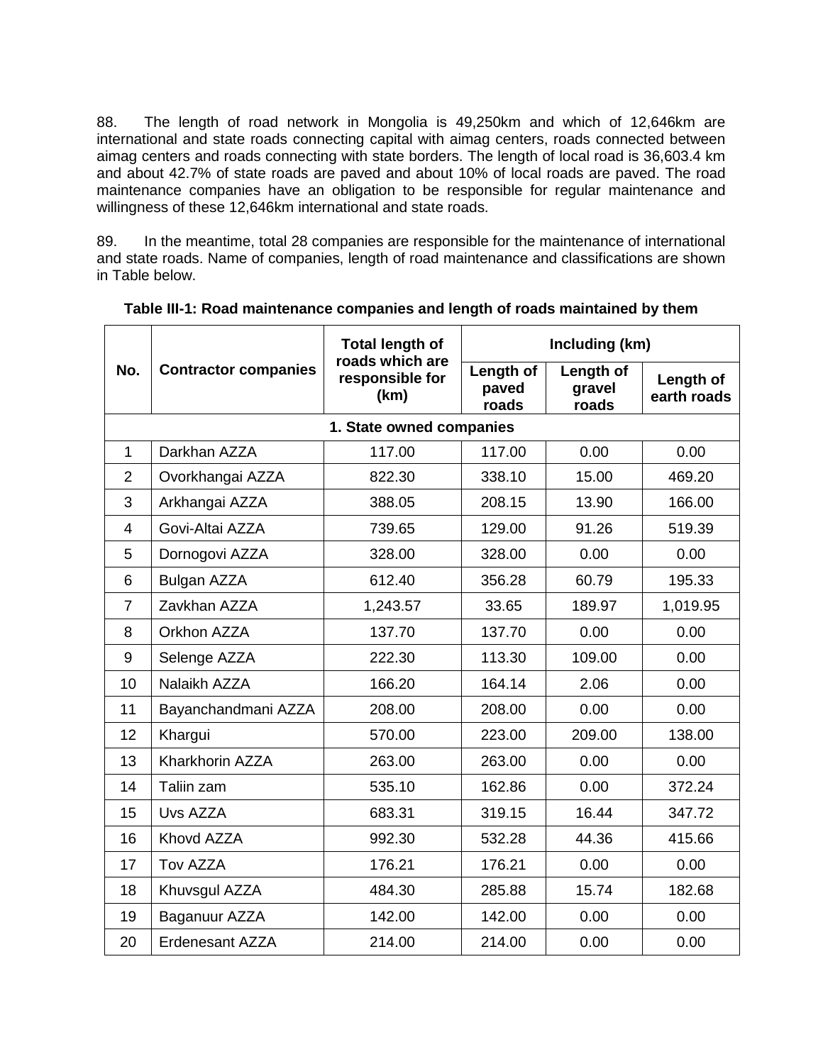88. The length of road network in Mongolia is 49,250km and which of 12,646km are international and state roads connecting capital with aimag centers, roads connected between aimag centers and roads connecting with state borders. The length of local road is 36,603.4 km and about 42.7% of state roads are paved and about 10% of local roads are paved. The road maintenance companies have an obligation to be responsible for regular maintenance and willingness of these 12,646km international and state roads.

89. In the meantime, total 28 companies are responsible for the maintenance of international and state roads. Name of companies, length of road maintenance and classifications are shown in Table below.

**Table III-1: Road maintenance companies and length of roads maintained by them**

| No. | Contractor companies | Total length of roads which are responsible for (km) | Including (km) | | |
|---|---|---|---|---|---|
| | | | Length of paved roads | Length of gravel roads | Length of earth roads |
| **1. State owned companies** | | | | | |
| 1 | Darkhan AZZA | 117.00 | 117.00 | 0.00 | 0.00 |
| 2 | Ovorkhangai AZZA | 822.30 | 338.10 | 15.00 | 469.20 |
| 3 | Arkhangai AZZA | 388.05 | 208.15 | 13.90 | 166.00 |
| 4 | Govi-Altai AZZA | 739.65 | 129.00 | 91.26 | 519.39 |
| 5 | Dornogovi AZZA | 328.00 | 328.00 | 0.00 | 0.00 |
| 6 | Bulgan AZZA | 612.40 | 356.28 | 60.79 | 195.33 |
| 7 | Zavkhan AZZA | 1,243.57 | 33.65 | 189.97 | 1,019.95 |
| 8 | Orkhon AZZA | 137.70 | 137.70 | 0.00 | 0.00 |
| 9 | Selenge AZZA | 222.30 | 113.30 | 109.00 | 0.00 |
| 10 | Nalaikh AZZA | 166.20 | 164.14 | 2.06 | 0.00 |
| 11 | Bayanchandmani AZZA | 208.00 | 208.00 | 0.00 | 0.00 |
| 12 | Khargui | 570.00 | 223.00 | 209.00 | 138.00 |
| 13 | Kharkhorin AZZA | 263.00 | 263.00 | 0.00 | 0.00 |
| 14 | Taliin zam | 535.10 | 162.86 | 0.00 | 372.24 |
| 15 | Uvs AZZA | 683.31 | 319.15 | 16.44 | 347.72 |
| 16 | Khovd AZZA | 992.30 | 532.28 | 44.36 | 415.66 |
| 17 | Tov AZZA | 176.21 | 176.21 | 0.00 | 0.00 |
| 18 | Khuvsgul AZZA | 484.30 | 285.88 | 15.74 | 182.68 |
| 19 | Baganuur AZZA | 142.00 | 142.00 | 0.00 | 0.00 |
| 20 | Erdenesant AZZA | 214.00 | 214.00 | 0.00 | 0.00 |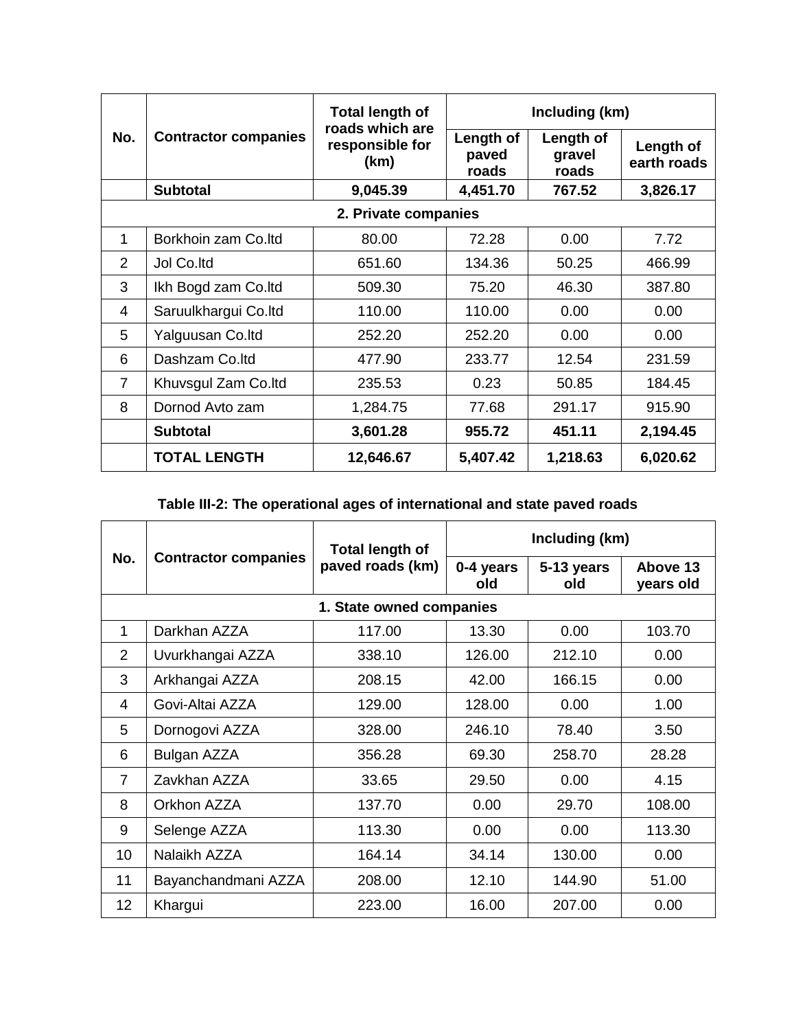| No. | Contractor companies | Total length of roads which are responsible for (km) | Including (km) | | |
|---|---|---|---|---|---|
| | | | Length of paved roads | Length of gravel roads | Length of earth roads |
| | **Subtotal** | **9,045.39** | **4,451.70** | **767.52** | **3,826.17** |
| **2. Private companies** | | | | | |
| 1 | Borkhoin zam Co.ltd | 80.00 | 72.28 | 0.00 | 7.72 |
| 2 | Jol Co.ltd | 651.60 | 134.36 | 50.25 | 466.99 |
| 3 | Ikh Bogd zam Co.ltd | 509.30 | 75.20 | 46.30 | 387.80 |
| 4 | Saruulkhargui Co.ltd | 110.00 | 110.00 | 0.00 | 0.00 |
| 5 | Yalguusan Co.ltd | 252.20 | 252.20 | 0.00 | 0.00 |
| 6 | Dashzam Co.ltd | 477.90 | 233.77 | 12.54 | 231.59 |
| 7 | Khuvsgul Zam Co.ltd | 235.53 | 0.23 | 50.85 | 184.45 |
| 8 | Dornod Avto zam | 1,284.75 | 77.68 | 291.17 | 915.90 |
| | **Subtotal** | **3,601.28** | **955.72** | **451.11** | **2,194.45** |
| | **TOTAL LENGTH** | **12,646.67** | **5,407.42** | **1,218.63** | **6,020.62** |

**Table III-2: The operational ages of international and state paved roads**

| No. | Contractor companies | Total length of paved roads (km) | Including (km) | | |
|---|---|---|---|---|---|
| | | | 0-4 years old | 5-13 years old | Above 13 years old |
| **1. State owned companies** | | | | | |
| 1 | Darkhan AZZA | 117.00 | 13.30 | 0.00 | 103.70 |
| 2 | Uvurkhangai AZZA | 338.10 | 126.00 | 212.10 | 0.00 |
| 3 | Arkhangai AZZA | 208.15 | 42.00 | 166.15 | 0.00 |
| 4 | Govi-Altai AZZA | 129.00 | 128.00 | 0.00 | 1.00 |
| 5 | Dornogovi AZZA | 328.00 | 246.10 | 78.40 | 3.50 |
| 6 | Bulgan AZZA | 356.28 | 69.30 | 258.70 | 28.28 |
| 7 | Zavkhan AZZA | 33.65 | 29.50 | 0.00 | 4.15 |
| 8 | Orkhon AZZA | 137.70 | 0.00 | 29.70 | 108.00 |
| 9 | Selenge AZZA | 113.30 | 0.00 | 0.00 | 113.30 |
| 10 | Nalaikh AZZA | 164.14 | 34.14 | 130.00 | 0.00 |
| 11 | Bayanchandmani AZZA | 208.00 | 12.10 | 144.90 | 51.00 |
| 12 | Khargui | 223.00 | 16.00 | 207.00 | 0.00 |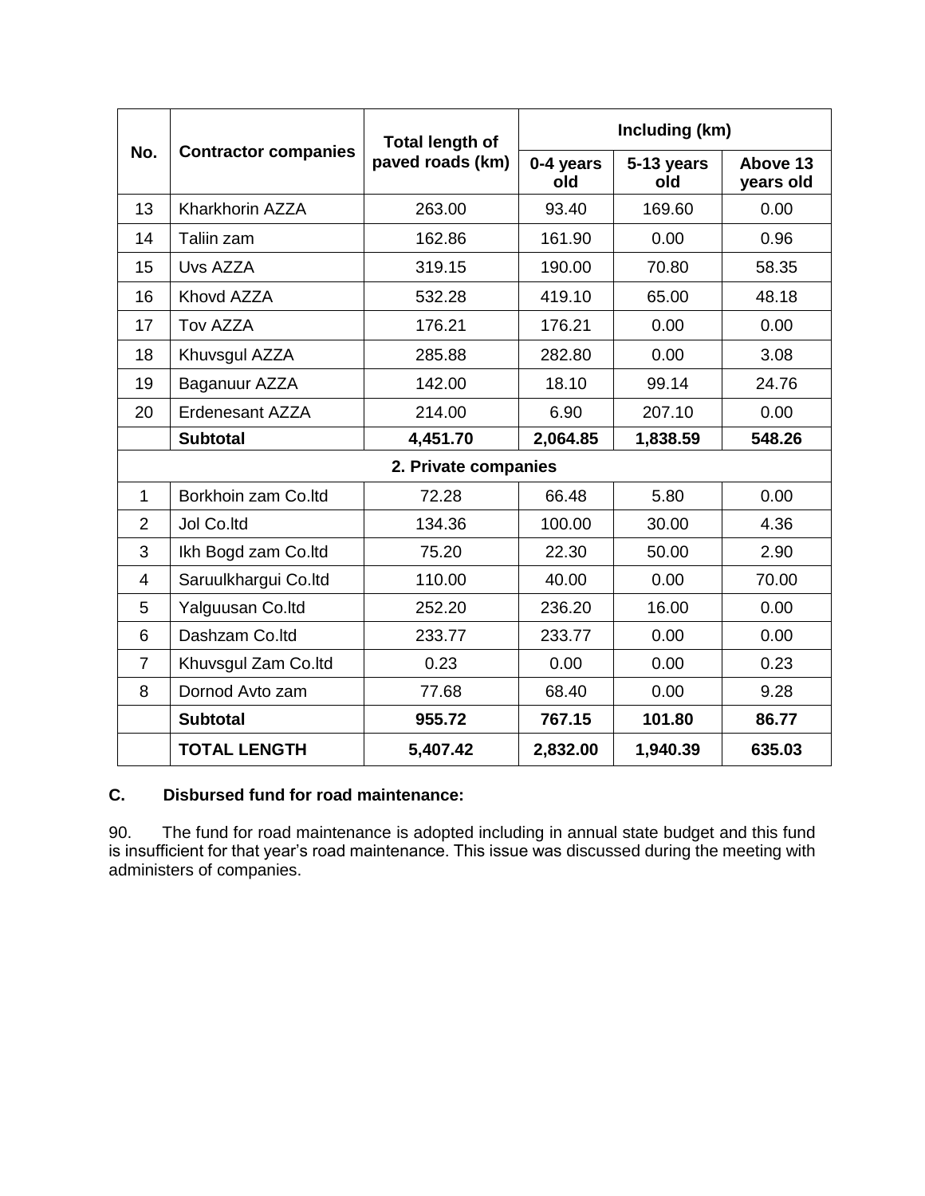| No. | Contractor companies | Total length of paved roads (km) | Including (km) | | |
|---|---|---|---|---|---|
| | | | 0-4 years old | 5-13 years old | Above 13 years old |
| 13 | Kharkhorin AZZA | 263.00 | 93.40 | 169.60 | 0.00 |
| 14 | Taliin zam | 162.86 | 161.90 | 0.00 | 0.96 |
| 15 | Uvs AZZA | 319.15 | 190.00 | 70.80 | 58.35 |
| 16 | Khovd AZZA | 532.28 | 419.10 | 65.00 | 48.18 |
| 17 | Tov AZZA | 176.21 | 176.21 | 0.00 | 0.00 |
| 18 | Khuvsgul AZZA | 285.88 | 282.80 | 0.00 | 3.08 |
| 19 | Baganuur AZZA | 142.00 | 18.10 | 99.14 | 24.76 |
| 20 | Erdenesant AZZA | 214.00 | 6.90 | 207.10 | 0.00 |
| | **Subtotal** | **4,451.70** | **2,064.85** | **1,838.59** | **548.26** |
| | **2. Private companies** | | | | |
| 1 | Borkhoin zam Co.ltd | 72.28 | 66.48 | 5.80 | 0.00 |
| 2 | Jol Co.ltd | 134.36 | 100.00 | 30.00 | 4.36 |
| 3 | Ikh Bogd zam Co.ltd | 75.20 | 22.30 | 50.00 | 2.90 |
| 4 | Saruulkhargui Co.ltd | 110.00 | 40.00 | 0.00 | 70.00 |
| 5 | Yalguusan Co.ltd | 252.20 | 236.20 | 16.00 | 0.00 |
| 6 | Dashzam Co.ltd | 233.77 | 233.77 | 0.00 | 0.00 |
| 7 | Khuvsgul Zam Co.ltd | 0.23 | 0.00 | 0.00 | 0.23 |
| 8 | Dornod Avto zam | 77.68 | 68.40 | 0.00 | 9.28 |
| | **Subtotal** | **955.72** | **767.15** | **101.80** | **86.77** |
| | **TOTAL LENGTH** | **5,407.42** | **2,832.00** | **1,940.39** | **635.03** |

### C. Disbursed fund for road maintenance:

90. The fund for road maintenance is adopted including in annual state budget and this fund is insufficient for that year's road maintenance. This issue was discussed during the meeting with administers of companies.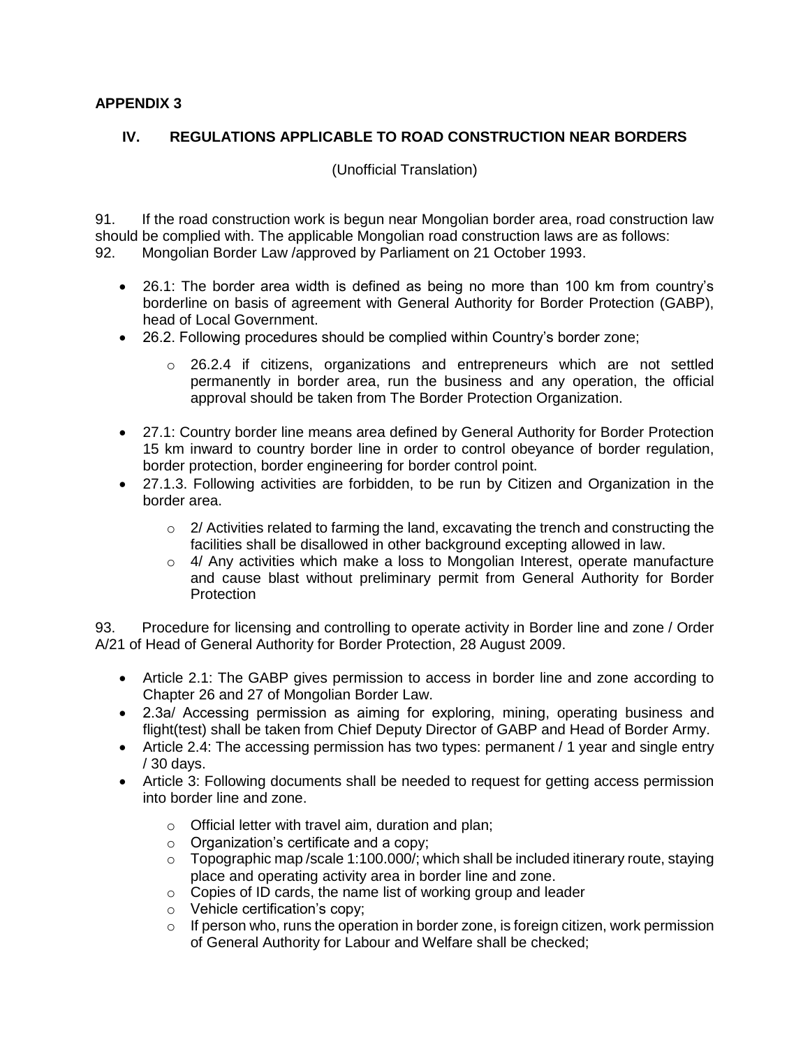**APPENDIX 3**

## IV. REGULATIONS APPLICABLE TO ROAD CONSTRUCTION NEAR BORDERS

(Unofficial Translation)

91. If the road construction work is begun near Mongolian border area, road construction law should be complied with. The applicable Mongolian road construction laws are as follows:

92. Mongolian Border Law /approved by Parliament on 21 October 1993.

- 26.1: The border area width is defined as being no more than 100 km from country's borderline on basis of agreement with General Authority for Border Protection (GABP), head of Local Government.
- 26.2. Following procedures should be complied within Country's border zone;
  - 26.2.4 if citizens, organizations and entrepreneurs which are not settled permanently in border area, run the business and any operation, the official approval should be taken from The Border Protection Organization.
- 27.1: Country border line means area defined by General Authority for Border Protection 15 km inward to country border line in order to control obeyance of border regulation, border protection, border engineering for border control point.
- 27.1.3. Following activities are forbidden, to be run by Citizen and Organization in the border area.
  - 2/ Activities related to farming the land, excavating the trench and constructing the facilities shall be disallowed in other background excepting allowed in law.
  - 4/ Any activities which make a loss to Mongolian Interest, operate manufacture and cause blast without preliminary permit from General Authority for Border Protection

93. Procedure for licensing and controlling to operate activity in Border line and zone / Order A/21 of Head of General Authority for Border Protection, 28 August 2009.

- Article 2.1: The GABP gives permission to access in border line and zone according to Chapter 26 and 27 of Mongolian Border Law.
- 2.3a/ Accessing permission as aiming for exploring, mining, operating business and flight(test) shall be taken from Chief Deputy Director of GABP and Head of Border Army.
- Article 2.4: The accessing permission has two types: permanent / 1 year and single entry / 30 days.
- Article 3: Following documents shall be needed to request for getting access permission into border line and zone.
  - Official letter with travel aim, duration and plan;
  - Organization's certificate and a copy;
  - Topographic map /scale 1:100.000/; which shall be included itinerary route, staying place and operating activity area in border line and zone.
  - Copies of ID cards, the name list of working group and leader
  - Vehicle certification's copy;
  - If person who, runs the operation in border zone, is foreign citizen, work permission of General Authority for Labour and Welfare shall be checked;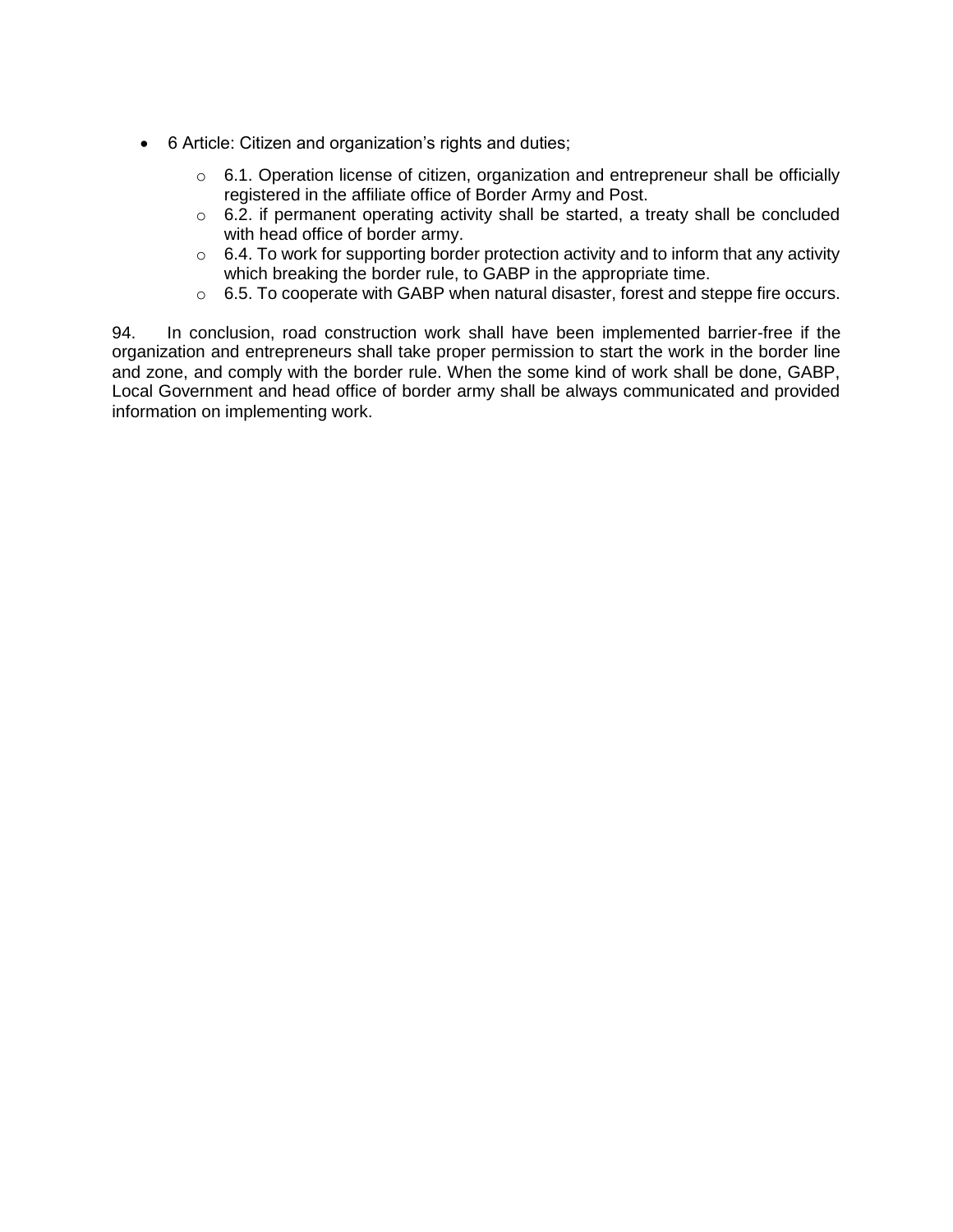- 6 Article: Citizen and organization's rights and duties;
    - 6.1. Operation license of citizen, organization and entrepreneur shall be officially registered in the affiliate office of Border Army and Post.
    - 6.2. if permanent operating activity shall be started, a treaty shall be concluded with head office of border army.
    - 6.4. To work for supporting border protection activity and to inform that any activity which breaking the border rule, to GABP in the appropriate time.
    - 6.5. To cooperate with GABP when natural disaster, forest and steppe fire occurs.

94. In conclusion, road construction work shall have been implemented barrier-free if the organization and entrepreneurs shall take proper permission to start the work in the border line and zone, and comply with the border rule. When the some kind of work shall be done, GABP, Local Government and head office of border army shall be always communicated and provided information on implementing work.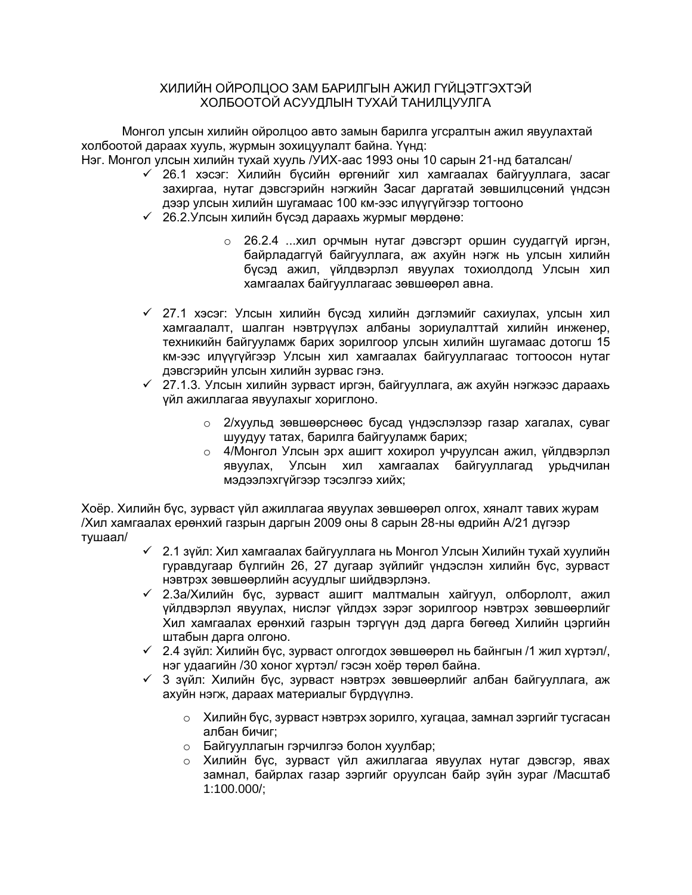# ХИЛИЙН ОЙРОЛЦОО ЗАМ БАРИЛГЫН АЖИЛ ГҮЙЦЭТГЭХТЭЙ ХОЛБООТОЙ АСУУДЛЫН ТУХАЙ ТАНИЛЦУУЛГА

Монгол улсын хилийн ойролцоо авто замын барилга угсралтын ажил явуулахтай холбоотой дараах хууль, журмын зохицуулалт байна. Үүнд:

Нэг. Монгол улсын хилийн тухай хууль /УИХ-аас 1993 оны 10 сарын 21-нд баталсан/

- ✓ 26.1 хэсэг: Хилийн бүсийн өргөнийг хил хамгаалах байгууллага, засаг захиргаа, нутаг дэвсгэрийн нэгжийн Засаг даргатай зөвшилцсөний үндсэн дээр улсын хилийн шугамаас 100 км-ээс илүүгүйгээр тогтооно
- ✓ 26.2.Улсын хилийн бүсэд дараахь журмыг мөрдөнө:
    - 26.2.4 ...хил орчмын нутаг дэвсгэрт оршин суудаггүй иргэн, байрладаггүй байгууллага, аж ахуйн нэгж нь улсын хилийн бүсэд ажил, үйлдвэрлэл явуулах тохиолдолд Улсын хил хамгаалах байгууллагаас зөвшөөрөл авна.
- ✓ 27.1 хэсэг: Улсын хилийн бүсэд хилийн дэглэмийг сахиулах, улсын хил хамгаалалт, шалган нэвтрүүлэх албаны зориулалттай хилийн инженер, техникийн байгууламж барих зорилгоор улсын хилийн шугамаас дотогш 15 км-ээс илүүгүйгээр Улсын хил хамгаалах байгууллагаас тогтоосон нутаг дэвсгэрийн улсын хилийн зурвас гэнэ.
- ✓ 27.1.3. Улсын хилийн зурваст иргэн, байгууллага, аж ахуйн нэгжээс дараахь үйл ажиллагаа явуулахыг хориглоно.
    - 2/хуульд зөвшөөрснөөс бусад үндэслэлээр газар хагалах, суваг шуудуу татах, барилга байгууламж барих;
    - 4/Монгол Улсын эрх ашигт хохирол учруулсан ажил, үйлдвэрлэл явуулах, Улсын хил хамгаалах байгууллагад урьдчилан мэдээлэхгүйгээр тэсэлгээ хийх;

Хоёр. Хилийн бүс, зурваст үйл ажиллагаа явуулах зөвшөөрөл олгох, хяналт тавих журам /Хил хамгаалах ерөнхий газрын даргын 2009 оны 8 сарын 28-ны өдрийн А/21 дүгээр тушаал/

- ✓ 2.1 зүйл: Хил хамгаалах байгууллага нь Монгол Улсын Хилийн тухай хуулийн гуравдугаар бүлгийн 26, 27 дугаар зүйлийг үндэслэн хилийн бүс, зурваст нэвтрэх зөвшөөрлийн асуудлыг шийдвэрлэнэ.
- ✓ 2.3а/Хилийн бүс, зурваст ашигт малтмалын хайгуул, олборлолт, ажил үйлдвэрлэл явуулах, нислэг үйлдэх зэрэг зорилгоор нэвтрэх зөвшөөрлийг Хил хамгаалах ерөнхий газрын тэргүүн дэд дарга бөгөөд Хилийн цэргийн штабын дарга олгоно.
- ✓ 2.4 зүйл: Хилийн бүс, зурваст олгогдох зөвшөөрөл нь байнгын /1 жил хүртэл/, нэг удаагийн /30 хоног хүртэл/ гэсэн хоёр төрөл байна.
- ✓ 3 зүйл: Хилийн бүс, зурваст нэвтрэх зөвшөөрлийг албан байгууллага, аж ахуйн нэгж, дараах материалыг бүрдүүлнэ.
    - Хилийн бүс, зурваст нэвтрэх зорилго, хугацаа, замнал зэргийг тусгасан албан бичиг;
    - Байгууллагын гэрчилгээ болон хуулбар;
    - Хилийн бүс, зурваст үйл ажиллагаа явуулах нутаг дэвсгэр, явах замнал, байрлах газар зэргийг оруулсан байр зүйн зураг /Масштаб 1:100.000/;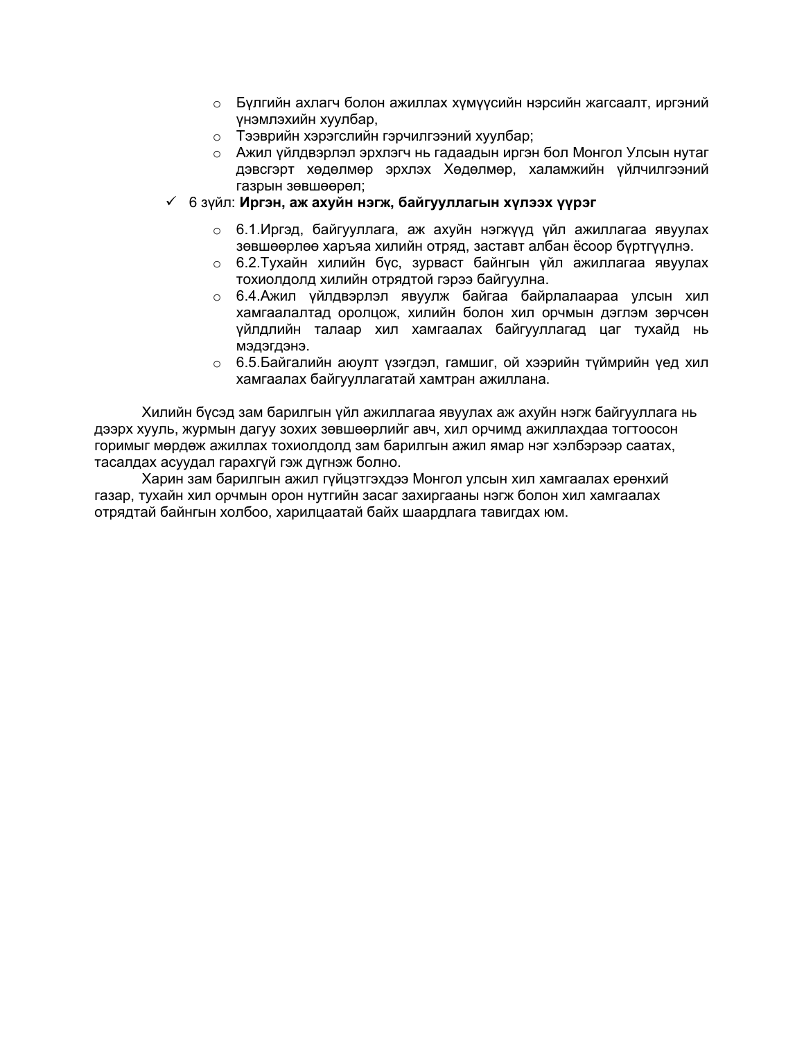- Бүлгийн ахлагч болон ажиллах хүмүүсийн нэрсийн жагсаалт, иргэний үнэмлэхийн хуулбар,
- Тээврийн хэрэгслийн гэрчилгээний хуулбар;
- Ажил үйлдвэрлэл эрхлэгч нь гадаадын иргэн бол Монгол Улсын нутаг дэвсгэрт хөдөлмөр эрхлэх Хөдөлмөр, халамжийн үйлчилгээний газрын зөвшөөрөл;

✓ 6 зүйл: **Иргэн, аж ахуйн нэгж, байгууллагын хүлээх үүрэг**

- 6.1.Иргэд, байгууллага, аж ахуйн нэгжүүд үйл ажиллагаа явуулах зөвшөөрлөө харъяа хилийн отряд, заставт албан ёсоор бүртгүүлнэ.
- 6.2.Тухайн хилийн бүс, зурваст байнгын үйл ажиллагаа явуулах тохиолдолд хилийн отрядтой гэрээ байгуулна.
- 6.4.Ажил үйлдвэрлэл явуулж байгаа байрлалаараа улсын хил хамгаалалтад оролцож, хилийн болон хил орчмын дэглэм зөрчсөн үйлдлийн талаар хил хамгаалах байгууллагад цаг тухайд нь мэдэгдэнэ.
- 6.5.Байгалийн аюулт үзэгдэл, гамшиг, ой хээрийн түймрийн үед хил хамгаалах байгууллагатай хамтран ажиллана.

Хилийн бүсэд зам барилгын үйл ажиллагаа явуулах аж ахуйн нэгж байгууллага нь дээрх хууль, журмын дагуу зохих зөвшөөрлийг авч, хил орчимд ажиллахдаа тогтоосон горимыг мөрдөж ажиллах тохиолдолд зам барилгын ажил ямар нэг хэлбэрээр саатах, тасалдах асуудал гарахгүй гэж дүгнэж болно.

Харин зам барилгын ажил гүйцэтгэхдээ Монгол улсын хил хамгаалах ерөнхий газар, тухайн хил орчмын орон нутгийн засаг захиргааны нэгж болон хил хамгаалах отрядтай байнгын холбоо, харилцаатай байх шаардлага тавигдах юм.